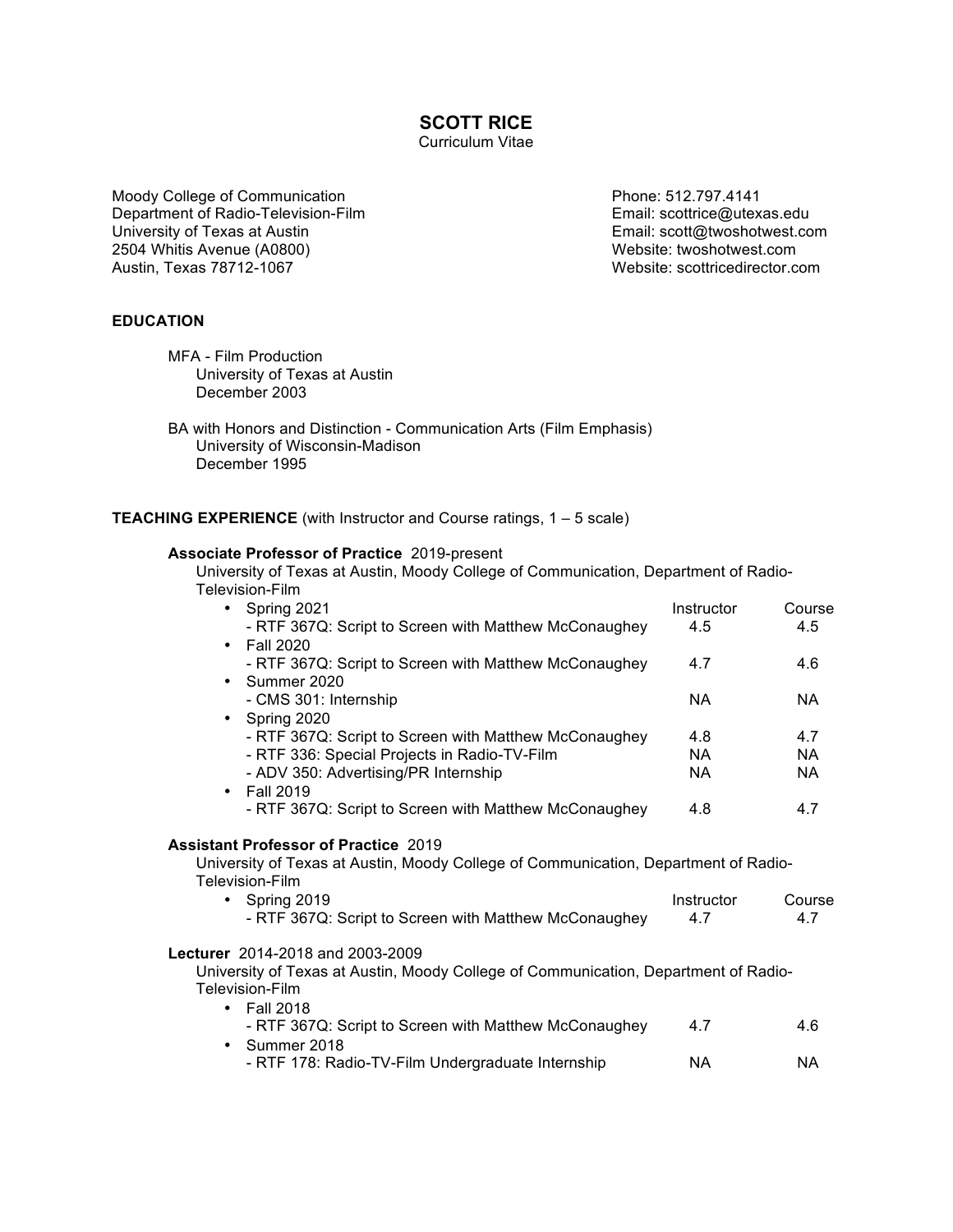# SCOTT RICE

Curriculum Vitae

Moody College of Communication
Department of Radio-Television-Film
University of Texas at Austin
2504 Whitis Avenue (A0800)
Austin, Texas 78712-1067

Phone: 512.797.4141
Email: scottrice@utexas.edu
Email: scott@twoshotwest.com
Website: twoshotwest.com
Website: scottricedirector.com

## EDUCATION

MFA - Film Production
University of Texas at Austin
December 2003

BA with Honors and Distinction - Communication Arts (Film Emphasis)
University of Wisconsin-Madison
December 1995

## TEACHING EXPERIENCE (with Instructor and Course ratings, 1 – 5 scale)

**Associate Professor of Practice** 2019-present
University of Texas at Austin, Moody College of Communication, Department of Radio-Television-Film

| | Instructor | Course |
|---|---|---|
| • Spring 2021 | | |
| - RTF 367Q: Script to Screen with Matthew McConaughey | 4.5 | 4.5 |
| • Fall 2020 | | |
| - RTF 367Q: Script to Screen with Matthew McConaughey | 4.7 | 4.6 |
| • Summer 2020 | | |
| - CMS 301: Internship | NA | NA |
| • Spring 2020 | | |
| - RTF 367Q: Script to Screen with Matthew McConaughey | 4.8 | 4.7 |
| - RTF 336: Special Projects in Radio-TV-Film | NA | NA |
| - ADV 350: Advertising/PR Internship | NA | NA |
| • Fall 2019 | | |
| - RTF 367Q: Script to Screen with Matthew McConaughey | 4.8 | 4.7 |

**Assistant Professor of Practice** 2019
University of Texas at Austin, Moody College of Communication, Department of Radio-Television-Film

| | Instructor | Course |
|---|---|---|
| • Spring 2019 | | |
| - RTF 367Q: Script to Screen with Matthew McConaughey | 4.7 | 4.7 |

**Lecturer** 2014-2018 and 2003-2009
University of Texas at Austin, Moody College of Communication, Department of Radio-Television-Film

| | | |
|---|---|---|
| • Fall 2018 | | |
| - RTF 367Q: Script to Screen with Matthew McConaughey | 4.7 | 4.6 |
| • Summer 2018 | | |
| - RTF 178: Radio-TV-Film Undergraduate Internship | NA | NA |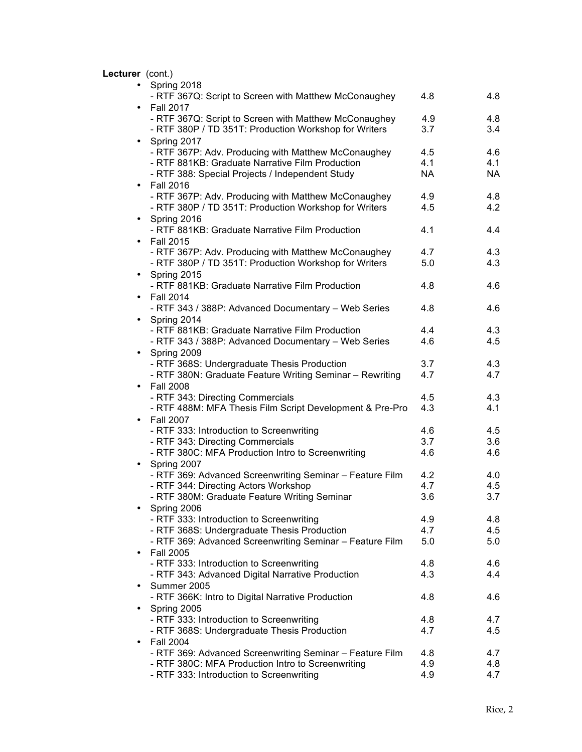**Lecturer** (cont.)

- Spring 2018
  - RTF 367Q: Script to Screen with Matthew McConaughey 4.8 4.8
- Fall 2017
  - RTF 367Q: Script to Screen with Matthew McConaughey 4.9 4.8
  - RTF 380P / TD 351T: Production Workshop for Writers 3.7 3.4
- Spring 2017
  - RTF 367P: Adv. Producing with Matthew McConaughey 4.5 4.6
  - RTF 881KB: Graduate Narrative Film Production 4.1 4.1
  - RTF 388: Special Projects / Independent Study NA NA
- Fall 2016
  - RTF 367P: Adv. Producing with Matthew McConaughey 4.9 4.8
  - RTF 380P / TD 351T: Production Workshop for Writers 4.5 4.2
- Spring 2016
  - RTF 881KB: Graduate Narrative Film Production 4.1 4.4
- Fall 2015
  - RTF 367P: Adv. Producing with Matthew McConaughey 4.7 4.3
  - RTF 380P / TD 351T: Production Workshop for Writers 5.0 4.3
- Spring 2015
  - RTF 881KB: Graduate Narrative Film Production 4.8 4.6
- Fall 2014
  - RTF 343 / 388P: Advanced Documentary – Web Series 4.8 4.6
- Spring 2014
  - RTF 881KB: Graduate Narrative Film Production 4.4 4.3
  - RTF 343 / 388P: Advanced Documentary – Web Series 4.6 4.5
- Spring 2009
  - RTF 368S: Undergraduate Thesis Production 3.7 4.3
  - RTF 380N: Graduate Feature Writing Seminar – Rewriting 4.7 4.7
- Fall 2008
  - RTF 343: Directing Commercials 4.5 4.3
  - RTF 488M: MFA Thesis Film Script Development & Pre-Pro 4.3 4.1
- Fall 2007
  - RTF 333: Introduction to Screenwriting 4.6 4.5
  - RTF 343: Directing Commercials 3.7 3.6
  - RTF 380C: MFA Production Intro to Screenwriting 4.6 4.6
- Spring 2007
  - RTF 369: Advanced Screenwriting Seminar – Feature Film 4.2 4.0
  - RTF 344: Directing Actors Workshop 4.7 4.5
  - RTF 380M: Graduate Feature Writing Seminar 3.6 3.7
- Spring 2006
  - RTF 333: Introduction to Screenwriting 4.9 4.8
  - RTF 368S: Undergraduate Thesis Production 4.7 4.5
  - RTF 369: Advanced Screenwriting Seminar – Feature Film 5.0 5.0
- Fall 2005
  - RTF 333: Introduction to Screenwriting 4.8 4.6
  - RTF 343: Advanced Digital Narrative Production 4.3 4.4
- Summer 2005
  - RTF 366K: Intro to Digital Narrative Production 4.8 4.6
- Spring 2005
  - RTF 333: Introduction to Screenwriting 4.8 4.7
  - RTF 368S: Undergraduate Thesis Production 4.7 4.5
- Fall 2004
  - RTF 369: Advanced Screenwriting Seminar – Feature Film 4.8 4.7
  - RTF 380C: MFA Production Intro to Screenwriting 4.9 4.8
  - RTF 333: Introduction to Screenwriting 4.9 4.7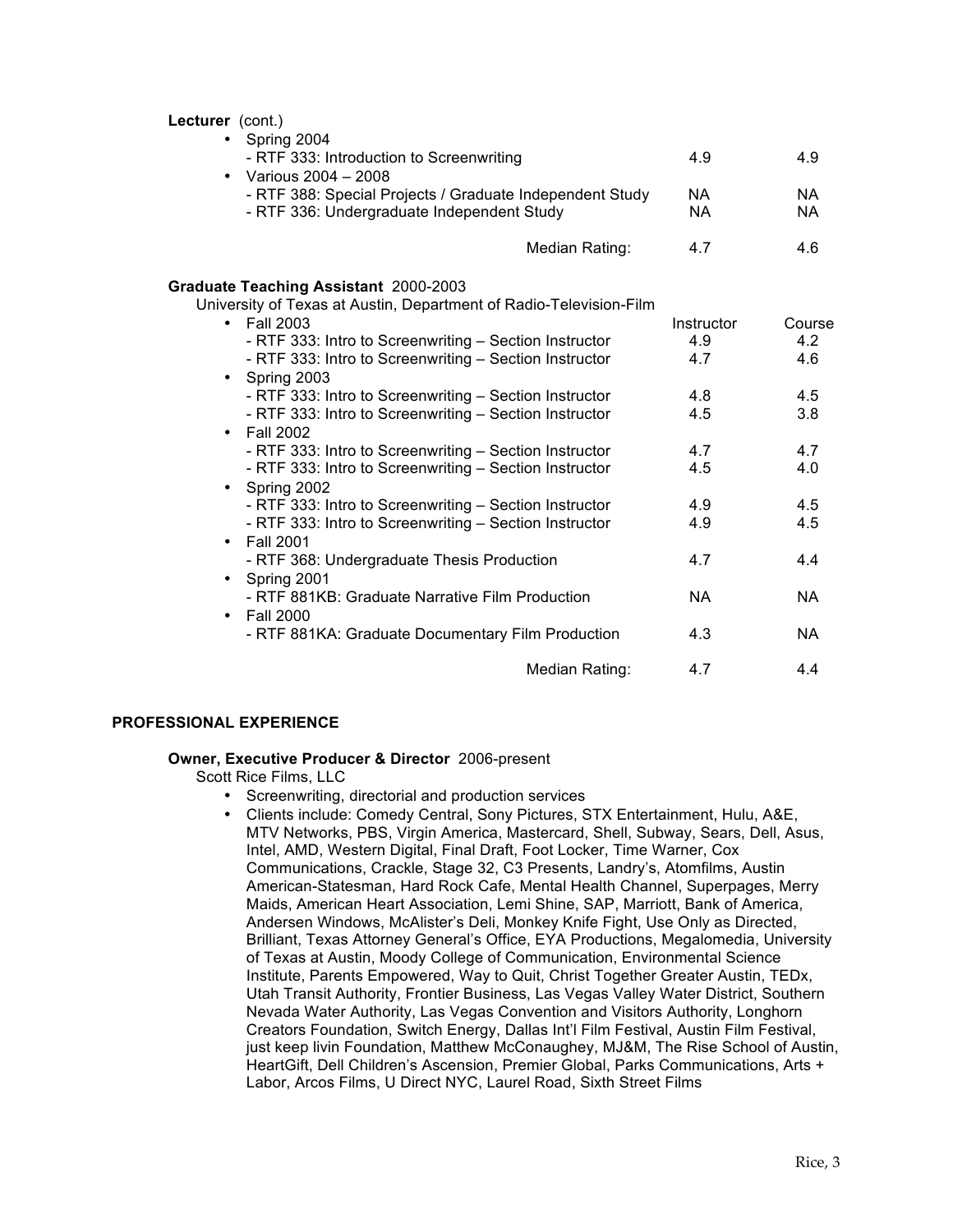**Lecturer** (cont.)

| | Instructor | Course |
|---|---|---|
| • Spring 2004 | | |
| - RTF 333: Introduction to Screenwriting | 4.9 | 4.9 |
| • Various 2004 – 2008 | | |
| - RTF 388: Special Projects / Graduate Independent Study | NA | NA |
| - RTF 336: Undergraduate Independent Study | NA | NA |
| Median Rating: | 4.7 | 4.6 |

**Graduate Teaching Assistant** 2000-2003

University of Texas at Austin, Department of Radio-Television-Film

| | Instructor | Course |
|---|---|---|
| • Fall 2003 | | |
| - RTF 333: Intro to Screenwriting – Section Instructor | 4.9 | 4.2 |
| - RTF 333: Intro to Screenwriting – Section Instructor | 4.7 | 4.6 |
| • Spring 2003 | | |
| - RTF 333: Intro to Screenwriting – Section Instructor | 4.8 | 4.5 |
| - RTF 333: Intro to Screenwriting – Section Instructor | 4.5 | 3.8 |
| • Fall 2002 | | |
| - RTF 333: Intro to Screenwriting – Section Instructor | 4.7 | 4.7 |
| - RTF 333: Intro to Screenwriting – Section Instructor | 4.5 | 4.0 |
| • Spring 2002 | | |
| - RTF 333: Intro to Screenwriting – Section Instructor | 4.9 | 4.5 |
| - RTF 333: Intro to Screenwriting – Section Instructor | 4.9 | 4.5 |
| • Fall 2001 | | |
| - RTF 368: Undergraduate Thesis Production | 4.7 | 4.4 |
| • Spring 2001 | | |
| - RTF 881KB: Graduate Narrative Film Production | NA | NA |
| • Fall 2000 | | |
| - RTF 881KA: Graduate Documentary Film Production | 4.3 | NA |
| Median Rating: | 4.7 | 4.4 |

## PROFESSIONAL EXPERIENCE

**Owner, Executive Producer & Director** 2006-present

Scott Rice Films, LLC

- Screenwriting, directorial and production services
- Clients include: Comedy Central, Sony Pictures, STX Entertainment, Hulu, A&E, MTV Networks, PBS, Virgin America, Mastercard, Shell, Subway, Sears, Dell, Asus, Intel, AMD, Western Digital, Final Draft, Foot Locker, Time Warner, Cox Communications, Crackle, Stage 32, C3 Presents, Landry's, Atomfilms, Austin American-Statesman, Hard Rock Cafe, Mental Health Channel, Superpages, Merry Maids, American Heart Association, Lemi Shine, SAP, Marriott, Bank of America, Andersen Windows, McAlister's Deli, Monkey Knife Fight, Use Only as Directed, Brilliant, Texas Attorney General's Office, EYA Productions, Megalomedia, University of Texas at Austin, Moody College of Communication, Environmental Science Institute, Parents Empowered, Way to Quit, Christ Together Greater Austin, TEDx, Utah Transit Authority, Frontier Business, Las Vegas Valley Water District, Southern Nevada Water Authority, Las Vegas Convention and Visitors Authority, Longhorn Creators Foundation, Switch Energy, Dallas Int'l Film Festival, Austin Film Festival, just keep livin Foundation, Matthew McConaughey, MJ&M, The Rise School of Austin, HeartGift, Dell Children's Ascension, Premier Global, Parks Communications, Arts + Labor, Arcos Films, U Direct NYC, Laurel Road, Sixth Street Films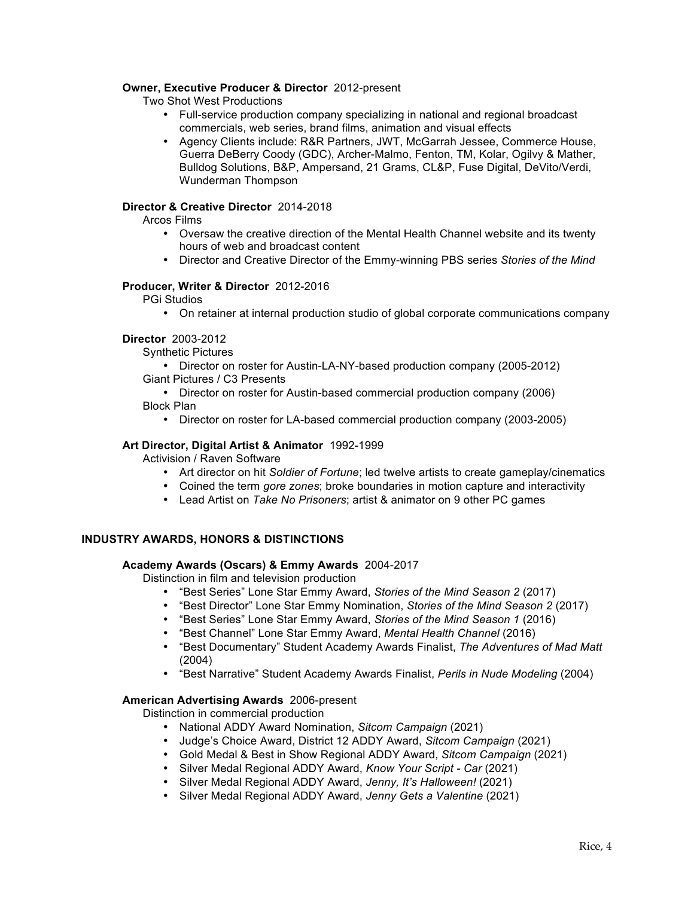**Owner, Executive Producer & Director** 2012-present

Two Shot West Productions

- Full-service production company specializing in national and regional broadcast commercials, web series, brand films, animation and visual effects
- Agency Clients include: R&R Partners, JWT, McGarrah Jessee, Commerce House, Guerra DeBerry Coody (GDC), Archer-Malmo, Fenton, TM, Kolar, Ogilvy & Mather, Bulldog Solutions, B&P, Ampersand, 21 Grams, CL&P, Fuse Digital, DeVito/Verdi, Wunderman Thompson

**Director & Creative Director** 2014-2018

Arcos Films

- Oversaw the creative direction of the Mental Health Channel website and its twenty hours of web and broadcast content
- Director and Creative Director of the Emmy-winning PBS series *Stories of the Mind*

**Producer, Writer & Director** 2012-2016

PGi Studios

- On retainer at internal production studio of global corporate communications company

**Director** 2003-2012

Synthetic Pictures

- Director on roster for Austin-LA-NY-based production company (2005-2012)

Giant Pictures / C3 Presents

- Director on roster for Austin-based commercial production company (2006)

Block Plan

- Director on roster for LA-based commercial production company (2003-2005)

**Art Director, Digital Artist & Animator** 1992-1999

Activision / Raven Software

- Art director on hit *Soldier of Fortune*; led twelve artists to create gameplay/cinematics
- Coined the term *gore zones*; broke boundaries in motion capture and interactivity
- Lead Artist on *Take No Prisoners*; artist & animator on 9 other PC games

## INDUSTRY AWARDS, HONORS & DISTINCTIONS

**Academy Awards (Oscars) & Emmy Awards** 2004-2017

Distinction in film and television production

- "Best Series" Lone Star Emmy Award, *Stories of the Mind Season 2* (2017)
- "Best Director" Lone Star Emmy Nomination, *Stories of the Mind Season 2* (2017)
- "Best Series" Lone Star Emmy Award, *Stories of the Mind Season 1* (2016)
- "Best Channel" Lone Star Emmy Award, *Mental Health Channel* (2016)
- "Best Documentary" Student Academy Awards Finalist, *The Adventures of Mad Matt* (2004)
- "Best Narrative" Student Academy Awards Finalist, *Perils in Nude Modeling* (2004)

**American Advertising Awards** 2006-present

Distinction in commercial production

- National ADDY Award Nomination, *Sitcom Campaign* (2021)
- Judge's Choice Award, District 12 ADDY Award, *Sitcom Campaign* (2021)
- Gold Medal & Best in Show Regional ADDY Award, *Sitcom Campaign* (2021)
- Silver Medal Regional ADDY Award, *Know Your Script - Car* (2021)
- Silver Medal Regional ADDY Award, *Jenny, It's Halloween!* (2021)
- Silver Medal Regional ADDY Award, *Jenny Gets a Valentine* (2021)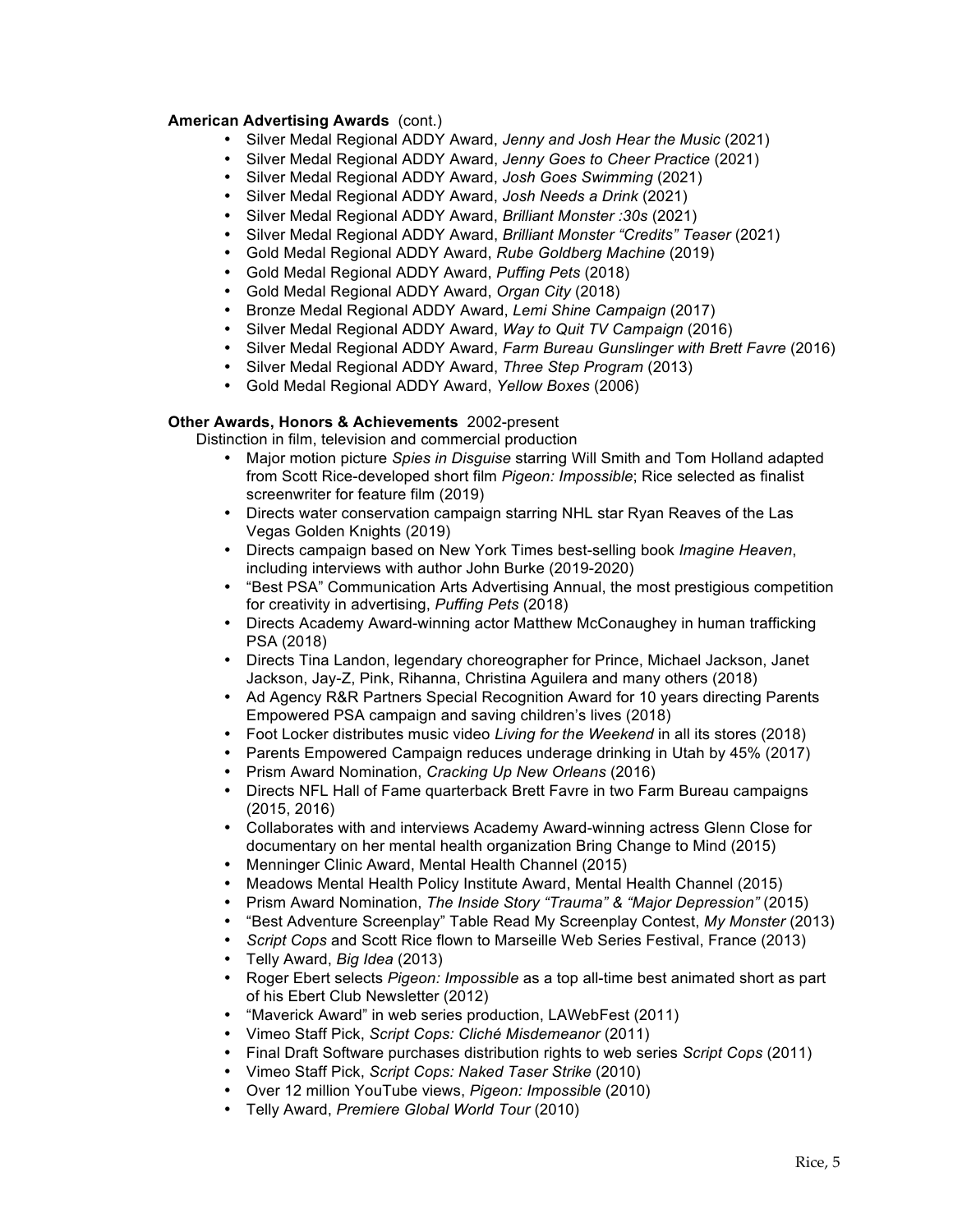**American Advertising Awards** (cont.)

- Silver Medal Regional ADDY Award, *Jenny and Josh Hear the Music* (2021)
- Silver Medal Regional ADDY Award, *Jenny Goes to Cheer Practice* (2021)
- Silver Medal Regional ADDY Award, *Josh Goes Swimming* (2021)
- Silver Medal Regional ADDY Award, *Josh Needs a Drink* (2021)
- Silver Medal Regional ADDY Award, *Brilliant Monster :30s* (2021)
- Silver Medal Regional ADDY Award, *Brilliant Monster "Credits" Teaser* (2021)
- Gold Medal Regional ADDY Award, *Rube Goldberg Machine* (2019)
- Gold Medal Regional ADDY Award, *Puffing Pets* (2018)
- Gold Medal Regional ADDY Award, *Organ City* (2018)
- Bronze Medal Regional ADDY Award, *Lemi Shine Campaign* (2017)
- Silver Medal Regional ADDY Award, *Way to Quit TV Campaign* (2016)
- Silver Medal Regional ADDY Award, *Farm Bureau Gunslinger with Brett Favre* (2016)
- Silver Medal Regional ADDY Award, *Three Step Program* (2013)
- Gold Medal Regional ADDY Award, *Yellow Boxes* (2006)

**Other Awards, Honors & Achievements** 2002-present

Distinction in film, television and commercial production

- Major motion picture *Spies in Disguise* starring Will Smith and Tom Holland adapted from Scott Rice-developed short film *Pigeon: Impossible*; Rice selected as finalist screenwriter for feature film (2019)
- Directs water conservation campaign starring NHL star Ryan Reaves of the Las Vegas Golden Knights (2019)
- Directs campaign based on New York Times best-selling book *Imagine Heaven*, including interviews with author John Burke (2019-2020)
- "Best PSA" Communication Arts Advertising Annual, the most prestigious competition for creativity in advertising, *Puffing Pets* (2018)
- Directs Academy Award-winning actor Matthew McConaughey in human trafficking PSA (2018)
- Directs Tina Landon, legendary choreographer for Prince, Michael Jackson, Janet Jackson, Jay-Z, Pink, Rihanna, Christina Aguilera and many others (2018)
- Ad Agency R&R Partners Special Recognition Award for 10 years directing Parents Empowered PSA campaign and saving children's lives (2018)
- Foot Locker distributes music video *Living for the Weekend* in all its stores (2018)
- Parents Empowered Campaign reduces underage drinking in Utah by 45% (2017)
- Prism Award Nomination, *Cracking Up New Orleans* (2016)
- Directs NFL Hall of Fame quarterback Brett Favre in two Farm Bureau campaigns (2015, 2016)
- Collaborates with and interviews Academy Award-winning actress Glenn Close for documentary on her mental health organization Bring Change to Mind (2015)
- Menninger Clinic Award, Mental Health Channel (2015)
- Meadows Mental Health Policy Institute Award, Mental Health Channel (2015)
- Prism Award Nomination, *The Inside Story "Trauma" & "Major Depression"* (2015)
- "Best Adventure Screenplay" Table Read My Screenplay Contest, *My Monster* (2013)
- *Script Cops* and Scott Rice flown to Marseille Web Series Festival, France (2013)
- Telly Award, *Big Idea* (2013)
- Roger Ebert selects *Pigeon: Impossible* as a top all-time best animated short as part of his Ebert Club Newsletter (2012)
- "Maverick Award" in web series production, LAWebFest (2011)
- Vimeo Staff Pick, *Script Cops: Cliché Misdemeanor* (2011)
- Final Draft Software purchases distribution rights to web series *Script Cops* (2011)
- Vimeo Staff Pick, *Script Cops: Naked Taser Strike* (2010)
- Over 12 million YouTube views, *Pigeon: Impossible* (2010)
- Telly Award, *Premiere Global World Tour* (2010)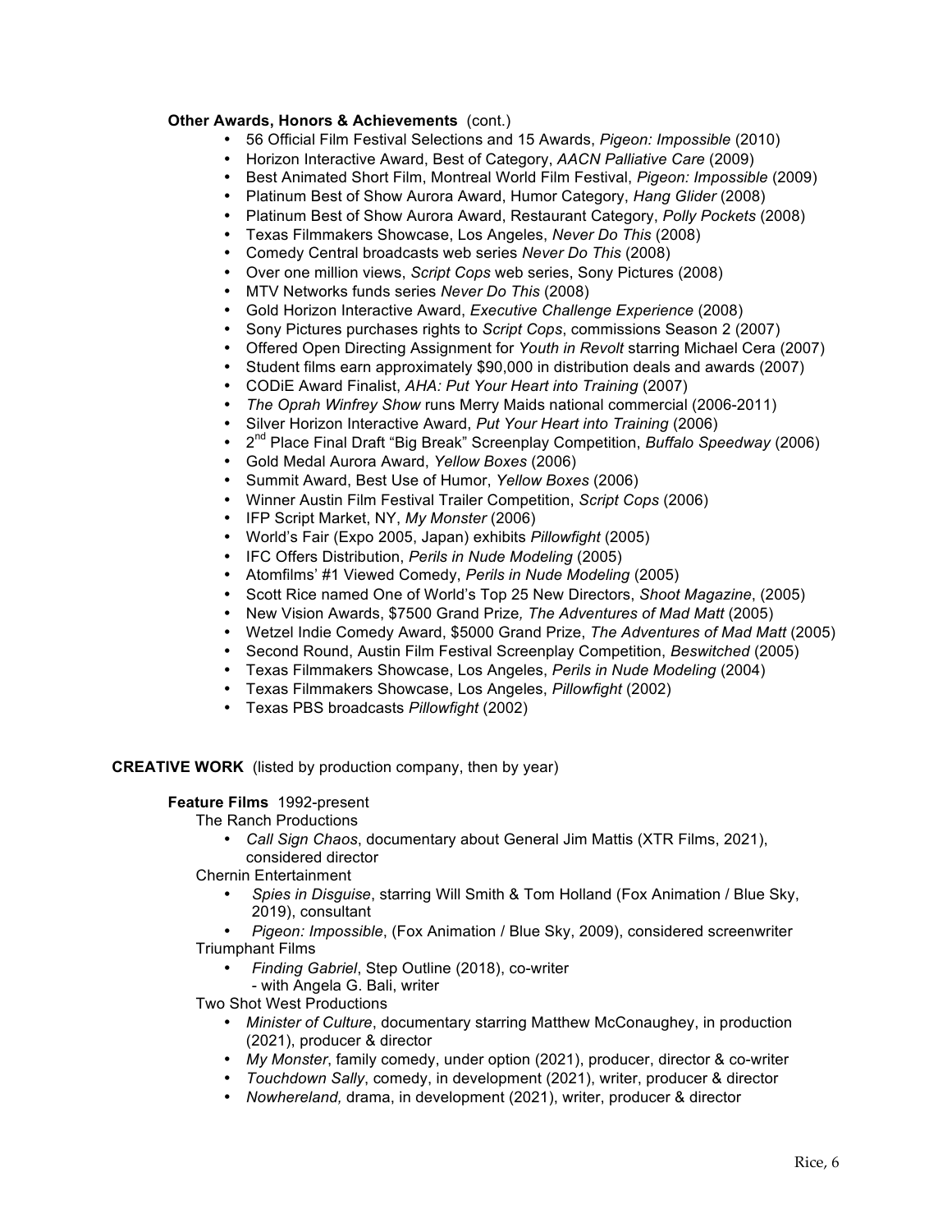**Other Awards, Honors & Achievements** (cont.)

- 56 Official Film Festival Selections and 15 Awards, *Pigeon: Impossible* (2010)
- Horizon Interactive Award, Best of Category, *AACN Palliative Care* (2009)
- Best Animated Short Film, Montreal World Film Festival, *Pigeon: Impossible* (2009)
- Platinum Best of Show Aurora Award, Humor Category, *Hang Glider* (2008)
- Platinum Best of Show Aurora Award, Restaurant Category, *Polly Pockets* (2008)
- Texas Filmmakers Showcase, Los Angeles, *Never Do This* (2008)
- Comedy Central broadcasts web series *Never Do This* (2008)
- Over one million views, *Script Cops* web series, Sony Pictures (2008)
- MTV Networks funds series *Never Do This* (2008)
- Gold Horizon Interactive Award, *Executive Challenge Experience* (2008)
- Sony Pictures purchases rights to *Script Cops*, commissions Season 2 (2007)
- Offered Open Directing Assignment for *Youth in Revolt* starring Michael Cera (2007)
- Student films earn approximately $90,000 in distribution deals and awards (2007)
- CODiE Award Finalist, *AHA: Put Your Heart into Training* (2007)
- *The Oprah Winfrey Show* runs Merry Maids national commercial (2006-2011)
- Silver Horizon Interactive Award, *Put Your Heart into Training* (2006)
- 2nd Place Final Draft "Big Break" Screenplay Competition, *Buffalo Speedway* (2006)
- Gold Medal Aurora Award, *Yellow Boxes* (2006)
- Summit Award, Best Use of Humor, *Yellow Boxes* (2006)
- Winner Austin Film Festival Trailer Competition, *Script Cops* (2006)
- IFP Script Market, NY, *My Monster* (2006)
- World's Fair (Expo 2005, Japan) exhibits *Pillowfight* (2005)
- IFC Offers Distribution, *Perils in Nude Modeling* (2005)
- Atomfilms' #1 Viewed Comedy, *Perils in Nude Modeling* (2005)
- Scott Rice named One of World's Top 25 New Directors, *Shoot Magazine*, (2005)
- New Vision Awards, $7500 Grand Prize*, The Adventures of Mad Matt* (2005)
- Wetzel Indie Comedy Award, $5000 Grand Prize, *The Adventures of Mad Matt* (2005)
- Second Round, Austin Film Festival Screenplay Competition, *Beswitched* (2005)
- Texas Filmmakers Showcase, Los Angeles, *Perils in Nude Modeling* (2004)
- Texas Filmmakers Showcase, Los Angeles, *Pillowfight* (2002)
- Texas PBS broadcasts *Pillowfight* (2002)

**CREATIVE WORK** (listed by production company, then by year)

**Feature Films** 1992-present

The Ranch Productions

- *Call Sign Chaos*, documentary about General Jim Mattis (XTR Films, 2021), considered director

Chernin Entertainment

- *Spies in Disguise*, starring Will Smith & Tom Holland (Fox Animation / Blue Sky, 2019), consultant
- *Pigeon: Impossible*, (Fox Animation / Blue Sky, 2009), considered screenwriter

Triumphant Films

- *Finding Gabriel*, Step Outline (2018), co-writer
  - with Angela G. Bali, writer

Two Shot West Productions

- *Minister of Culture*, documentary starring Matthew McConaughey, in production (2021), producer & director
- *My Monster*, family comedy, under option (2021), producer, director & co-writer
- *Touchdown Sally*, comedy, in development (2021), writer, producer & director
- *Nowhereland,* drama, in development (2021), writer, producer & director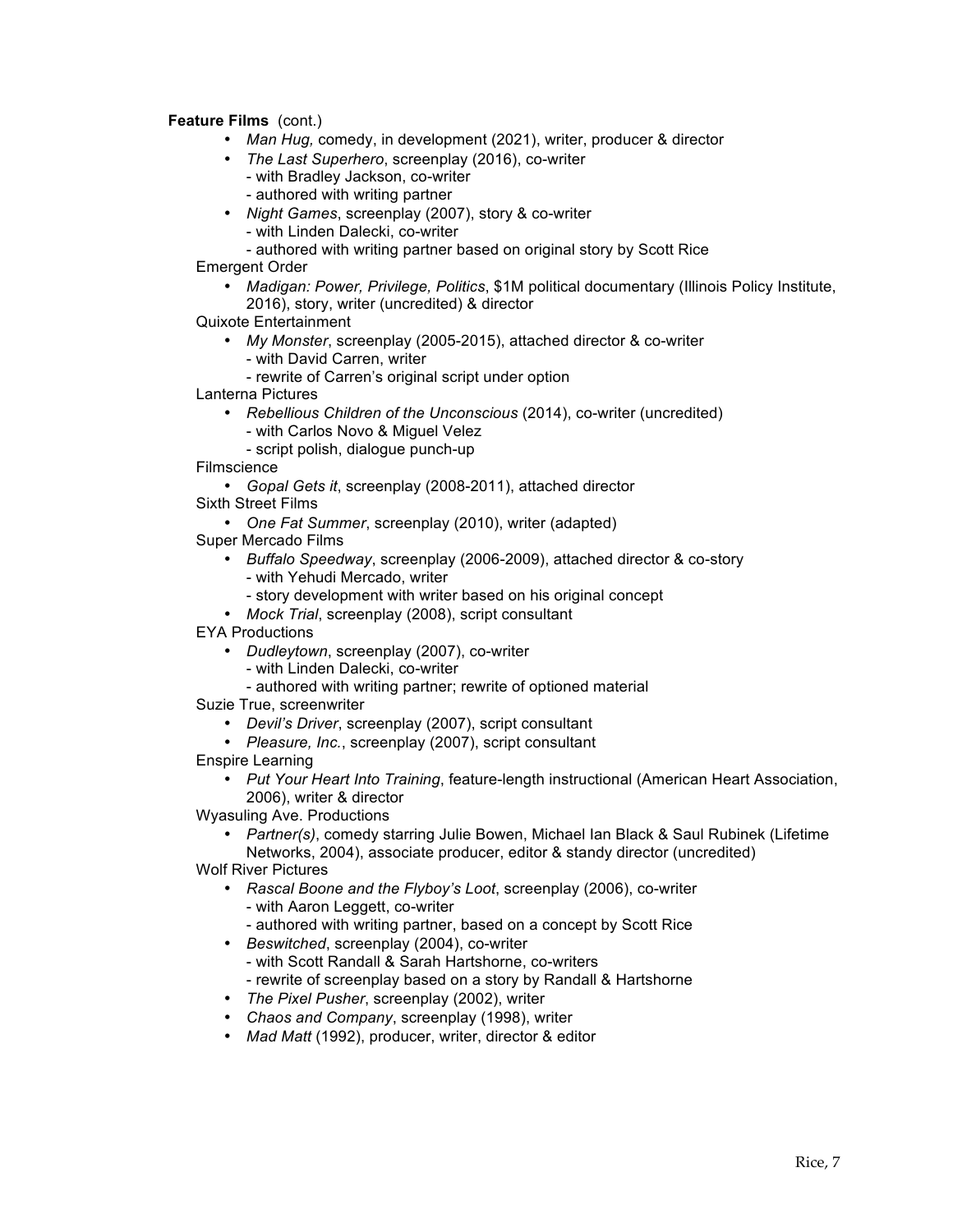**Feature Films** (cont.)

- *Man Hug,* comedy, in development (2021), writer, producer & director
- *The Last Superhero*, screenplay (2016), co-writer
  - with Bradley Jackson, co-writer
  - authored with writing partner
- *Night Games*, screenplay (2007), story & co-writer
  - with Linden Dalecki, co-writer
  - authored with writing partner based on original story by Scott Rice

Emergent Order

- *Madigan: Power, Privilege, Politics*, $1M political documentary (Illinois Policy Institute, 2016), story, writer (uncredited) & director

Quixote Entertainment

- *My Monster*, screenplay (2005-2015), attached director & co-writer
  - with David Carren, writer
  - rewrite of Carren's original script under option

Lanterna Pictures

- *Rebellious Children of the Unconscious* (2014), co-writer (uncredited)
  - with Carlos Novo & Miguel Velez
  - script polish, dialogue punch-up

Filmscience

- *Gopal Gets it*, screenplay (2008-2011), attached director

Sixth Street Films

- *One Fat Summer*, screenplay (2010), writer (adapted)

Super Mercado Films

- *Buffalo Speedway*, screenplay (2006-2009), attached director & co-story
  - with Yehudi Mercado, writer
  - story development with writer based on his original concept
- *Mock Trial*, screenplay (2008), script consultant

EYA Productions

- *Dudleytown*, screenplay (2007), co-writer
  - with Linden Dalecki, co-writer
  - authored with writing partner; rewrite of optioned material

Suzie True, screenwriter

- *Devil's Driver*, screenplay (2007), script consultant
- *Pleasure, Inc.*, screenplay (2007), script consultant

Enspire Learning

- *Put Your Heart Into Training*, feature-length instructional (American Heart Association, 2006), writer & director

Wyasuling Ave. Productions

- *Partner(s)*, comedy starring Julie Bowen, Michael Ian Black & Saul Rubinek (Lifetime Networks, 2004), associate producer, editor & standy director (uncredited)

Wolf River Pictures

- *Rascal Boone and the Flyboy's Loot*, screenplay (2006), co-writer
  - with Aaron Leggett, co-writer
  - authored with writing partner, based on a concept by Scott Rice
- *Beswitched*, screenplay (2004), co-writer
  - with Scott Randall & Sarah Hartshorne, co-writers
  - rewrite of screenplay based on a story by Randall & Hartshorne
- *The Pixel Pusher*, screenplay (2002), writer
- *Chaos and Company*, screenplay (1998), writer
- *Mad Matt* (1992), producer, writer, director & editor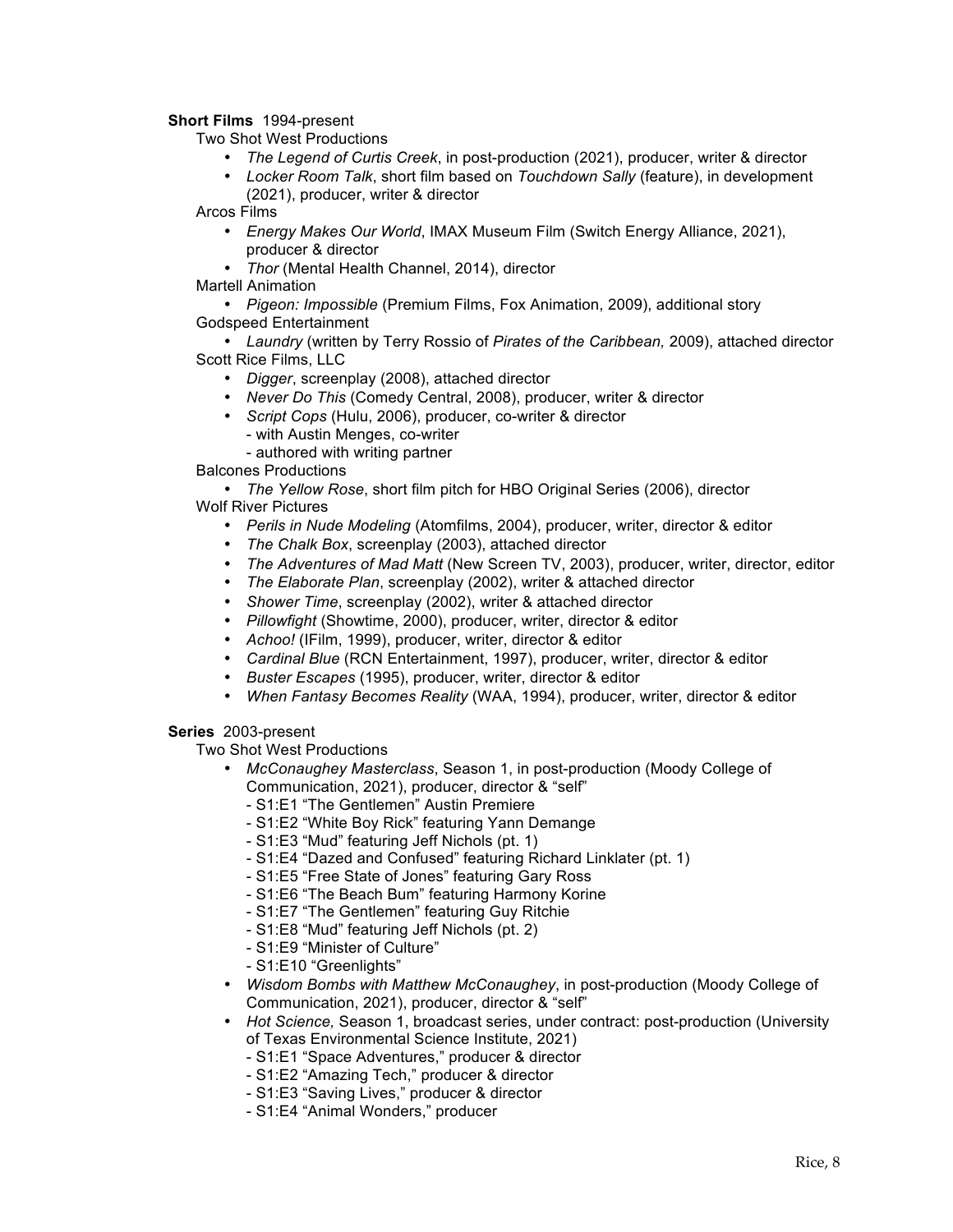**Short Films** 1994-present

Two Shot West Productions

- *The Legend of Curtis Creek*, in post-production (2021), producer, writer & director
- *Locker Room Talk*, short film based on *Touchdown Sally* (feature), in development (2021), producer, writer & director

Arcos Films

- *Energy Makes Our World*, IMAX Museum Film (Switch Energy Alliance, 2021), producer & director
- *Thor* (Mental Health Channel, 2014), director

Martell Animation

- *Pigeon: Impossible* (Premium Films, Fox Animation, 2009), additional story

Godspeed Entertainment

- *Laundry* (written by Terry Rossio of *Pirates of the Caribbean,* 2009), attached director

Scott Rice Films, LLC

- *Digger*, screenplay (2008), attached director
- *Never Do This* (Comedy Central, 2008), producer, writer & director
- *Script Cops* (Hulu, 2006), producer, co-writer & director
  - with Austin Menges, co-writer
  - authored with writing partner

Balcones Productions

- *The Yellow Rose*, short film pitch for HBO Original Series (2006), director

Wolf River Pictures

- *Perils in Nude Modeling* (Atomfilms, 2004), producer, writer, director & editor
- *The Chalk Box*, screenplay (2003), attached director
- *The Adventures of Mad Matt* (New Screen TV, 2003), producer, writer, director, editor
- *The Elaborate Plan*, screenplay (2002), writer & attached director
- *Shower Time*, screenplay (2002), writer & attached director
- *Pillowfight* (Showtime, 2000), producer, writer, director & editor
- *Achoo!* (IFilm, 1999), producer, writer, director & editor
- *Cardinal Blue* (RCN Entertainment, 1997), producer, writer, director & editor
- *Buster Escapes* (1995), producer, writer, director & editor
- *When Fantasy Becomes Reality* (WAA, 1994), producer, writer, director & editor

**Series** 2003-present

Two Shot West Productions

- *McConaughey Masterclass*, Season 1, in post-production (Moody College of Communication, 2021), producer, director & "self"
  - S1:E1 "The Gentlemen" Austin Premiere
  - S1:E2 "White Boy Rick" featuring Yann Demange
  - S1:E3 "Mud" featuring Jeff Nichols (pt. 1)
  - S1:E4 "Dazed and Confused" featuring Richard Linklater (pt. 1)
  - S1:E5 "Free State of Jones" featuring Gary Ross
  - S1:E6 "The Beach Bum" featuring Harmony Korine
  - S1:E7 "The Gentlemen" featuring Guy Ritchie
  - S1:E8 "Mud" featuring Jeff Nichols (pt. 2)
  - S1:E9 "Minister of Culture"
  - S1:E10 "Greenlights"
- *Wisdom Bombs with Matthew McConaughey*, in post-production (Moody College of Communication, 2021), producer, director & "self"
- *Hot Science,* Season 1, broadcast series, under contract: post-production (University of Texas Environmental Science Institute, 2021)
  - S1:E1 "Space Adventures," producer & director
  - S1:E2 "Amazing Tech," producer & director
  - S1:E3 "Saving Lives," producer & director
  - S1:E4 "Animal Wonders," producer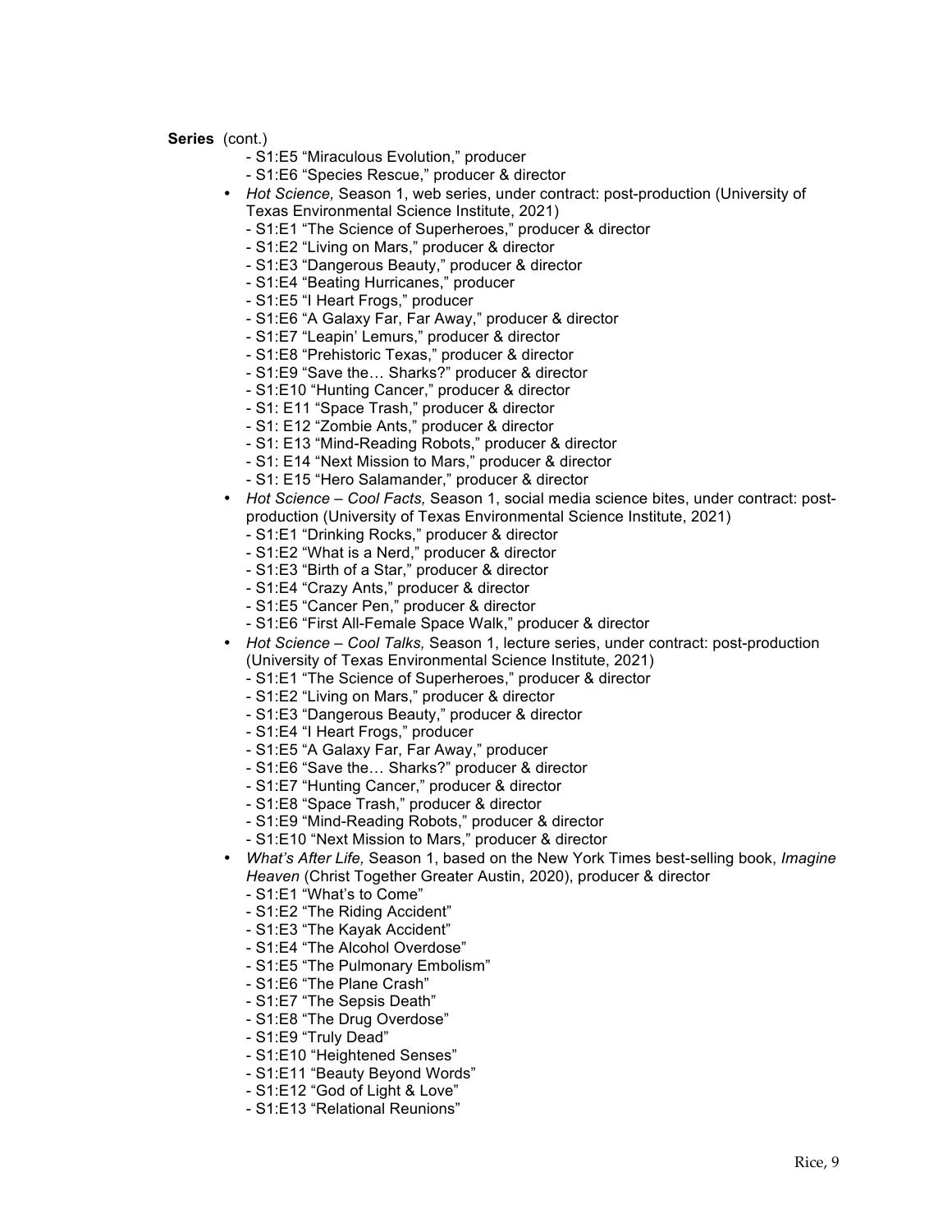**Series** (cont.)

- S1:E5 "Miraculous Evolution," producer
- S1:E6 "Species Rescue," producer & director

- *Hot Science,* Season 1, web series, under contract: post-production (University of Texas Environmental Science Institute, 2021)
  - S1:E1 "The Science of Superheroes," producer & director
  - S1:E2 "Living on Mars," producer & director
  - S1:E3 "Dangerous Beauty," producer & director
  - S1:E4 "Beating Hurricanes," producer
  - S1:E5 "I Heart Frogs," producer
  - S1:E6 "A Galaxy Far, Far Away," producer & director
  - S1:E7 "Leapin' Lemurs," producer & director
  - S1:E8 "Prehistoric Texas," producer & director
  - S1:E9 "Save the… Sharks?" producer & director
  - S1:E10 "Hunting Cancer," producer & director
  - S1: E11 "Space Trash," producer & director
  - S1: E12 "Zombie Ants," producer & director
  - S1: E13 "Mind-Reading Robots," producer & director
  - S1: E14 "Next Mission to Mars," producer & director
  - S1: E15 "Hero Salamander," producer & director
- *Hot Science – Cool Facts,* Season 1, social media science bites, under contract: post-production (University of Texas Environmental Science Institute, 2021)
  - S1:E1 "Drinking Rocks," producer & director
  - S1:E2 "What is a Nerd," producer & director
  - S1:E3 "Birth of a Star," producer & director
  - S1:E4 "Crazy Ants," producer & director
  - S1:E5 "Cancer Pen," producer & director
  - S1:E6 "First All-Female Space Walk," producer & director
- *Hot Science – Cool Talks,* Season 1, lecture series, under contract: post-production (University of Texas Environmental Science Institute, 2021)
  - S1:E1 "The Science of Superheroes," producer & director
  - S1:E2 "Living on Mars," producer & director
  - S1:E3 "Dangerous Beauty," producer & director
  - S1:E4 "I Heart Frogs," producer
  - S1:E5 "A Galaxy Far, Far Away," producer
  - S1:E6 "Save the… Sharks?" producer & director
  - S1:E7 "Hunting Cancer," producer & director
  - S1:E8 "Space Trash," producer & director
  - S1:E9 "Mind-Reading Robots," producer & director
  - S1:E10 "Next Mission to Mars," producer & director
- *What's After Life,* Season 1, based on the New York Times best-selling book, *Imagine Heaven* (Christ Together Greater Austin, 2020), producer & director
  - S1:E1 "What's to Come"
  - S1:E2 "The Riding Accident"
  - S1:E3 "The Kayak Accident"
  - S1:E4 "The Alcohol Overdose"
  - S1:E5 "The Pulmonary Embolism"
  - S1:E6 "The Plane Crash"
  - S1:E7 "The Sepsis Death"
  - S1:E8 "The Drug Overdose"
  - S1:E9 "Truly Dead"
  - S1:E10 "Heightened Senses"
  - S1:E11 "Beauty Beyond Words"
  - S1:E12 "God of Light & Love"
  - S1:E13 "Relational Reunions"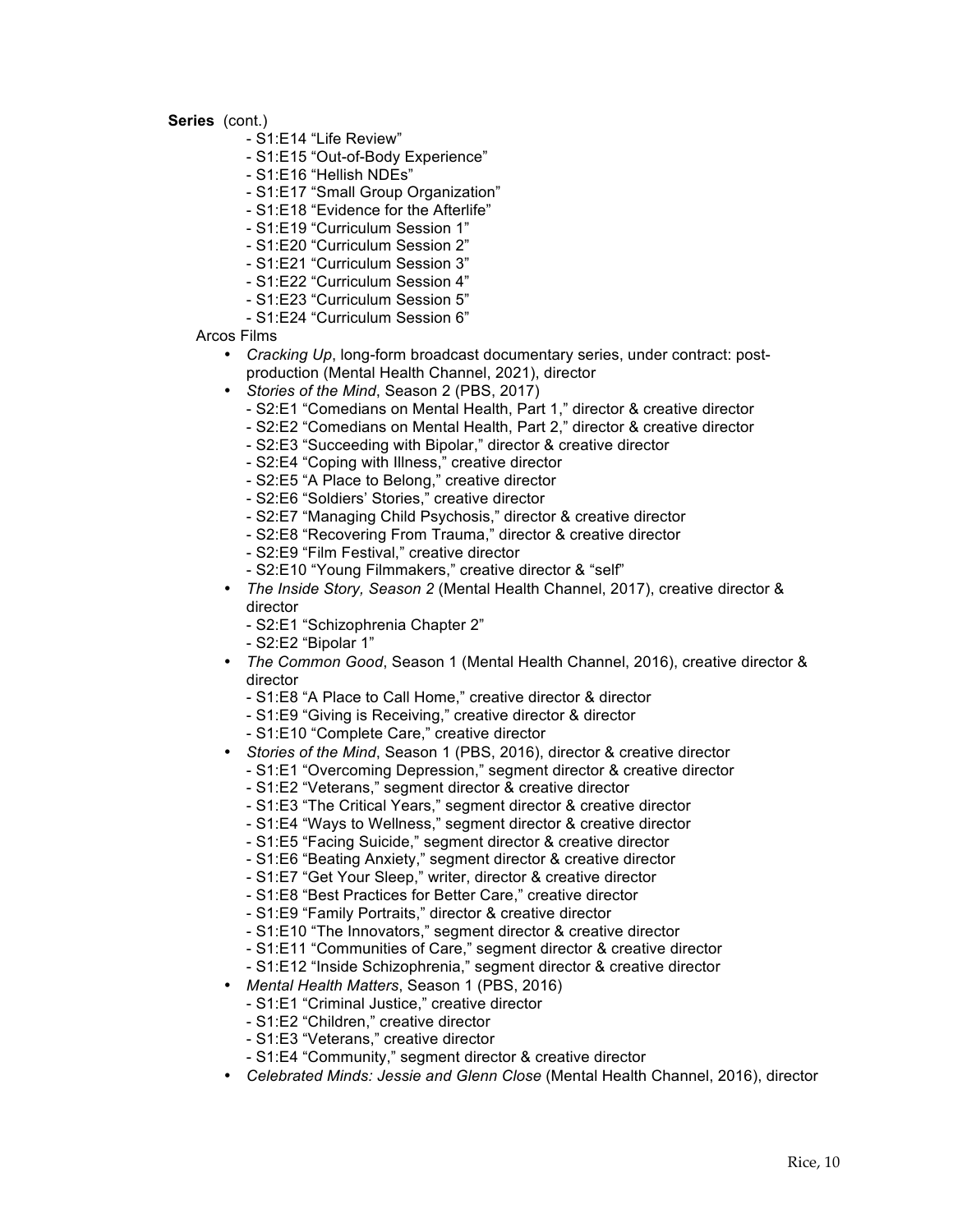**Series** (cont.)

- S1:E14 "Life Review"
- S1:E15 "Out-of-Body Experience"
- S1:E16 "Hellish NDEs"
- S1:E17 "Small Group Organization"
- S1:E18 "Evidence for the Afterlife"
- S1:E19 "Curriculum Session 1"
- S1:E20 "Curriculum Session 2"
- S1:E21 "Curriculum Session 3"
- S1:E22 "Curriculum Session 4"
- S1:E23 "Curriculum Session 5"
- S1:E24 "Curriculum Session 6"

Arcos Films

- *Cracking Up*, long-form broadcast documentary series, under contract: post-production (Mental Health Channel, 2021), director
- *Stories of the Mind*, Season 2 (PBS, 2017)
  - S2:E1 "Comedians on Mental Health, Part 1," director & creative director
  - S2:E2 "Comedians on Mental Health, Part 2," director & creative director
  - S2:E3 "Succeeding with Bipolar," director & creative director
  - S2:E4 "Coping with Illness," creative director
  - S2:E5 "A Place to Belong," creative director
  - S2:E6 "Soldiers' Stories," creative director
  - S2:E7 "Managing Child Psychosis," director & creative director
  - S2:E8 "Recovering From Trauma," director & creative director
  - S2:E9 "Film Festival," creative director
  - S2:E10 "Young Filmmakers," creative director & "self"
- *The Inside Story, Season 2* (Mental Health Channel, 2017), creative director & director
  - S2:E1 "Schizophrenia Chapter 2"
  - S2:E2 "Bipolar 1"
- *The Common Good*, Season 1 (Mental Health Channel, 2016), creative director & director
  - S1:E8 "A Place to Call Home," creative director & director
  - S1:E9 "Giving is Receiving," creative director & director
  - S1:E10 "Complete Care," creative director
- *Stories of the Mind*, Season 1 (PBS, 2016), director & creative director
  - S1:E1 "Overcoming Depression," segment director & creative director
  - S1:E2 "Veterans," segment director & creative director
  - S1:E3 "The Critical Years," segment director & creative director
  - S1:E4 "Ways to Wellness," segment director & creative director
  - S1:E5 "Facing Suicide," segment director & creative director
  - S1:E6 "Beating Anxiety," segment director & creative director
  - S1:E7 "Get Your Sleep," writer, director & creative director
  - S1:E8 "Best Practices for Better Care," creative director
  - S1:E9 "Family Portraits," director & creative director
  - S1:E10 "The Innovators," segment director & creative director
  - S1:E11 "Communities of Care," segment director & creative director
  - S1:E12 "Inside Schizophrenia," segment director & creative director
- *Mental Health Matters*, Season 1 (PBS, 2016)
  - S1:E1 "Criminal Justice," creative director
  - S1:E2 "Children," creative director
  - S1:E3 "Veterans," creative director
  - S1:E4 "Community," segment director & creative director
- *Celebrated Minds: Jessie and Glenn Close* (Mental Health Channel, 2016), director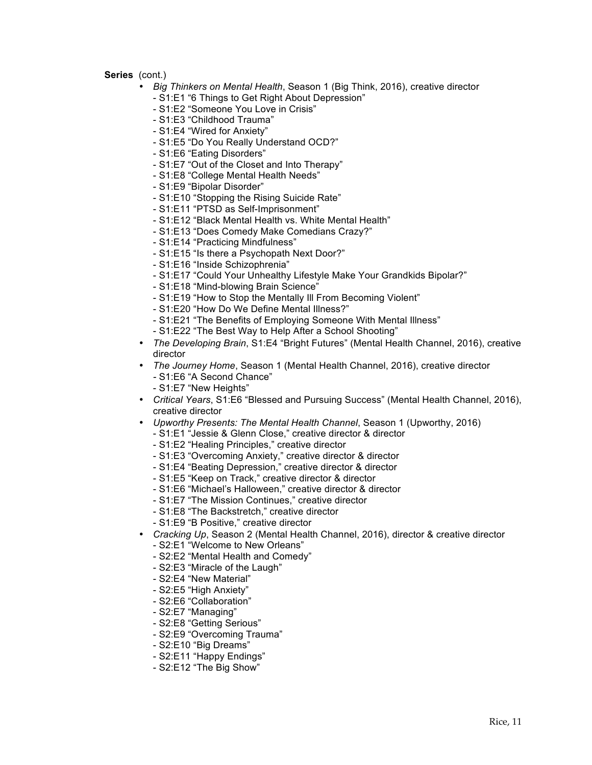**Series** (cont.)

- *Big Thinkers on Mental Health*, Season 1 (Big Think, 2016), creative director
  - S1:E1 “6 Things to Get Right About Depression”
  - S1:E2 “Someone You Love in Crisis”
  - S1:E3 “Childhood Trauma”
  - S1:E4 “Wired for Anxiety”
  - S1:E5 “Do You Really Understand OCD?”
  - S1:E6 “Eating Disorders”
  - S1:E7 “Out of the Closet and Into Therapy”
  - S1:E8 “College Mental Health Needs”
  - S1:E9 “Bipolar Disorder”
  - S1:E10 “Stopping the Rising Suicide Rate”
  - S1:E11 “PTSD as Self-Imprisonment”
  - S1:E12 “Black Mental Health vs. White Mental Health”
  - S1:E13 “Does Comedy Make Comedians Crazy?”
  - S1:E14 “Practicing Mindfulness”
  - S1:E15 “Is there a Psychopath Next Door?”
  - S1:E16 “Inside Schizophrenia”
  - S1:E17 “Could Your Unhealthy Lifestyle Make Your Grandkids Bipolar?”
  - S1:E18 “Mind-blowing Brain Science”
  - S1:E19 “How to Stop the Mentally Ill From Becoming Violent”
  - S1:E20 “How Do We Define Mental Illness?”
  - S1:E21 “The Benefits of Employing Someone With Mental Illness”
  - S1:E22 “The Best Way to Help After a School Shooting”
- *The Developing Brain*, S1:E4 “Bright Futures” (Mental Health Channel, 2016), creative director
- *The Journey Home*, Season 1 (Mental Health Channel, 2016), creative director
  - S1:E6 “A Second Chance”
  - S1:E7 “New Heights”
- *Critical Years*, S1:E6 “Blessed and Pursuing Success” (Mental Health Channel, 2016), creative director
- *Upworthy Presents: The Mental Health Channel*, Season 1 (Upworthy, 2016)
  - S1:E1 “Jessie & Glenn Close,” creative director & director
  - S1:E2 “Healing Principles,” creative director
  - S1:E3 “Overcoming Anxiety,” creative director & director
  - S1:E4 “Beating Depression,” creative director & director
  - S1:E5 “Keep on Track,” creative director & director
  - S1:E6 “Michael’s Halloween,” creative director & director
  - S1:E7 “The Mission Continues,” creative director
  - S1:E8 “The Backstretch,” creative director
  - S1:E9 “B Positive,” creative director
- *Cracking Up*, Season 2 (Mental Health Channel, 2016), director & creative director
  - S2:E1 “Welcome to New Orleans”
  - S2:E2 “Mental Health and Comedy”
  - S2:E3 “Miracle of the Laugh”
  - S2:E4 “New Material”
  - S2:E5 “High Anxiety”
  - S2:E6 “Collaboration”
  - S2:E7 “Managing”
  - S2:E8 “Getting Serious”
  - S2:E9 “Overcoming Trauma”
  - S2:E10 “Big Dreams”
  - S2:E11 “Happy Endings”
  - S2:E12 “The Big Show”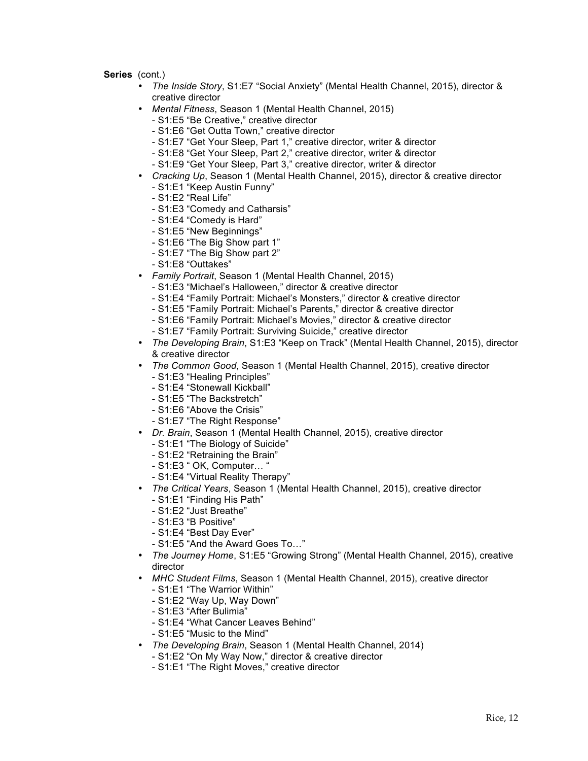**Series** (cont.)

- *The Inside Story*, S1:E7 “Social Anxiety” (Mental Health Channel, 2015), director & creative director
- *Mental Fitness*, Season 1 (Mental Health Channel, 2015)
  - S1:E5 “Be Creative,” creative director
  - S1:E6 “Get Outta Town,” creative director
  - S1:E7 “Get Your Sleep, Part 1,” creative director, writer & director
  - S1:E8 “Get Your Sleep, Part 2,” creative director, writer & director
  - S1:E9 “Get Your Sleep, Part 3,” creative director, writer & director
- *Cracking Up*, Season 1 (Mental Health Channel, 2015), director & creative director
  - S1:E1 “Keep Austin Funny”
  - S1:E2 “Real Life”
  - S1:E3 “Comedy and Catharsis”
  - S1:E4 “Comedy is Hard”
  - S1:E5 “New Beginnings”
  - S1:E6 “The Big Show part 1”
  - S1:E7 “The Big Show part 2”
  - S1:E8 “Outtakes”
- *Family Portrait*, Season 1 (Mental Health Channel, 2015)
  - S1:E3 “Michael’s Halloween,” director & creative director
  - S1:E4 “Family Portrait: Michael’s Monsters,” director & creative director
  - S1:E5 “Family Portrait: Michael’s Parents,” director & creative director
  - S1:E6 “Family Portrait: Michael’s Movies,” director & creative director
  - S1:E7 “Family Portrait: Surviving Suicide,” creative director
- *The Developing Brain*, S1:E3 “Keep on Track” (Mental Health Channel, 2015), director & creative director
- *The Common Good*, Season 1 (Mental Health Channel, 2015), creative director
  - S1:E3 “Healing Principles”
  - S1:E4 “Stonewall Kickball”
  - S1:E5 “The Backstretch”
  - S1:E6 “Above the Crisis”
  - S1:E7 “The Right Response”
- *Dr. Brain*, Season 1 (Mental Health Channel, 2015), creative director
  - S1:E1 “The Biology of Suicide”
  - S1:E2 “Retraining the Brain”
  - S1:E3 “ OK, Computer… “
  - S1:E4 “Virtual Reality Therapy”
- *The Critical Years*, Season 1 (Mental Health Channel, 2015), creative director
  - S1:E1 “Finding His Path”
  - S1:E2 “Just Breathe”
  - S1:E3 “B Positive”
  - S1:E4 “Best Day Ever”
  - S1:E5 “And the Award Goes To…”
- *The Journey Home*, S1:E5 “Growing Strong” (Mental Health Channel, 2015), creative director
- *MHC Student Films*, Season 1 (Mental Health Channel, 2015), creative director
  - S1:E1 “The Warrior Within”
  - S1:E2 “Way Up, Way Down”
  - S1:E3 “After Bulimia”
  - S1:E4 “What Cancer Leaves Behind”
  - S1:E5 “Music to the Mind”
- *The Developing Brain*, Season 1 (Mental Health Channel, 2014)
  - S1:E2 “On My Way Now,” director & creative director
  - S1:E1 “The Right Moves,” creative director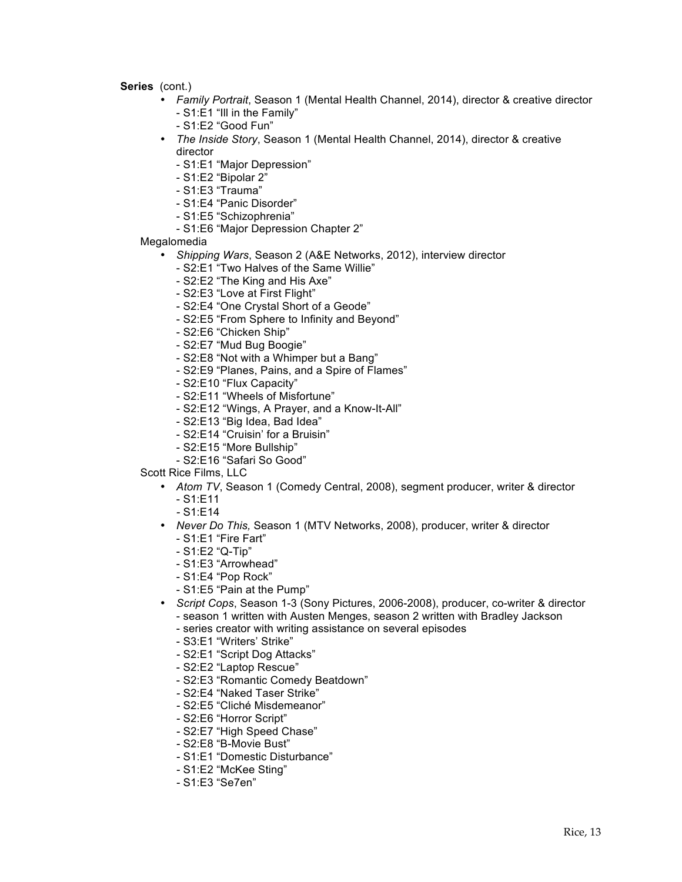**Series** (cont.)

- *Family Portrait*, Season 1 (Mental Health Channel, 2014), director & creative director
  - S1:E1 "Ill in the Family"
  - S1:E2 "Good Fun"
- *The Inside Story*, Season 1 (Mental Health Channel, 2014), director & creative director
  - S1:E1 "Major Depression"
  - S1:E2 "Bipolar 2"
  - S1:E3 "Trauma"
  - S1:E4 "Panic Disorder"
  - S1:E5 "Schizophrenia"
  - S1:E6 "Major Depression Chapter 2"

Megalomedia

- *Shipping Wars*, Season 2 (A&E Networks, 2012), interview director
  - S2:E1 "Two Halves of the Same Willie"
  - S2:E2 "The King and His Axe"
  - S2:E3 "Love at First Flight"
  - S2:E4 "One Crystal Short of a Geode"
  - S2:E5 "From Sphere to Infinity and Beyond"
  - S2:E6 "Chicken Ship"
  - S2:E7 "Mud Bug Boogie"
  - S2:E8 "Not with a Whimper but a Bang"
  - S2:E9 "Planes, Pains, and a Spire of Flames"
  - S2:E10 "Flux Capacity"
  - S2:E11 "Wheels of Misfortune"
  - S2:E12 "Wings, A Prayer, and a Know-It-All"
  - S2:E13 "Big Idea, Bad Idea"
  - S2:E14 "Cruisin' for a Bruisin"
  - S2:E15 "More Bullship"
  - S2:E16 "Safari So Good"

Scott Rice Films, LLC

- *Atom TV*, Season 1 (Comedy Central, 2008), segment producer, writer & director
  - S1:E11
  - S1:E14
- *Never Do This,* Season 1 (MTV Networks, 2008), producer, writer & director
  - S1:E1 "Fire Fart"
  - S1:E2 "Q-Tip"
  - S1:E3 "Arrowhead"
  - S1:E4 "Pop Rock"
  - S1:E5 "Pain at the Pump"
- *Script Cops*, Season 1-3 (Sony Pictures, 2006-2008), producer, co-writer & director
  - season 1 written with Austen Menges, season 2 written with Bradley Jackson
  - series creator with writing assistance on several episodes
  - S3:E1 "Writers' Strike"
  - S2:E1 "Script Dog Attacks"
  - S2:E2 "Laptop Rescue"
  - S2:E3 "Romantic Comedy Beatdown"
  - S2:E4 "Naked Taser Strike"
  - S2:E5 "Cliché Misdemeanor"
  - S2:E6 "Horror Script"
  - S2:E7 "High Speed Chase"
  - S2:E8 "B-Movie Bust"
  - S1:E1 "Domestic Disturbance"
  - S1:E2 "McKee Sting"
  - S1:E3 "Se7en"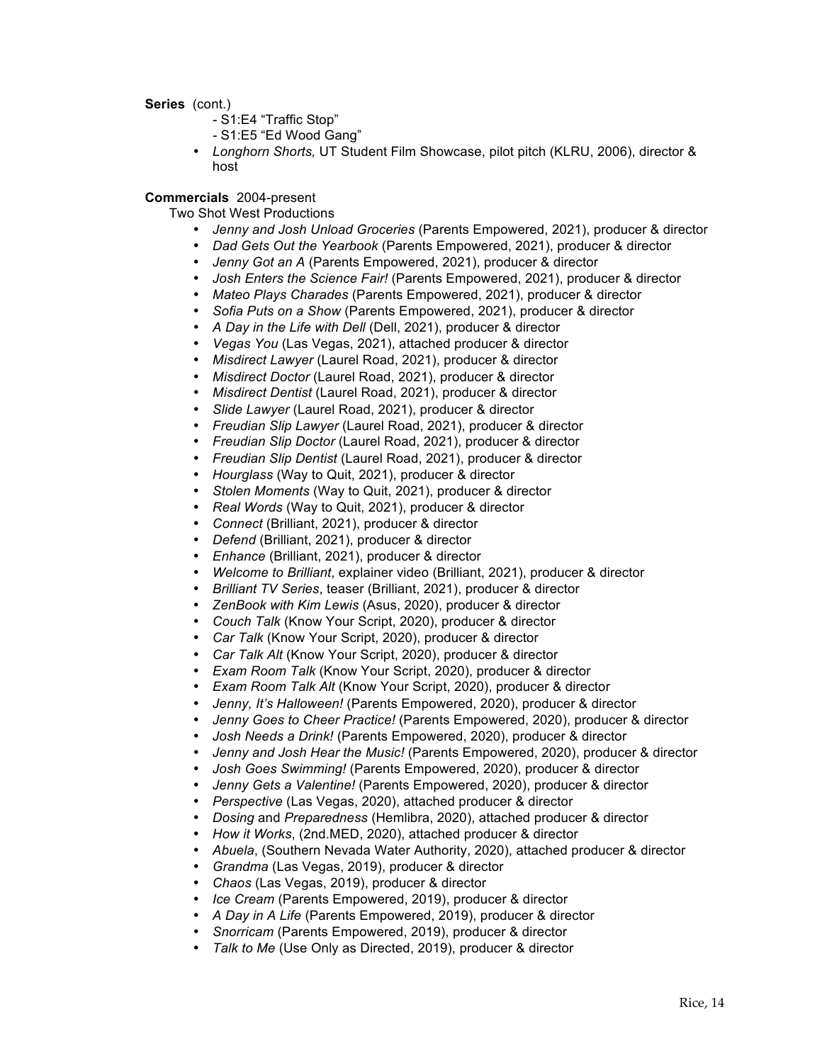**Series** (cont.)

- S1:E4 "Traffic Stop"
- S1:E5 "Ed Wood Gang"

- *Longhorn Shorts,* UT Student Film Showcase, pilot pitch (KLRU, 2006), director & host

**Commercials** 2004-present

Two Shot West Productions

- *Jenny and Josh Unload Groceries* (Parents Empowered, 2021), producer & director
- *Dad Gets Out the Yearbook* (Parents Empowered, 2021), producer & director
- *Jenny Got an A* (Parents Empowered, 2021), producer & director
- *Josh Enters the Science Fair!* (Parents Empowered, 2021), producer & director
- *Mateo Plays Charades* (Parents Empowered, 2021), producer & director
- *Sofia Puts on a Show* (Parents Empowered, 2021), producer & director
- *A Day in the Life with Dell* (Dell, 2021), producer & director
- *Vegas You* (Las Vegas, 2021), attached producer & director
- *Misdirect Lawyer* (Laurel Road, 2021), producer & director
- *Misdirect Doctor* (Laurel Road, 2021), producer & director
- *Misdirect Dentist* (Laurel Road, 2021), producer & director
- *Slide Lawyer* (Laurel Road, 2021), producer & director
- *Freudian Slip Lawyer* (Laurel Road, 2021), producer & director
- *Freudian Slip Doctor* (Laurel Road, 2021), producer & director
- *Freudian Slip Dentist* (Laurel Road, 2021), producer & director
- *Hourglass* (Way to Quit, 2021), producer & director
- *Stolen Moments* (Way to Quit, 2021), producer & director
- *Real Words* (Way to Quit, 2021), producer & director
- *Connect* (Brilliant, 2021), producer & director
- *Defend* (Brilliant, 2021), producer & director
- *Enhance* (Brilliant, 2021), producer & director
- *Welcome to Brilliant*, explainer video (Brilliant, 2021), producer & director
- *Brilliant TV Series*, teaser (Brilliant, 2021), producer & director
- *ZenBook with Kim Lewis* (Asus, 2020), producer & director
- *Couch Talk* (Know Your Script, 2020), producer & director
- *Car Talk* (Know Your Script, 2020), producer & director
- *Car Talk Alt* (Know Your Script, 2020), producer & director
- *Exam Room Talk* (Know Your Script, 2020), producer & director
- *Exam Room Talk Alt* (Know Your Script, 2020), producer & director
- *Jenny, It's Halloween!* (Parents Empowered, 2020), producer & director
- *Jenny Goes to Cheer Practice!* (Parents Empowered, 2020), producer & director
- *Josh Needs a Drink!* (Parents Empowered, 2020), producer & director
- *Jenny and Josh Hear the Music!* (Parents Empowered, 2020), producer & director
- *Josh Goes Swimming!* (Parents Empowered, 2020), producer & director
- *Jenny Gets a Valentine!* (Parents Empowered, 2020), producer & director
- *Perspective* (Las Vegas, 2020), attached producer & director
- *Dosing* and *Preparedness* (Hemlibra, 2020), attached producer & director
- *How it Works*, (2nd.MED, 2020), attached producer & director
- *Abuela*, (Southern Nevada Water Authority, 2020), attached producer & director
- *Grandma* (Las Vegas, 2019), producer & director
- *Chaos* (Las Vegas, 2019), producer & director
- *Ice Cream* (Parents Empowered, 2019), producer & director
- *A Day in A Life* (Parents Empowered, 2019), producer & director
- *Snorricam* (Parents Empowered, 2019), producer & director
- *Talk to Me* (Use Only as Directed, 2019), producer & director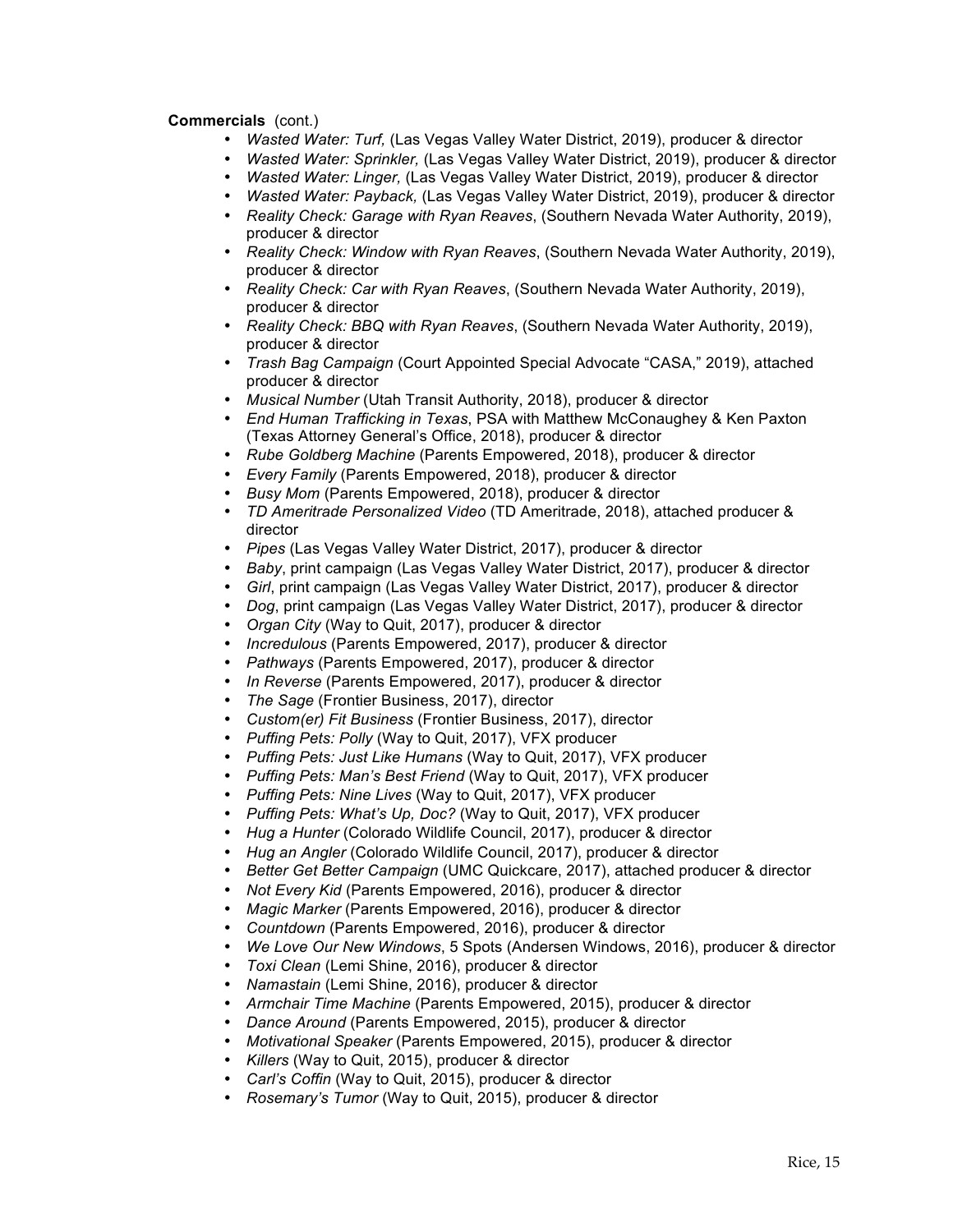**Commercials** (cont.)

- *Wasted Water: Turf,* (Las Vegas Valley Water District, 2019), producer & director
- *Wasted Water: Sprinkler,* (Las Vegas Valley Water District, 2019), producer & director
- *Wasted Water: Linger,* (Las Vegas Valley Water District, 2019), producer & director
- *Wasted Water: Payback,* (Las Vegas Valley Water District, 2019), producer & director
- *Reality Check: Garage with Ryan Reaves*, (Southern Nevada Water Authority, 2019), producer & director
- *Reality Check: Window with Ryan Reaves*, (Southern Nevada Water Authority, 2019), producer & director
- *Reality Check: Car with Ryan Reaves*, (Southern Nevada Water Authority, 2019), producer & director
- *Reality Check: BBQ with Ryan Reaves*, (Southern Nevada Water Authority, 2019), producer & director
- *Trash Bag Campaign* (Court Appointed Special Advocate "CASA," 2019), attached producer & director
- *Musical Number* (Utah Transit Authority, 2018), producer & director
- *End Human Trafficking in Texas*, PSA with Matthew McConaughey & Ken Paxton (Texas Attorney General's Office, 2018), producer & director
- *Rube Goldberg Machine* (Parents Empowered, 2018), producer & director
- *Every Family* (Parents Empowered, 2018), producer & director
- *Busy Mom* (Parents Empowered, 2018), producer & director
- *TD Ameritrade Personalized Video* (TD Ameritrade, 2018), attached producer & director
- *Pipes* (Las Vegas Valley Water District, 2017), producer & director
- *Baby*, print campaign (Las Vegas Valley Water District, 2017), producer & director
- *Girl*, print campaign (Las Vegas Valley Water District, 2017), producer & director
- *Dog*, print campaign (Las Vegas Valley Water District, 2017), producer & director
- *Organ City* (Way to Quit, 2017), producer & director
- *Incredulous* (Parents Empowered, 2017), producer & director
- *Pathways* (Parents Empowered, 2017), producer & director
- *In Reverse* (Parents Empowered, 2017), producer & director
- *The Sage* (Frontier Business, 2017), director
- *Custom(er) Fit Business* (Frontier Business, 2017), director
- *Puffing Pets: Polly* (Way to Quit, 2017), VFX producer
- *Puffing Pets: Just Like Humans* (Way to Quit, 2017), VFX producer
- *Puffing Pets: Man's Best Friend* (Way to Quit, 2017), VFX producer
- *Puffing Pets: Nine Lives* (Way to Quit, 2017), VFX producer
- *Puffing Pets: What's Up, Doc?* (Way to Quit, 2017), VFX producer
- *Hug a Hunter* (Colorado Wildlife Council, 2017), producer & director
- *Hug an Angler* (Colorado Wildlife Council, 2017), producer & director
- *Better Get Better Campaign* (UMC Quickcare, 2017), attached producer & director
- *Not Every Kid* (Parents Empowered, 2016), producer & director
- *Magic Marker* (Parents Empowered, 2016), producer & director
- *Countdown* (Parents Empowered, 2016), producer & director
- *We Love Our New Windows*, 5 Spots (Andersen Windows, 2016), producer & director
- *Toxi Clean* (Lemi Shine, 2016), producer & director
- *Namastain* (Lemi Shine, 2016), producer & director
- *Armchair Time Machine* (Parents Empowered, 2015), producer & director
- *Dance Around* (Parents Empowered, 2015), producer & director
- *Motivational Speaker* (Parents Empowered, 2015), producer & director
- *Killers* (Way to Quit, 2015), producer & director
- *Carl's Coffin* (Way to Quit, 2015), producer & director
- *Rosemary's Tumor* (Way to Quit, 2015), producer & director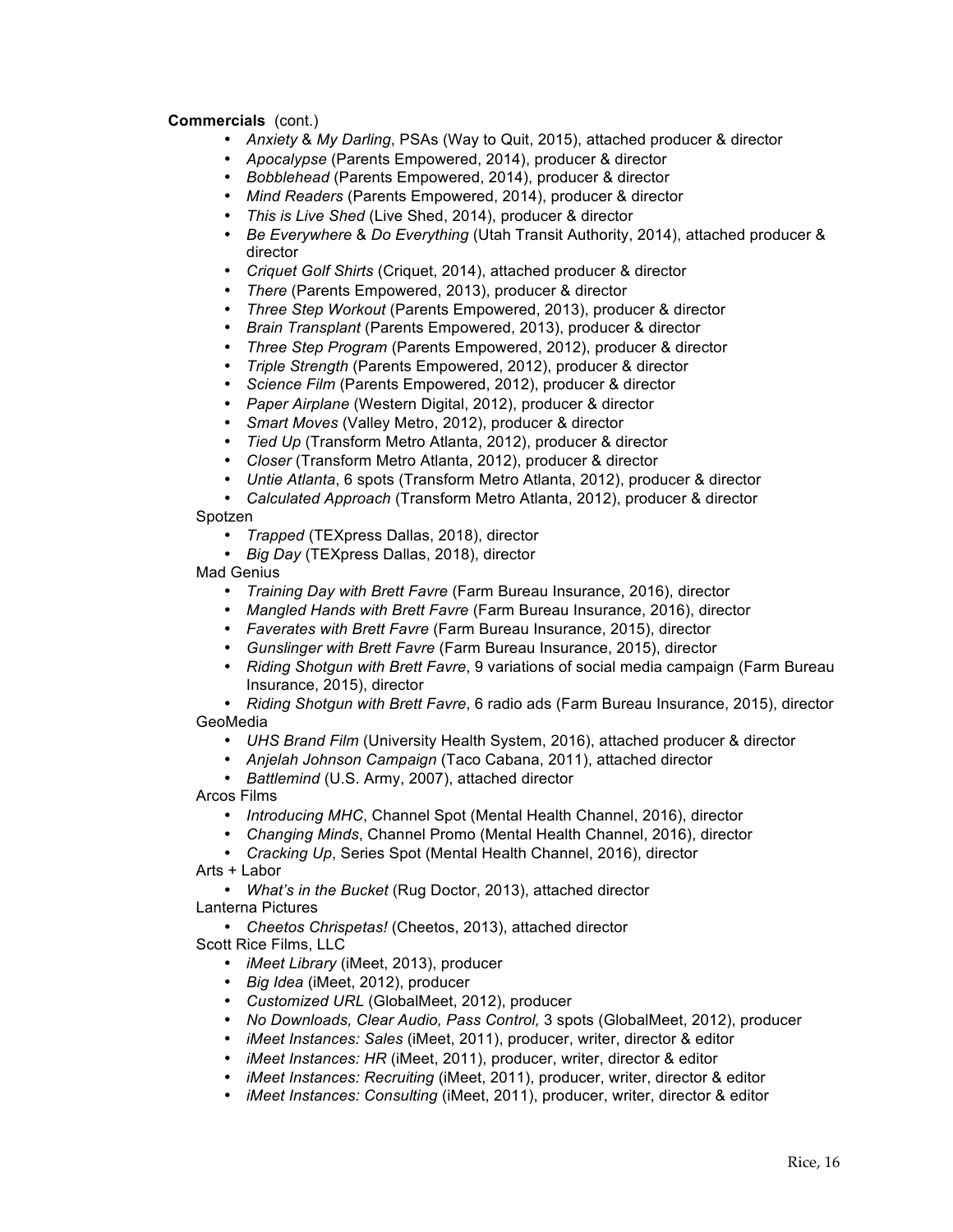**Commercials** (cont.)

- *Anxiety* & *My Darling*, PSAs (Way to Quit, 2015), attached producer & director
- *Apocalypse* (Parents Empowered, 2014), producer & director
- *Bobblehead* (Parents Empowered, 2014), producer & director
- *Mind Readers* (Parents Empowered, 2014), producer & director
- *This is Live Shed* (Live Shed, 2014), producer & director
- *Be Everywhere* & *Do Everything* (Utah Transit Authority, 2014), attached producer & director
- *Criquet Golf Shirts* (Criquet, 2014), attached producer & director
- *There* (Parents Empowered, 2013), producer & director
- *Three Step Workout* (Parents Empowered, 2013), producer & director
- *Brain Transplant* (Parents Empowered, 2013), producer & director
- *Three Step Program* (Parents Empowered, 2012), producer & director
- *Triple Strength* (Parents Empowered, 2012), producer & director
- *Science Film* (Parents Empowered, 2012), producer & director
- *Paper Airplane* (Western Digital, 2012), producer & director
- *Smart Moves* (Valley Metro, 2012), producer & director
- *Tied Up* (Transform Metro Atlanta, 2012), producer & director
- *Closer* (Transform Metro Atlanta, 2012), producer & director
- *Untie Atlanta*, 6 spots (Transform Metro Atlanta, 2012), producer & director
- *Calculated Approach* (Transform Metro Atlanta, 2012), producer & director

Spotzen

- *Trapped* (TEXpress Dallas, 2018), director
- *Big Day* (TEXpress Dallas, 2018), director

Mad Genius

- *Training Day with Brett Favre* (Farm Bureau Insurance, 2016), director
- *Mangled Hands with Brett Favre* (Farm Bureau Insurance, 2016), director
- *Faverates with Brett Favre* (Farm Bureau Insurance, 2015), director
- *Gunslinger with Brett Favre* (Farm Bureau Insurance, 2015), director
- *Riding Shotgun with Brett Favre*, 9 variations of social media campaign (Farm Bureau Insurance, 2015), director
- *Riding Shotgun with Brett Favre*, 6 radio ads (Farm Bureau Insurance, 2015), director

GeoMedia

- *UHS Brand Film* (University Health System, 2016), attached producer & director
- *Anjelah Johnson Campaign* (Taco Cabana, 2011), attached director
- *Battlemind* (U.S. Army, 2007), attached director

Arcos Films

- *Introducing MHC*, Channel Spot (Mental Health Channel, 2016), director
- *Changing Minds*, Channel Promo (Mental Health Channel, 2016), director
- *Cracking Up*, Series Spot (Mental Health Channel, 2016), director

Arts + Labor

- *What's in the Bucket* (Rug Doctor, 2013), attached director

Lanterna Pictures

- *Cheetos Chrispetas!* (Cheetos, 2013), attached director

Scott Rice Films, LLC

- *iMeet Library* (iMeet, 2013), producer
- *Big Idea* (iMeet, 2012), producer
- *Customized URL* (GlobalMeet, 2012), producer
- *No Downloads, Clear Audio, Pass Control,* 3 spots (GlobalMeet, 2012), producer
- *iMeet Instances: Sales* (iMeet, 2011), producer, writer, director & editor
- *iMeet Instances: HR* (iMeet, 2011), producer, writer, director & editor
- *iMeet Instances: Recruiting* (iMeet, 2011), producer, writer, director & editor
- *iMeet Instances: Consulting* (iMeet, 2011), producer, writer, director & editor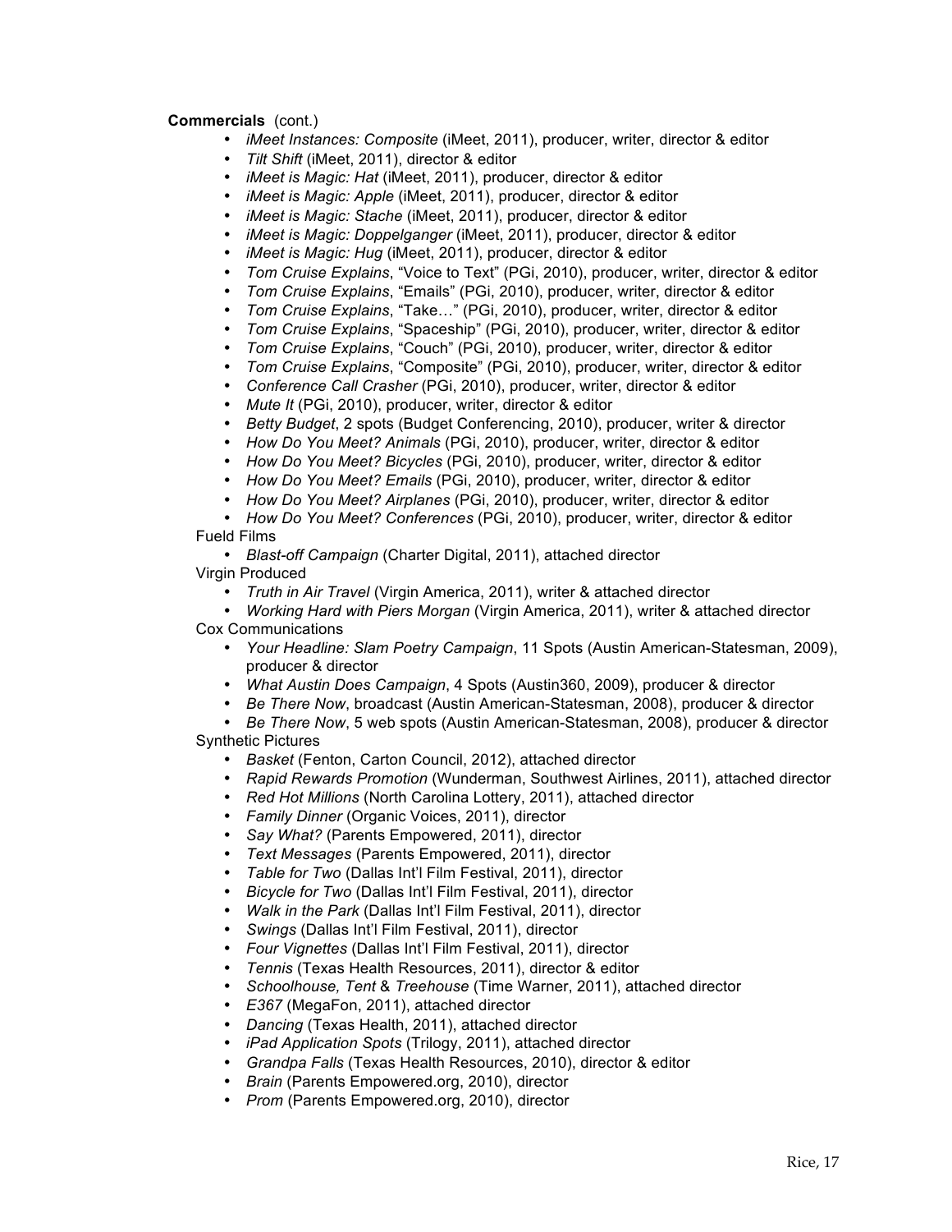**Commercials** (cont.)

- *iMeet Instances: Composite* (iMeet, 2011), producer, writer, director & editor
- *Tilt Shift* (iMeet, 2011), director & editor
- *iMeet is Magic: Hat* (iMeet, 2011), producer, director & editor
- *iMeet is Magic: Apple* (iMeet, 2011), producer, director & editor
- *iMeet is Magic: Stache* (iMeet, 2011), producer, director & editor
- *iMeet is Magic: Doppelganger* (iMeet, 2011), producer, director & editor
- *iMeet is Magic: Hug* (iMeet, 2011), producer, director & editor
- *Tom Cruise Explains*, "Voice to Text" (PGi, 2010), producer, writer, director & editor
- *Tom Cruise Explains*, "Emails" (PGi, 2010), producer, writer, director & editor
- *Tom Cruise Explains*, "Take…" (PGi, 2010), producer, writer, director & editor
- *Tom Cruise Explains*, "Spaceship" (PGi, 2010), producer, writer, director & editor
- *Tom Cruise Explains*, "Couch" (PGi, 2010), producer, writer, director & editor
- *Tom Cruise Explains*, "Composite" (PGi, 2010), producer, writer, director & editor
- *Conference Call Crasher* (PGi, 2010), producer, writer, director & editor
- *Mute It* (PGi, 2010), producer, writer, director & editor
- *Betty Budget*, 2 spots (Budget Conferencing, 2010), producer, writer & director
- *How Do You Meet? Animals* (PGi, 2010), producer, writer, director & editor
- *How Do You Meet? Bicycles* (PGi, 2010), producer, writer, director & editor
- *How Do You Meet? Emails* (PGi, 2010), producer, writer, director & editor
- *How Do You Meet? Airplanes* (PGi, 2010), producer, writer, director & editor
- *How Do You Meet? Conferences* (PGi, 2010), producer, writer, director & editor

Fueld Films

- *Blast-off Campaign* (Charter Digital, 2011), attached director

Virgin Produced

- *Truth in Air Travel* (Virgin America, 2011), writer & attached director
- *Working Hard with Piers Morgan* (Virgin America, 2011), writer & attached director

Cox Communications

- *Your Headline: Slam Poetry Campaign*, 11 Spots (Austin American-Statesman, 2009), producer & director
- *What Austin Does Campaign*, 4 Spots (Austin360, 2009), producer & director
- *Be There Now*, broadcast (Austin American-Statesman, 2008), producer & director
- *Be There Now*, 5 web spots (Austin American-Statesman, 2008), producer & director

Synthetic Pictures

- *Basket* (Fenton, Carton Council, 2012), attached director
- *Rapid Rewards Promotion* (Wunderman, Southwest Airlines, 2011), attached director
- *Red Hot Millions* (North Carolina Lottery, 2011), attached director
- *Family Dinner* (Organic Voices, 2011), director
- *Say What?* (Parents Empowered, 2011), director
- *Text Messages* (Parents Empowered, 2011), director
- *Table for Two* (Dallas Int'l Film Festival, 2011), director
- *Bicycle for Two* (Dallas Int'l Film Festival, 2011), director
- *Walk in the Park* (Dallas Int'l Film Festival, 2011), director
- *Swings* (Dallas Int'l Film Festival, 2011), director
- *Four Vignettes* (Dallas Int'l Film Festival, 2011), director
- *Tennis* (Texas Health Resources, 2011), director & editor
- *Schoolhouse, Tent* & *Treehouse* (Time Warner, 2011), attached director
- *E367* (MegaFon, 2011), attached director
- *Dancing* (Texas Health, 2011), attached director
- *iPad Application Spots* (Trilogy, 2011), attached director
- *Grandpa Falls* (Texas Health Resources, 2010), director & editor
- *Brain* (Parents Empowered.org, 2010), director
- *Prom* (Parents Empowered.org, 2010), director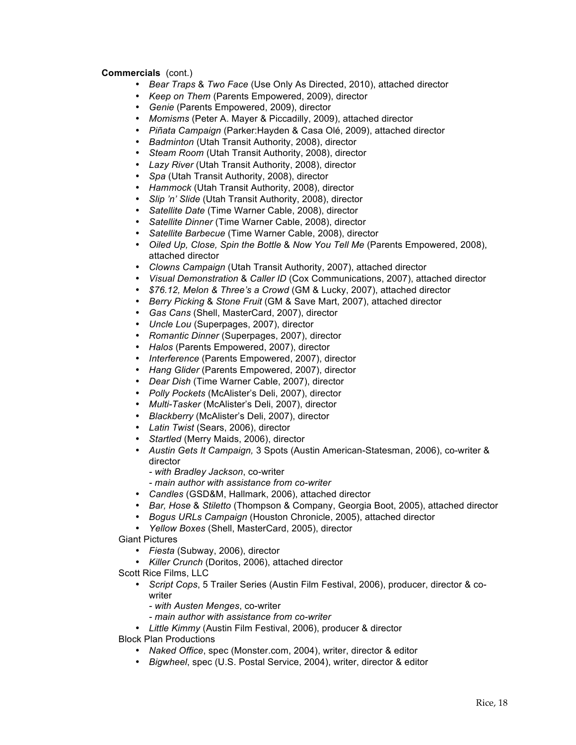**Commercials** (cont.)

- *Bear Traps* & *Two Face* (Use Only As Directed, 2010), attached director
- *Keep on Them* (Parents Empowered, 2009), director
- *Genie* (Parents Empowered, 2009), director
- *Momisms* (Peter A. Mayer & Piccadilly, 2009), attached director
- *Piñata Campaign* (Parker:Hayden & Casa Olé, 2009), attached director
- *Badminton* (Utah Transit Authority, 2008), director
- *Steam Room* (Utah Transit Authority, 2008), director
- *Lazy River* (Utah Transit Authority, 2008), director
- *Spa* (Utah Transit Authority, 2008), director
- *Hammock* (Utah Transit Authority, 2008), director
- *Slip 'n' Slide* (Utah Transit Authority, 2008), director
- *Satellite Date* (Time Warner Cable, 2008), director
- *Satellite Dinner* (Time Warner Cable, 2008), director
- *Satellite Barbecue* (Time Warner Cable, 2008), director
- *Oiled Up, Close, Spin the Bottle* & *Now You Tell Me* (Parents Empowered, 2008), attached director
- *Clowns Campaign* (Utah Transit Authority, 2007), attached director
- *Visual Demonstration* & *Caller ID* (Cox Communications, 2007), attached director
- *$76.12, Melon & Three's a Crowd* (GM & Lucky, 2007), attached director
- *Berry Picking* & *Stone Fruit* (GM & Save Mart, 2007), attached director
- *Gas Cans* (Shell, MasterCard, 2007), director
- *Uncle Lou* (Superpages, 2007), director
- *Romantic Dinner* (Superpages, 2007), director
- *Halos* (Parents Empowered, 2007), director
- *Interference* (Parents Empowered, 2007), director
- *Hang Glider* (Parents Empowered, 2007), director
- *Dear Dish* (Time Warner Cable, 2007), director
- *Polly Pockets* (McAlister's Deli, 2007), director
- *Multi-Tasker* (McAlister's Deli, 2007), director
- *Blackberry* (McAlister's Deli, 2007), director
- *Latin Twist* (Sears, 2006), director
- *Startled* (Merry Maids, 2006), director
- *Austin Gets It Campaign,* 3 Spots (Austin American-Statesman, 2006), co-writer & director
  - *with Bradley Jackson*, co-writer
  - *main author with assistance from co-writer*
- *Candles* (GSD&M, Hallmark, 2006), attached director
- *Bar, Hose* & *Stiletto* (Thompson & Company, Georgia Boot, 2005), attached director
- *Bogus URLs Campaign* (Houston Chronicle, 2005), attached director
- *Yellow Boxes* (Shell, MasterCard, 2005), director

Giant Pictures

- *Fiesta* (Subway, 2006), director
- *Killer Crunch* (Doritos, 2006), attached director

Scott Rice Films, LLC

- *Script Cops*, 5 Trailer Series (Austin Film Festival, 2006), producer, director & co-writer
  - *with Austen Menges*, co-writer
  - *main author with assistance from co-writer*
- *Little Kimmy* (Austin Film Festival, 2006), producer & director

Block Plan Productions

- *Naked Office*, spec (Monster.com, 2004), writer, director & editor
- *Bigwheel*, spec (U.S. Postal Service, 2004), writer, director & editor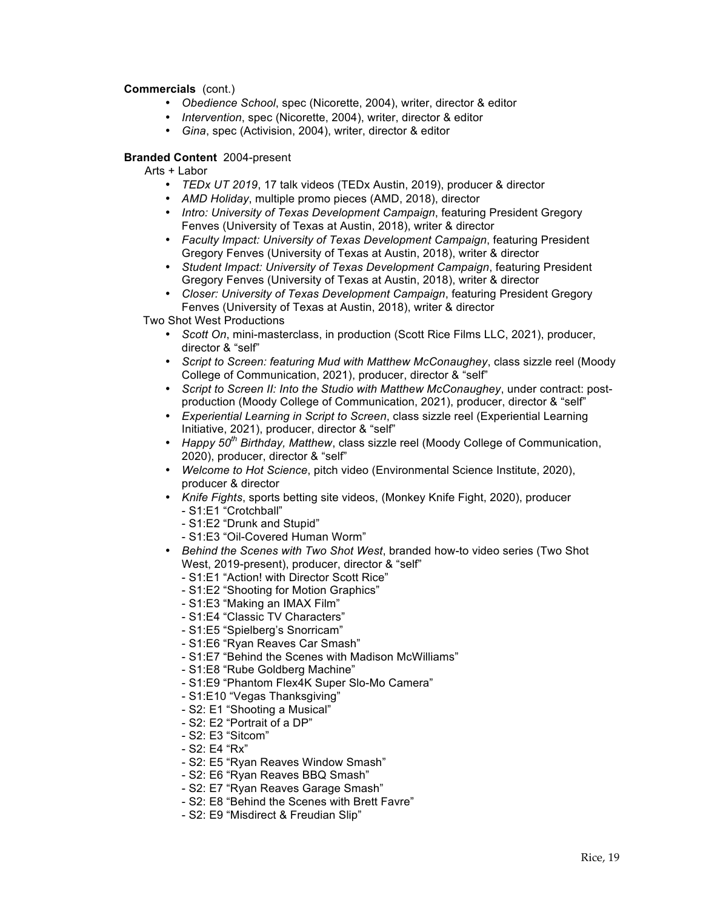**Commercials** (cont.)

- *Obedience School*, spec (Nicorette, 2004), writer, director & editor
- *Intervention*, spec (Nicorette, 2004), writer, director & editor
- *Gina*, spec (Activision, 2004), writer, director & editor

**Branded Content** 2004-present

Arts + Labor

- *TEDx UT 2019*, 17 talk videos (TEDx Austin, 2019), producer & director
- *AMD Holiday*, multiple promo pieces (AMD, 2018), director
- *Intro: University of Texas Development Campaign*, featuring President Gregory Fenves (University of Texas at Austin, 2018), writer & director
- *Faculty Impact: University of Texas Development Campaign*, featuring President Gregory Fenves (University of Texas at Austin, 2018), writer & director
- *Student Impact: University of Texas Development Campaign*, featuring President Gregory Fenves (University of Texas at Austin, 2018), writer & director
- *Closer: University of Texas Development Campaign*, featuring President Gregory Fenves (University of Texas at Austin, 2018), writer & director

Two Shot West Productions

- *Scott On*, mini-masterclass, in production (Scott Rice Films LLC, 2021), producer, director & "self"
- *Script to Screen: featuring Mud with Matthew McConaughey*, class sizzle reel (Moody College of Communication, 2021), producer, director & "self"
- *Script to Screen II: Into the Studio with Matthew McConaughey*, under contract: post-production (Moody College of Communication, 2021), producer, director & "self"
- *Experiential Learning in Script to Screen*, class sizzle reel (Experiential Learning Initiative, 2021), producer, director & "self"
- *Happy 50th Birthday, Matthew*, class sizzle reel (Moody College of Communication, 2020), producer, director & "self"
- *Welcome to Hot Science*, pitch video (Environmental Science Institute, 2020), producer & director
- *Knife Fights*, sports betting site videos, (Monkey Knife Fight, 2020), producer
  - S1:E1 "Crotchball"
  - S1:E2 "Drunk and Stupid"
  - S1:E3 "Oil-Covered Human Worm"
- *Behind the Scenes with Two Shot West*, branded how-to video series (Two Shot West, 2019-present), producer, director & "self"
  - S1:E1 "Action! with Director Scott Rice"
  - S1:E2 "Shooting for Motion Graphics"
  - S1:E3 "Making an IMAX Film"
  - S1:E4 "Classic TV Characters"
  - S1:E5 "Spielberg's Snorricam"
  - S1:E6 "Ryan Reaves Car Smash"
  - S1:E7 "Behind the Scenes with Madison McWilliams"
  - S1:E8 "Rube Goldberg Machine"
  - S1:E9 "Phantom Flex4K Super Slo-Mo Camera"
  - S1:E10 "Vegas Thanksgiving"
  - S2: E1 "Shooting a Musical"
  - S2: E2 "Portrait of a DP"
  - S2: E3 "Sitcom"
  - S2: E4 "Rx"
  - S2: E5 "Ryan Reaves Window Smash"
  - S2: E6 "Ryan Reaves BBQ Smash"
  - S2: E7 "Ryan Reaves Garage Smash"
  - S2: E8 "Behind the Scenes with Brett Favre"
  - S2: E9 "Misdirect & Freudian Slip"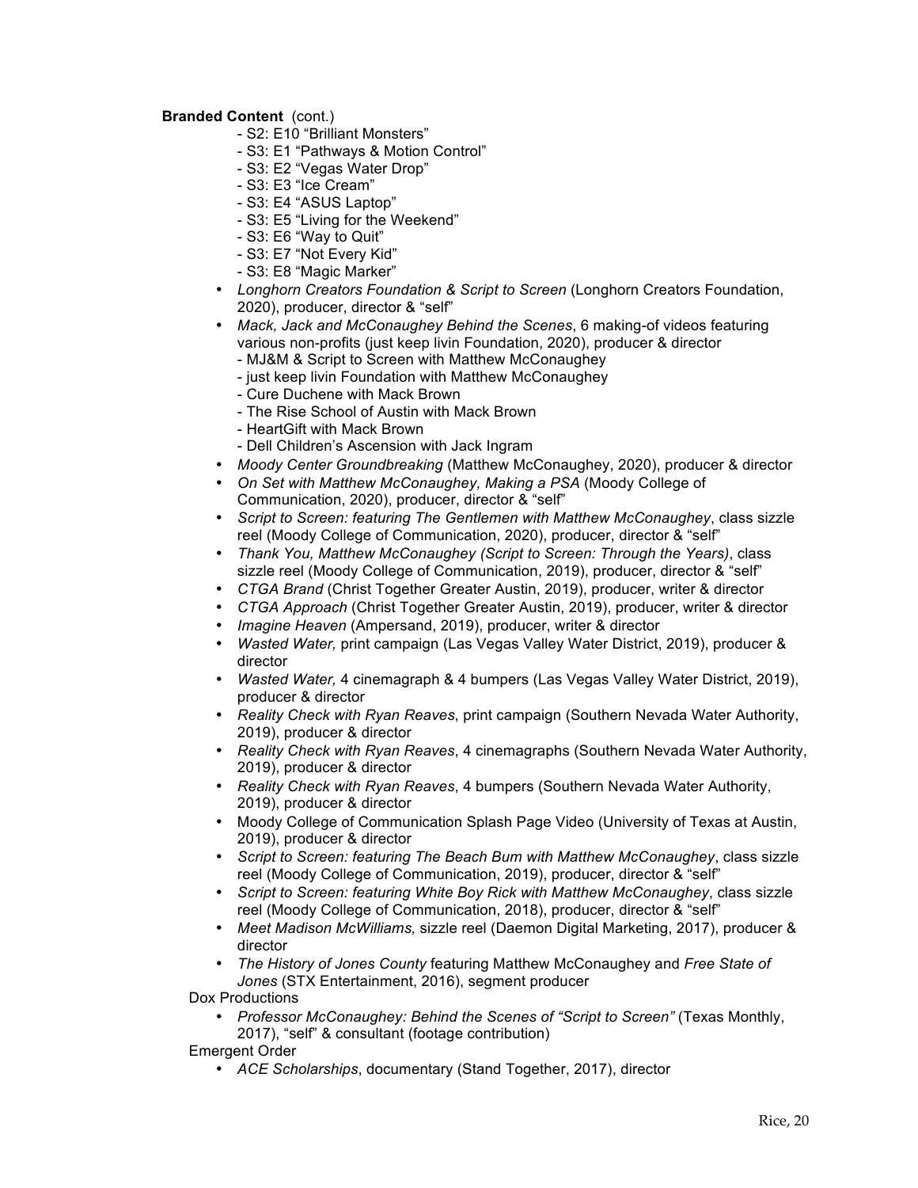**Branded Content** (cont.)

- S2: E10 "Brilliant Monsters"
- S3: E1 "Pathways & Motion Control"
- S3: E2 "Vegas Water Drop"
- S3: E3 "Ice Cream"
- S3: E4 "ASUS Laptop"
- S3: E5 "Living for the Weekend"
- S3: E6 "Way to Quit"
- S3: E7 "Not Every Kid"
- S3: E8 "Magic Marker"

- *Longhorn Creators Foundation & Script to Screen* (Longhorn Creators Foundation, 2020), producer, director & "self"
- *Mack, Jack and McConaughey Behind the Scenes*, 6 making-of videos featuring various non-profits (just keep livin Foundation, 2020), producer & director
  - MJ&M & Script to Screen with Matthew McConaughey
  - just keep livin Foundation with Matthew McConaughey
  - Cure Duchene with Mack Brown
  - The Rise School of Austin with Mack Brown
  - HeartGift with Mack Brown
  - Dell Children's Ascension with Jack Ingram
- *Moody Center Groundbreaking* (Matthew McConaughey, 2020), producer & director
- *On Set with Matthew McConaughey, Making a PSA* (Moody College of Communication, 2020), producer, director & "self"
- *Script to Screen: featuring The Gentlemen with Matthew McConaughey*, class sizzle reel (Moody College of Communication, 2020), producer, director & "self"
- *Thank You, Matthew McConaughey (Script to Screen: Through the Years)*, class sizzle reel (Moody College of Communication, 2019), producer, director & "self"
- *CTGA Brand* (Christ Together Greater Austin, 2019), producer, writer & director
- *CTGA Approach* (Christ Together Greater Austin, 2019), producer, writer & director
- *Imagine Heaven* (Ampersand, 2019), producer, writer & director
- *Wasted Water,* print campaign (Las Vegas Valley Water District, 2019), producer & director
- *Wasted Water,* 4 cinemagraph & 4 bumpers (Las Vegas Valley Water District, 2019), producer & director
- *Reality Check with Ryan Reaves*, print campaign (Southern Nevada Water Authority, 2019), producer & director
- *Reality Check with Ryan Reaves*, 4 cinemagraphs (Southern Nevada Water Authority, 2019), producer & director
- *Reality Check with Ryan Reaves*, 4 bumpers (Southern Nevada Water Authority, 2019), producer & director
- Moody College of Communication Splash Page Video (University of Texas at Austin, 2019), producer & director
- *Script to Screen: featuring The Beach Bum with Matthew McConaughey*, class sizzle reel (Moody College of Communication, 2019), producer, director & "self"
- *Script to Screen: featuring White Boy Rick with Matthew McConaughey*, class sizzle reel (Moody College of Communication, 2018), producer, director & "self"
- *Meet Madison McWilliams,* sizzle reel (Daemon Digital Marketing, 2017), producer & director
- *The History of Jones County* featuring Matthew McConaughey and *Free State of Jones* (STX Entertainment, 2016), segment producer

Dox Productions

- *Professor McConaughey: Behind the Scenes of "Script to Screen"* (Texas Monthly, 2017), "self" & consultant (footage contribution)

Emergent Order

- *ACE Scholarships*, documentary (Stand Together, 2017), director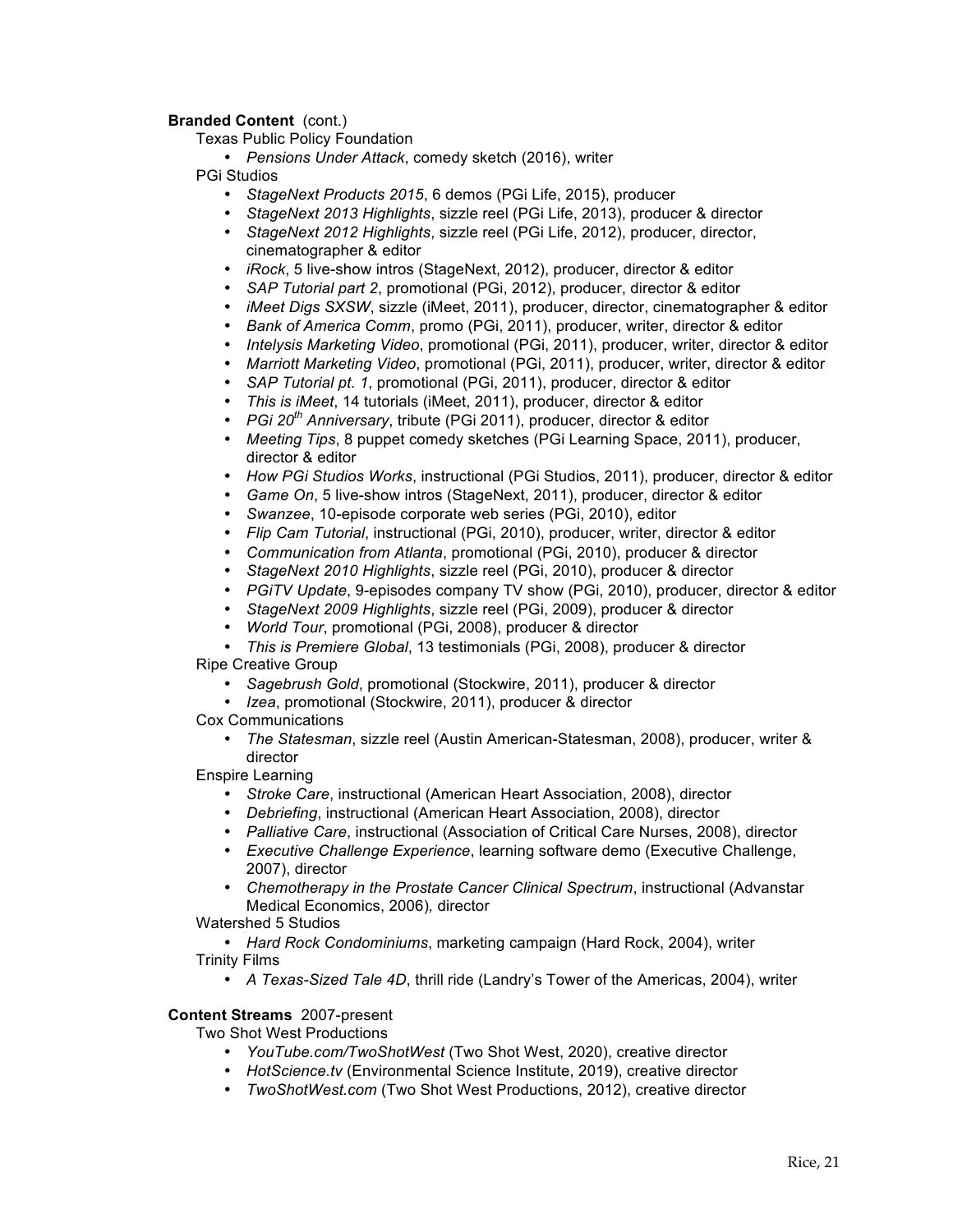**Branded Content** (cont.)

Texas Public Policy Foundation

- *Pensions Under Attack*, comedy sketch (2016), writer

PGi Studios

- *StageNext Products 2015*, 6 demos (PGi Life, 2015), producer
- *StageNext 2013 Highlights*, sizzle reel (PGi Life, 2013), producer & director
- *StageNext 2012 Highlights*, sizzle reel (PGi Life, 2012), producer, director, cinematographer & editor
- *iRock*, 5 live-show intros (StageNext, 2012), producer, director & editor
- *SAP Tutorial part 2*, promotional (PGi, 2012), producer, director & editor
- *iMeet Digs SXSW*, sizzle (iMeet, 2011), producer, director, cinematographer & editor
- *Bank of America Comm*, promo (PGi, 2011), producer, writer, director & editor
- *Intelysis Marketing Video*, promotional (PGi, 2011), producer, writer, director & editor
- *Marriott Marketing Video*, promotional (PGi, 2011), producer, writer, director & editor
- *SAP Tutorial pt. 1*, promotional (PGi, 2011), producer, director & editor
- *This is iMeet*, 14 tutorials (iMeet, 2011), producer, director & editor
- *PGi 20th Anniversary*, tribute (PGi 2011), producer, director & editor
- *Meeting Tips*, 8 puppet comedy sketches (PGi Learning Space, 2011), producer, director & editor
- *How PGi Studios Works*, instructional (PGi Studios, 2011), producer, director & editor
- *Game On*, 5 live-show intros (StageNext, 2011), producer, director & editor
- *Swanzee*, 10-episode corporate web series (PGi, 2010), editor
- *Flip Cam Tutorial*, instructional (PGi, 2010), producer, writer, director & editor
- *Communication from Atlanta*, promotional (PGi, 2010), producer & director
- *StageNext 2010 Highlights*, sizzle reel (PGi, 2010), producer & director
- *PGiTV Update*, 9-episodes company TV show (PGi, 2010), producer, director & editor
- *StageNext 2009 Highlights*, sizzle reel (PGi, 2009), producer & director
- *World Tour*, promotional (PGi, 2008), producer & director
- *This is Premiere Global*, 13 testimonials (PGi, 2008), producer & director

Ripe Creative Group

- *Sagebrush Gold*, promotional (Stockwire, 2011), producer & director
- *Izea*, promotional (Stockwire, 2011), producer & director

Cox Communications

- *The Statesman*, sizzle reel (Austin American-Statesman, 2008), producer, writer & director

Enspire Learning

- *Stroke Care*, instructional (American Heart Association, 2008), director
- *Debriefing*, instructional (American Heart Association, 2008), director
- *Palliative Care*, instructional (Association of Critical Care Nurses, 2008), director
- *Executive Challenge Experience*, learning software demo (Executive Challenge, 2007), director
- *Chemotherapy in the Prostate Cancer Clinical Spectrum*, instructional (Advanstar Medical Economics, 2006), director

Watershed 5 Studios

- *Hard Rock Condominiums*, marketing campaign (Hard Rock, 2004), writer

Trinity Films

- *A Texas-Sized Tale 4D*, thrill ride (Landry's Tower of the Americas, 2004), writer

**Content Streams** 2007-present

Two Shot West Productions

- *YouTube.com/TwoShotWest* (Two Shot West, 2020), creative director
- *HotScience.tv* (Environmental Science Institute, 2019), creative director
- *TwoShotWest.com* (Two Shot West Productions, 2012), creative director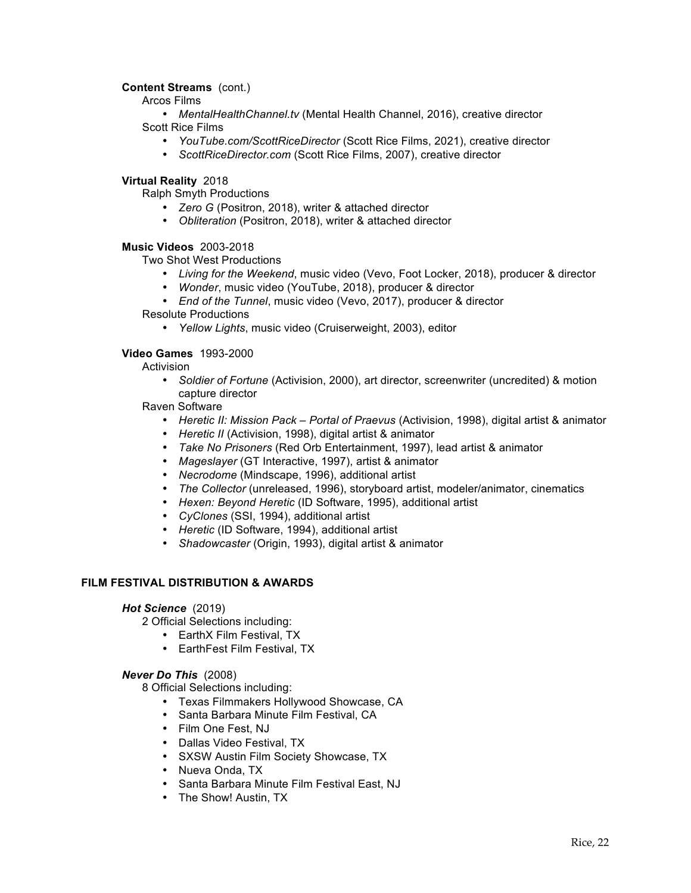**Content Streams** (cont.)

Arcos Films

- *MentalHealthChannel.tv* (Mental Health Channel, 2016), creative director

Scott Rice Films

- *YouTube.com/ScottRiceDirector* (Scott Rice Films, 2021), creative director
- *ScottRiceDirector.com* (Scott Rice Films, 2007), creative director

**Virtual Reality** 2018

Ralph Smyth Productions

- *Zero G* (Positron, 2018), writer & attached director
- *Obliteration* (Positron, 2018), writer & attached director

**Music Videos** 2003-2018

Two Shot West Productions

- *Living for the Weekend*, music video (Vevo, Foot Locker, 2018), producer & director
- *Wonder*, music video (YouTube, 2018), producer & director
- *End of the Tunnel*, music video (Vevo, 2017), producer & director

Resolute Productions

- *Yellow Lights*, music video (Cruiserweight, 2003), editor

**Video Games** 1993-2000

Activision

- *Soldier of Fortune* (Activision, 2000), art director, screenwriter (uncredited) & motion capture director

Raven Software

- *Heretic II: Mission Pack – Portal of Praevus* (Activision, 1998), digital artist & animator
- *Heretic II* (Activision, 1998), digital artist & animator
- *Take No Prisoners* (Red Orb Entertainment, 1997), lead artist & animator
- *Mageslayer* (GT Interactive, 1997), artist & animator
- *Necrodome* (Mindscape, 1996), additional artist
- *The Collector* (unreleased, 1996), storyboard artist, modeler/animator, cinematics
- *Hexen: Beyond Heretic* (ID Software, 1995), additional artist
- *CyClones* (SSI, 1994), additional artist
- *Heretic* (ID Software, 1994), additional artist
- *Shadowcaster* (Origin, 1993), digital artist & animator

## FILM FESTIVAL DISTRIBUTION & AWARDS

***Hot Science*** (2019)

2 Official Selections including:

- EarthX Film Festival, TX
- EarthFest Film Festival, TX

***Never Do This*** (2008)

8 Official Selections including:

- Texas Filmmakers Hollywood Showcase, CA
- Santa Barbara Minute Film Festival, CA
- Film One Fest, NJ
- Dallas Video Festival, TX
- SXSW Austin Film Society Showcase, TX
- Nueva Onda, TX
- Santa Barbara Minute Film Festival East, NJ
- The Show! Austin, TX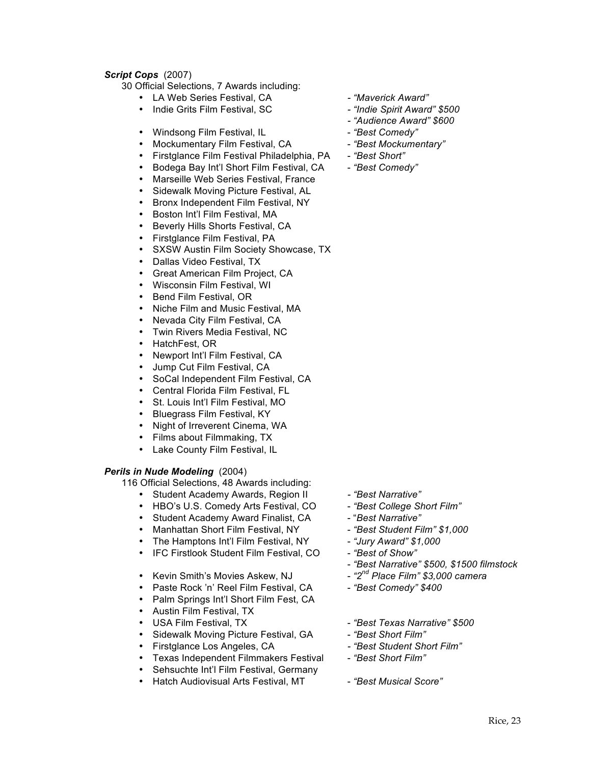***Script Cops*** (2007)

30 Official Selections, 7 Awards including:

- LA Web Series Festival, CA - *"Maverick Award"*
- Indie Grits Film Festival, SC - *"Indie Spirit Award" $500*
  - *"Audience Award" $600*
- Windsong Film Festival, IL - *"Best Comedy"*
- Mockumentary Film Festival, CA - *"Best Mockumentary"*
- Firstglance Film Festival Philadelphia, PA - *"Best Short"*
- Bodega Bay Int'l Short Film Festival, CA - *"Best Comedy"*
- Marseille Web Series Festival, France
- Sidewalk Moving Picture Festival, AL
- Bronx Independent Film Festival, NY
- Boston Int'l Film Festival, MA
- Beverly Hills Shorts Festival, CA
- Firstglance Film Festival, PA
- SXSW Austin Film Society Showcase, TX
- Dallas Video Festival, TX
- Great American Film Project, CA
- Wisconsin Film Festival, WI
- Bend Film Festival, OR
- Niche Film and Music Festival, MA
- Nevada City Film Festival, CA
- Twin Rivers Media Festival, NC
- HatchFest, OR
- Newport Int'l Film Festival, CA
- Jump Cut Film Festival, CA
- SoCal Independent Film Festival, CA
- Central Florida Film Festival, FL
- St. Louis Int'l Film Festival, MO
- Bluegrass Film Festival, KY
- Night of Irreverent Cinema, WA
- Films about Filmmaking, TX
- Lake County Film Festival, IL

***Perils in Nude Modeling*** (2004)

116 Official Selections, 48 Awards including:

- Student Academy Awards, Region II - *"Best Narrative"*
- HBO's U.S. Comedy Arts Festival, CO - *"Best College Short Film"*
- Student Academy Award Finalist, CA - *"Best Narrative"*
- Manhattan Short Film Festival, NY - *"Best Student Film" $1,000*
- The Hamptons Int'l Film Festival, NY - *"Jury Award" $1,000*
- IFC Firstlook Student Film Festival, CO - *"Best of Show"*
  - *"Best Narrative" $500, $1500 filmstock*
- Kevin Smith's Movies Askew, NJ - *"2nd Place Film" $3,000 camera*
- Paste Rock 'n' Reel Film Festival, CA - *"Best Comedy" $400*
- Palm Springs Int'l Short Film Fest, CA
- Austin Film Festival, TX
- USA Film Festival, TX - *"Best Texas Narrative" $500*
- Sidewalk Moving Picture Festival, GA - *"Best Short Film"*
- Firstglance Los Angeles, CA - *"Best Student Short Film"*
- Texas Independent Filmmakers Festival - *"Best Short Film"*
- Sehsuchte Int'l Film Festival, Germany
- Hatch Audiovisual Arts Festival, MT - *"Best Musical Score"*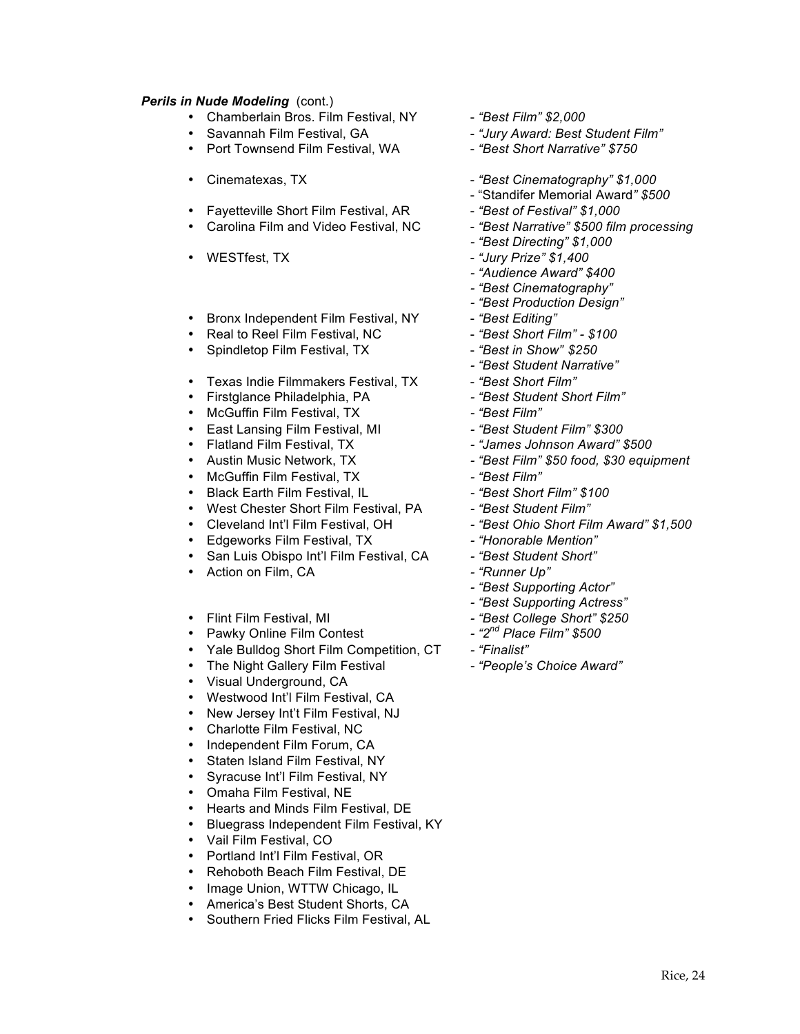***Perils in Nude Modeling*** (cont.)

- Chamberlain Bros. Film Festival, NY - *"Best Film" $2,000*
- Savannah Film Festival, GA - *"Jury Award: Best Student Film"*
- Port Townsend Film Festival, WA - *"Best Short Narrative" $750*
- Cinematexas, TX - *"Best Cinematography" $1,000*
  - "Standifer Memorial Award*" $500*
- Fayetteville Short Film Festival, AR - *"Best of Festival" $1,000*
- Carolina Film and Video Festival, NC - *"Best Narrative" $500 film processing*
  - *"Best Directing" $1,000*
- WESTfest, TX - *"Jury Prize" $1,400*
  - *"Audience Award" $400*
  - *"Best Cinematography"*
  - *"Best Production Design"*
- Bronx Independent Film Festival, NY - *"Best Editing"*
- Real to Reel Film Festival, NC - *"Best Short Film" - $100*
- Spindletop Film Festival, TX - *"Best in Show" $250*
  - *"Best Student Narrative"*
- Texas Indie Filmmakers Festival, TX - *"Best Short Film"*
- Firstglance Philadelphia, PA - *"Best Student Short Film"*
- McGuffin Film Festival, TX - *"Best Film"*
- East Lansing Film Festival, MI - *"Best Student Film" $300*
- Flatland Film Festival, TX - *"James Johnson Award" $500*
- Austin Music Network, TX - *"Best Film" $50 food, $30 equipment*
- McGuffin Film Festival, TX - *"Best Film"*
- Black Earth Film Festival, IL - *"Best Short Film" $100*
- West Chester Short Film Festival, PA - *"Best Student Film"*
- Cleveland Int'l Film Festival, OH - *"Best Ohio Short Film Award" $1,500*
- Edgeworks Film Festival, TX - *"Honorable Mention"*
- San Luis Obispo Int'l Film Festival, CA - *"Best Student Short"*
- Action on Film, CA - *"Runner Up"*
  - *"Best Supporting Actor"*
  - *"Best Supporting Actress"*
- Flint Film Festival, MI - *"Best College Short" $250*
- Pawky Online Film Contest - *"2nd Place Film" $500*
- Yale Bulldog Short Film Competition, CT - *"Finalist"*
- The Night Gallery Film Festival - *"People's Choice Award"*
- Visual Underground, CA
- Westwood Int'l Film Festival, CA
- New Jersey Int't Film Festival, NJ
- Charlotte Film Festival, NC
- Independent Film Forum, CA
- Staten Island Film Festival, NY
- Syracuse Int'l Film Festival, NY
- Omaha Film Festival, NE
- Hearts and Minds Film Festival, DE
- Bluegrass Independent Film Festival, KY
- Vail Film Festival, CO
- Portland Int'l Film Festival, OR
- Rehoboth Beach Film Festival, DE
- Image Union, WTTW Chicago, IL
- America's Best Student Shorts, CA
- Southern Fried Flicks Film Festival, AL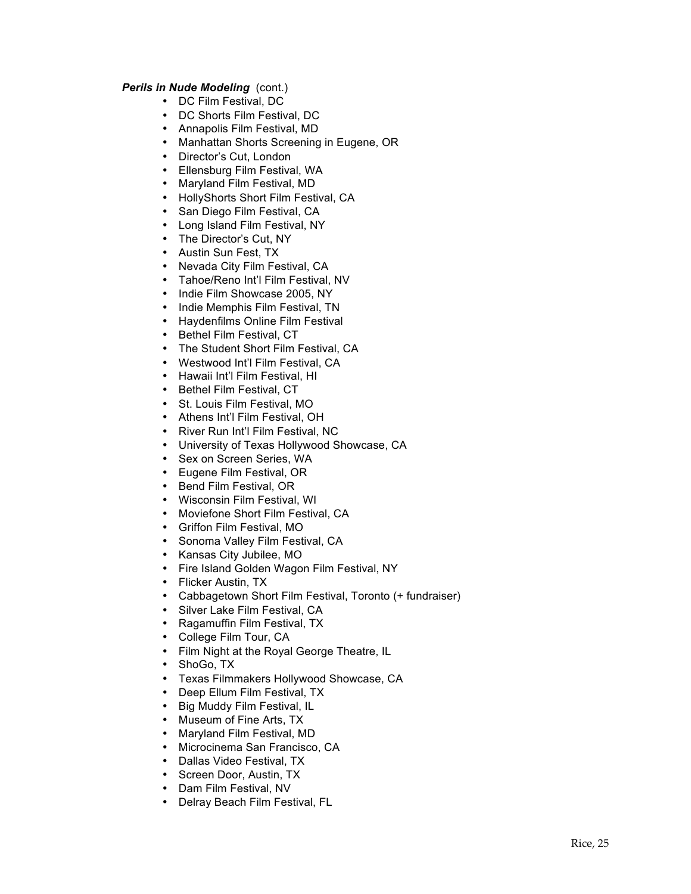***Perils in Nude Modeling*** (cont.)

- DC Film Festival, DC
- DC Shorts Film Festival, DC
- Annapolis Film Festival, MD
- Manhattan Shorts Screening in Eugene, OR
- Director's Cut, London
- Ellensburg Film Festival, WA
- Maryland Film Festival, MD
- HollyShorts Short Film Festival, CA
- San Diego Film Festival, CA
- Long Island Film Festival, NY
- The Director's Cut, NY
- Austin Sun Fest, TX
- Nevada City Film Festival, CA
- Tahoe/Reno Int'l Film Festival, NV
- Indie Film Showcase 2005, NY
- Indie Memphis Film Festival, TN
- Haydenfilms Online Film Festival
- Bethel Film Festival, CT
- The Student Short Film Festival, CA
- Westwood Int'l Film Festival, CA
- Hawaii Int'l Film Festival, HI
- Bethel Film Festival, CT
- St. Louis Film Festival, MO
- Athens Int'l Film Festival, OH
- River Run Int'l Film Festival, NC
- University of Texas Hollywood Showcase, CA
- Sex on Screen Series, WA
- Eugene Film Festival, OR
- Bend Film Festival, OR
- Wisconsin Film Festival, WI
- Moviefone Short Film Festival, CA
- Griffon Film Festival, MO
- Sonoma Valley Film Festival, CA
- Kansas City Jubilee, MO
- Fire Island Golden Wagon Film Festival, NY
- Flicker Austin, TX
- Cabbagetown Short Film Festival, Toronto (+ fundraiser)
- Silver Lake Film Festival, CA
- Ragamuffin Film Festival, TX
- College Film Tour, CA
- Film Night at the Royal George Theatre, IL
- ShoGo, TX
- Texas Filmmakers Hollywood Showcase, CA
- Deep Ellum Film Festival, TX
- Big Muddy Film Festival, IL
- Museum of Fine Arts, TX
- Maryland Film Festival, MD
- Microcinema San Francisco, CA
- Dallas Video Festival, TX
- Screen Door, Austin, TX
- Dam Film Festival, NV
- Delray Beach Film Festival, FL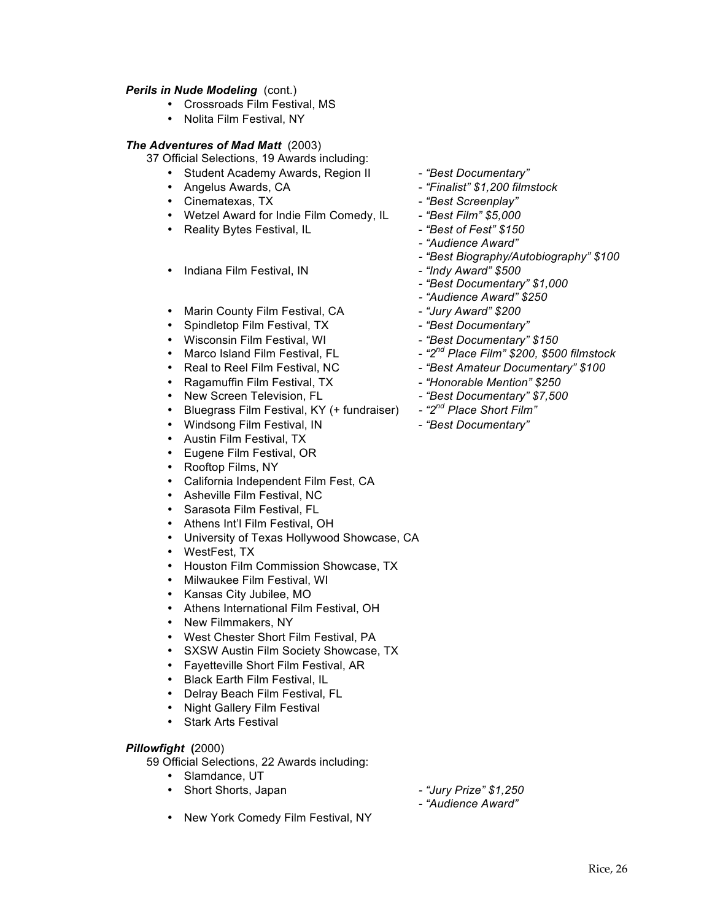***Perils in Nude Modeling*** (cont.)

- Crossroads Film Festival, MS
- Nolita Film Festival, NY

***The Adventures of Mad Matt*** (2003)

37 Official Selections, 19 Awards including:

- Student Academy Awards, Region II - *"Best Documentary"*
- Angelus Awards, CA - *"Finalist" $1,200 filmstock*
- Cinematexas, TX - *"Best Screenplay"*
- Wetzel Award for Indie Film Comedy, IL - *"Best Film" $5,000*
- Reality Bytes Festival, IL - *"Best of Fest" $150*
  - *"Audience Award"*
  - *"Best Biography/Autobiography" $100*
- Indiana Film Festival, IN - *"Indy Award" $500*
  - *"Best Documentary" $1,000*
  - *"Audience Award" $250*
- Marin County Film Festival, CA - *"Jury Award" $200*
- Spindletop Film Festival, TX - *"Best Documentary"*
- Wisconsin Film Festival, WI - *"Best Documentary" $150*
- Marco Island Film Festival, FL - *"2nd Place Film" $200, $500 filmstock*
- Real to Reel Film Festival, NC - *"Best Amateur Documentary" $100*
- Ragamuffin Film Festival, TX - *"Honorable Mention" $250*
- New Screen Television, FL - *"Best Documentary" $7,500*
- Bluegrass Film Festival, KY (+ fundraiser) - *"2nd Place Short Film"*
- Windsong Film Festival, IN - *"Best Documentary"*
- Austin Film Festival, TX
- Eugene Film Festival, OR
- Rooftop Films, NY
- California Independent Film Fest, CA
- Asheville Film Festival, NC
- Sarasota Film Festival, FL
- Athens Int'l Film Festival, OH
- University of Texas Hollywood Showcase, CA
- WestFest, TX
- Houston Film Commission Showcase, TX
- Milwaukee Film Festival, WI
- Kansas City Jubilee, MO
- Athens International Film Festival, OH
- New Filmmakers, NY
- West Chester Short Film Festival, PA
- SXSW Austin Film Society Showcase, TX
- Fayetteville Short Film Festival, AR
- Black Earth Film Festival, IL
- Delray Beach Film Festival, FL
- Night Gallery Film Festival
- Stark Arts Festival

***Pillowfight*** **(**2000)

59 Official Selections, 22 Awards including:

- Slamdance, UT
- Short Shorts, Japan - *"Jury Prize" $1,250*
  - *"Audience Award"*
- New York Comedy Film Festival, NY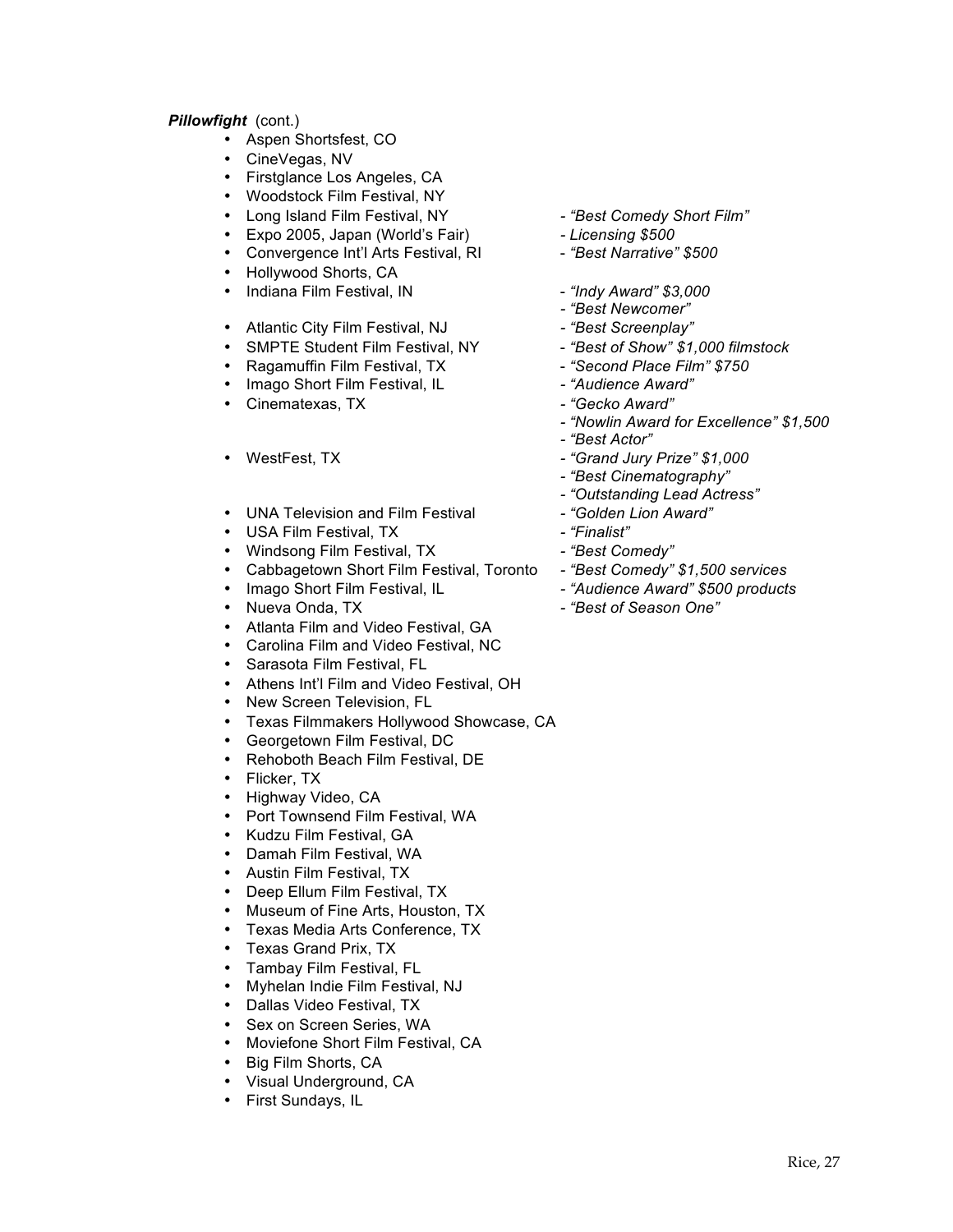***Pillowfight*** (cont.)

- Aspen Shortsfest, CO
- CineVegas, NV
- Firstglance Los Angeles, CA
- Woodstock Film Festival, NY
- Long Island Film Festival, NY - *"Best Comedy Short Film"*
- Expo 2005, Japan (World's Fair) - *Licensing $500*
- Convergence Int'l Arts Festival, RI - *"Best Narrative" $500*
- Hollywood Shorts, CA
- Indiana Film Festival, IN - *"Indy Award" $3,000*
  - *"Best Newcomer"*
- Atlantic City Film Festival, NJ - *"Best Screenplay"*
- SMPTE Student Film Festival, NY - *"Best of Show" $1,000 filmstock*
- Ragamuffin Film Festival, TX - *"Second Place Film" $750*
- Imago Short Film Festival, IL - *"Audience Award"*
- Cinematexas, TX - *"Gecko Award"*
  - *"Nowlin Award for Excellence" $1,500*
  - *"Best Actor"*
- WestFest, TX - *"Grand Jury Prize" $1,000*
  - *"Best Cinematography"*
  - *"Outstanding Lead Actress"*
- UNA Television and Film Festival - *"Golden Lion Award"*
- USA Film Festival, TX - *"Finalist"*
- Windsong Film Festival, TX - *"Best Comedy"*
- Cabbagetown Short Film Festival, Toronto - *"Best Comedy" $1,500 services*
- Imago Short Film Festival, IL - *"Audience Award" $500 products*
- Nueva Onda, TX - *"Best of Season One"*
- Atlanta Film and Video Festival, GA
- Carolina Film and Video Festival, NC
- Sarasota Film Festival, FL
- Athens Int'l Film and Video Festival, OH
- New Screen Television, FL
- Texas Filmmakers Hollywood Showcase, CA
- Georgetown Film Festival, DC
- Rehoboth Beach Film Festival, DE
- Flicker, TX
- Highway Video, CA
- Port Townsend Film Festival, WA
- Kudzu Film Festival, GA
- Damah Film Festival, WA
- Austin Film Festival, TX
- Deep Ellum Film Festival, TX
- Museum of Fine Arts, Houston, TX
- Texas Media Arts Conference, TX
- Texas Grand Prix, TX
- Tambay Film Festival, FL
- Myhelan Indie Film Festival, NJ
- Dallas Video Festival, TX
- Sex on Screen Series, WA
- Moviefone Short Film Festival, CA
- Big Film Shorts, CA
- Visual Underground, CA
- First Sundays, IL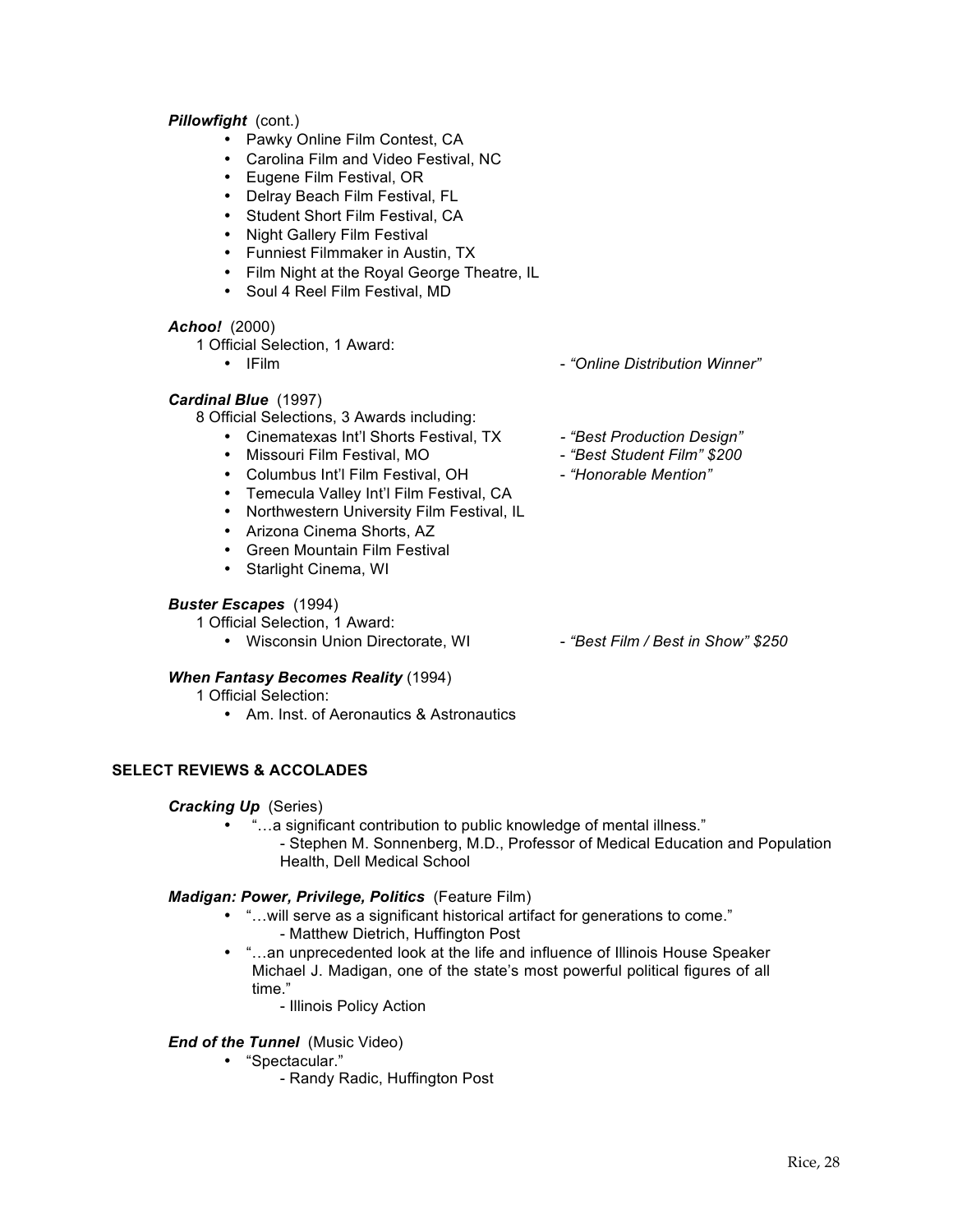***Pillowfight*** (cont.)

- Pawky Online Film Contest, CA
- Carolina Film and Video Festival, NC
- Eugene Film Festival, OR
- Delray Beach Film Festival, FL
- Student Short Film Festival, CA
- Night Gallery Film Festival
- Funniest Filmmaker in Austin, TX
- Film Night at the Royal George Theatre, IL
- Soul 4 Reel Film Festival, MD

***Achoo!*** (2000)

1 Official Selection, 1 Award:

- IFilm - *"Online Distribution Winner"*

***Cardinal Blue*** (1997)

8 Official Selections, 3 Awards including:

- Cinematexas Int'l Shorts Festival, TX - *"Best Production Design"*
- Missouri Film Festival, MO - *"Best Student Film" $200*
- Columbus Int'l Film Festival, OH - *"Honorable Mention"*
- Temecula Valley Int'l Film Festival, CA
- Northwestern University Film Festival, IL
- Arizona Cinema Shorts, AZ
- Green Mountain Film Festival
- Starlight Cinema, WI

***Buster Escapes*** (1994)

1 Official Selection, 1 Award:

- Wisconsin Union Directorate, WI - *"Best Film / Best in Show" $250*

***When Fantasy Becomes Reality*** (1994)

1 Official Selection:

- Am. Inst. of Aeronautics & Astronautics

## SELECT REVIEWS & ACCOLADES

***Cracking Up*** (Series)

- "…a significant contribution to public knowledge of mental illness."
  - Stephen M. Sonnenberg, M.D., Professor of Medical Education and Population Health, Dell Medical School

***Madigan: Power, Privilege, Politics*** (Feature Film)

- "…will serve as a significant historical artifact for generations to come."
  - Matthew Dietrich, Huffington Post
- "…an unprecedented look at the life and influence of Illinois House Speaker Michael J. Madigan, one of the state's most powerful political figures of all time."
  - Illinois Policy Action

***End of the Tunnel*** (Music Video)

- "Spectacular."
  - Randy Radic, Huffington Post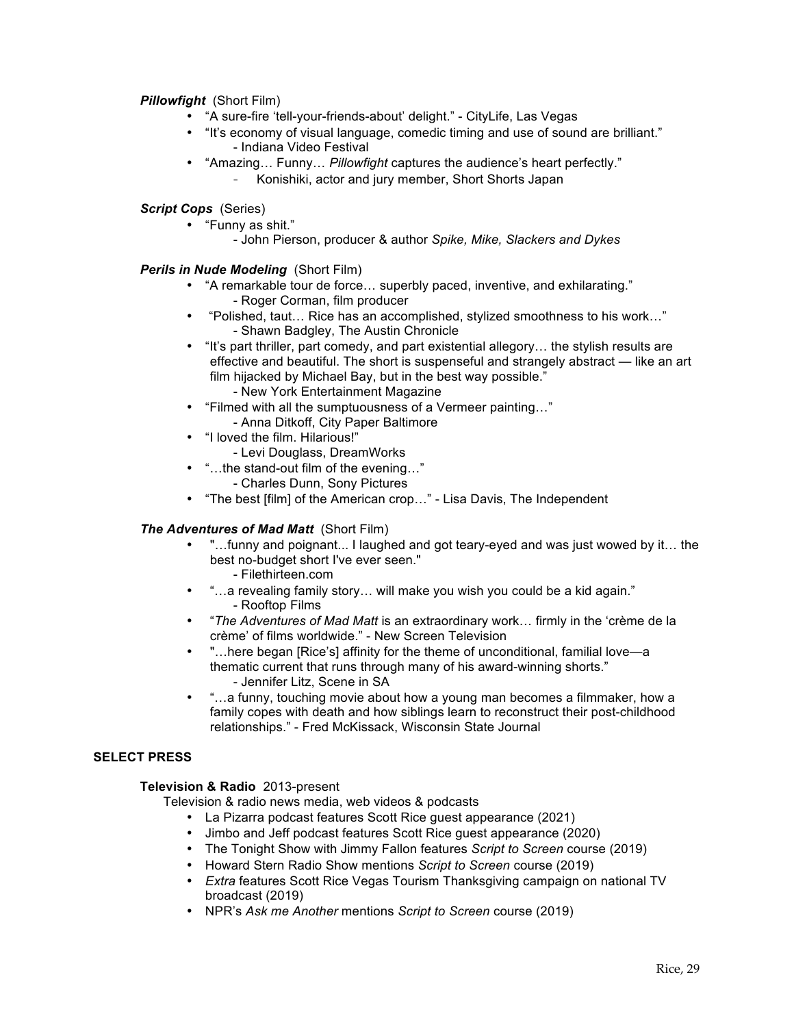***Pillowfight*** (Short Film)

- "A sure-fire 'tell-your-friends-about' delight." - CityLife, Las Vegas
- "It's economy of visual language, comedic timing and use of sound are brilliant." - Indiana Video Festival
- "Amazing… Funny… *Pillowfight* captures the audience's heart perfectly."
  - Konishiki, actor and jury member, Short Shorts Japan

***Script Cops*** (Series)

- "Funny as shit."
  - John Pierson, producer & author *Spike, Mike, Slackers and Dykes*

***Perils in Nude Modeling*** (Short Film)

- "A remarkable tour de force… superbly paced, inventive, and exhilarating."
  - Roger Corman, film producer
- "Polished, taut… Rice has an accomplished, stylized smoothness to his work…"
  - Shawn Badgley, The Austin Chronicle
- "It's part thriller, part comedy, and part existential allegory… the stylish results are effective and beautiful. The short is suspenseful and strangely abstract — like an art film hijacked by Michael Bay, but in the best way possible."
  - New York Entertainment Magazine
- "Filmed with all the sumptuousness of a Vermeer painting…"
  - Anna Ditkoff, City Paper Baltimore
- "I loved the film. Hilarious!"
  - Levi Douglass, DreamWorks
- "…the stand-out film of the evening…"
  - Charles Dunn, Sony Pictures
- "The best [film] of the American crop…" - Lisa Davis, The Independent

***The Adventures of Mad Matt*** (Short Film)

- "…funny and poignant... I laughed and got teary-eyed and was just wowed by it… the best no-budget short I've ever seen."
  - Filethirteen.com
- "…a revealing family story… will make you wish you could be a kid again."
  - Rooftop Films
- "*The Adventures of Mad Matt* is an extraordinary work… firmly in the 'crème de la crème' of films worldwide." - New Screen Television
- "…here began [Rice's] affinity for the theme of unconditional, familial love—a thematic current that runs through many of his award-winning shorts."
  - Jennifer Litz, Scene in SA
- "…a funny, touching movie about how a young man becomes a filmmaker, how a family copes with death and how siblings learn to reconstruct their post-childhood relationships." - Fred McKissack, Wisconsin State Journal

## SELECT PRESS

**Television & Radio** 2013-present

Television & radio news media, web videos & podcasts

- La Pizarra podcast features Scott Rice guest appearance (2021)
- Jimbo and Jeff podcast features Scott Rice guest appearance (2020)
- The Tonight Show with Jimmy Fallon features *Script to Screen* course (2019)
- Howard Stern Radio Show mentions *Script to Screen* course (2019)
- *Extra* features Scott Rice Vegas Tourism Thanksgiving campaign on national TV broadcast (2019)
- NPR's *Ask me Another* mentions *Script to Screen* course (2019)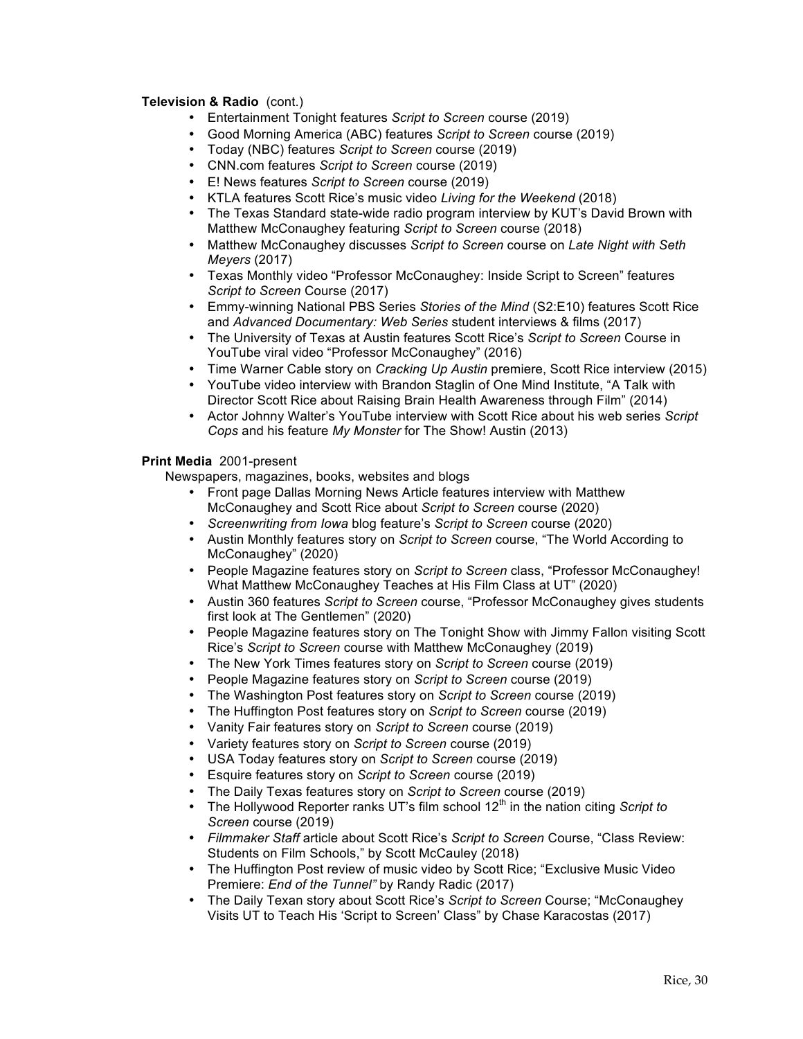**Television & Radio** (cont.)

- Entertainment Tonight features *Script to Screen* course (2019)
- Good Morning America (ABC) features *Script to Screen* course (2019)
- Today (NBC) features *Script to Screen* course (2019)
- CNN.com features *Script to Screen* course (2019)
- E! News features *Script to Screen* course (2019)
- KTLA features Scott Rice's music video *Living for the Weekend* (2018)
- The Texas Standard state-wide radio program interview by KUT's David Brown with Matthew McConaughey featuring *Script to Screen* course (2018)
- Matthew McConaughey discusses *Script to Screen* course on *Late Night with Seth Meyers* (2017)
- Texas Monthly video "Professor McConaughey: Inside Script to Screen" features *Script to Screen* Course (2017)
- Emmy-winning National PBS Series *Stories of the Mind* (S2:E10) features Scott Rice and *Advanced Documentary: Web Series* student interviews & films (2017)
- The University of Texas at Austin features Scott Rice's *Script to Screen* Course in YouTube viral video "Professor McConaughey" (2016)
- Time Warner Cable story on *Cracking Up Austin* premiere, Scott Rice interview (2015)
- YouTube video interview with Brandon Staglin of One Mind Institute, "A Talk with Director Scott Rice about Raising Brain Health Awareness through Film" (2014)
- Actor Johnny Walter's YouTube interview with Scott Rice about his web series *Script Cops* and his feature *My Monster* for The Show! Austin (2013)

**Print Media** 2001-present

Newspapers, magazines, books, websites and blogs

- Front page Dallas Morning News Article features interview with Matthew McConaughey and Scott Rice about *Script to Screen* course (2020)
- *Screenwriting from Iowa* blog feature's *Script to Screen* course (2020)
- Austin Monthly features story on *Script to Screen* course, "The World According to McConaughey" (2020)
- People Magazine features story on *Script to Screen* class, "Professor McConaughey! What Matthew McConaughey Teaches at His Film Class at UT" (2020)
- Austin 360 features *Script to Screen* course, "Professor McConaughey gives students first look at The Gentlemen" (2020)
- People Magazine features story on The Tonight Show with Jimmy Fallon visiting Scott Rice's *Script to Screen* course with Matthew McConaughey (2019)
- The New York Times features story on *Script to Screen* course (2019)
- People Magazine features story on *Script to Screen* course (2019)
- The Washington Post features story on *Script to Screen* course (2019)
- The Huffington Post features story on *Script to Screen* course (2019)
- Vanity Fair features story on *Script to Screen* course (2019)
- Variety features story on *Script to Screen* course (2019)
- USA Today features story on *Script to Screen* course (2019)
- Esquire features story on *Script to Screen* course (2019)
- The Daily Texas features story on *Script to Screen* course (2019)
- The Hollywood Reporter ranks UT's film school 12th in the nation citing *Script to Screen* course (2019)
- *Filmmaker Staff* article about Scott Rice's *Script to Screen* Course, "Class Review: Students on Film Schools," by Scott McCauley (2018)
- The Huffington Post review of music video by Scott Rice; "Exclusive Music Video Premiere: *End of the Tunnel"* by Randy Radic (2017)
- The Daily Texan story about Scott Rice's *Script to Screen* Course; "McConaughey Visits UT to Teach His 'Script to Screen' Class" by Chase Karacostas (2017)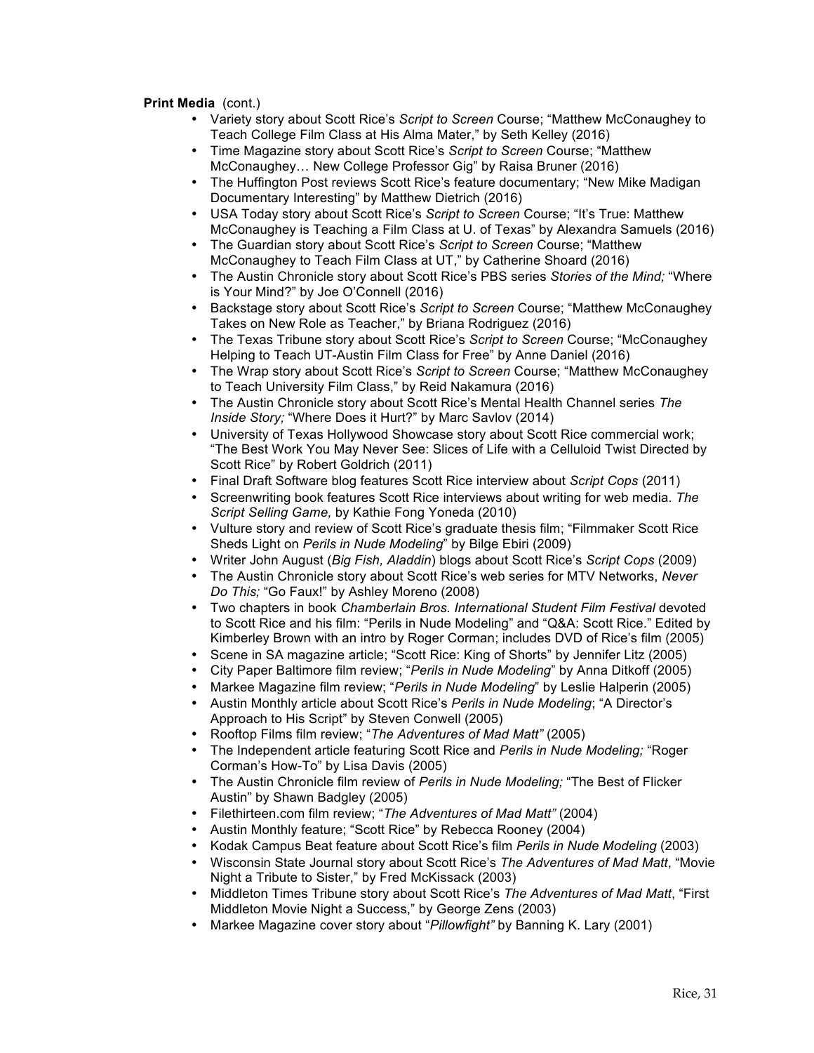**Print Media** (cont.)

- Variety story about Scott Rice's *Script to Screen* Course; "Matthew McConaughey to Teach College Film Class at His Alma Mater," by Seth Kelley (2016)
- Time Magazine story about Scott Rice's *Script to Screen* Course; "Matthew McConaughey… New College Professor Gig" by Raisa Bruner (2016)
- The Huffington Post reviews Scott Rice's feature documentary; "New Mike Madigan Documentary Interesting" by Matthew Dietrich (2016)
- USA Today story about Scott Rice's *Script to Screen* Course; "It's True: Matthew McConaughey is Teaching a Film Class at U. of Texas" by Alexandra Samuels (2016)
- The Guardian story about Scott Rice's *Script to Screen* Course; "Matthew McConaughey to Teach Film Class at UT," by Catherine Shoard (2016)
- The Austin Chronicle story about Scott Rice's PBS series *Stories of the Mind;* "Where is Your Mind?" by Joe O'Connell (2016)
- Backstage story about Scott Rice's *Script to Screen* Course; "Matthew McConaughey Takes on New Role as Teacher," by Briana Rodriguez (2016)
- The Texas Tribune story about Scott Rice's *Script to Screen* Course; "McConaughey Helping to Teach UT-Austin Film Class for Free" by Anne Daniel (2016)
- The Wrap story about Scott Rice's *Script to Screen* Course; "Matthew McConaughey to Teach University Film Class," by Reid Nakamura (2016)
- The Austin Chronicle story about Scott Rice's Mental Health Channel series *The Inside Story;* "Where Does it Hurt?" by Marc Savlov (2014)
- University of Texas Hollywood Showcase story about Scott Rice commercial work; "The Best Work You May Never See: Slices of Life with a Celluloid Twist Directed by Scott Rice" by Robert Goldrich (2011)
- Final Draft Software blog features Scott Rice interview about *Script Cops* (2011)
- Screenwriting book features Scott Rice interviews about writing for web media. *The Script Selling Game,* by Kathie Fong Yoneda (2010)
- Vulture story and review of Scott Rice's graduate thesis film; "Filmmaker Scott Rice Sheds Light on *Perils in Nude Modeling*" by Bilge Ebiri (2009)
- Writer John August (*Big Fish, Aladdin*) blogs about Scott Rice's *Script Cops* (2009)
- The Austin Chronicle story about Scott Rice's web series for MTV Networks, *Never Do This;* "Go Faux!" by Ashley Moreno (2008)
- Two chapters in book *Chamberlain Bros. International Student Film Festival* devoted to Scott Rice and his film: "Perils in Nude Modeling" and "Q&A: Scott Rice." Edited by Kimberley Brown with an intro by Roger Corman; includes DVD of Rice's film (2005)
- Scene in SA magazine article; "Scott Rice: King of Shorts" by Jennifer Litz (2005)
- City Paper Baltimore film review; "*Perils in Nude Modeling*" by Anna Ditkoff (2005)
- Markee Magazine film review; "*Perils in Nude Modeling*" by Leslie Halperin (2005)
- Austin Monthly article about Scott Rice's *Perils in Nude Modeling*; "A Director's Approach to His Script" by Steven Conwell (2005)
- Rooftop Films film review; "*The Adventures of Mad Matt"* (2005)
- The Independent article featuring Scott Rice and *Perils in Nude Modeling;* "Roger Corman's How-To" by Lisa Davis (2005)
- The Austin Chronicle film review of *Perils in Nude Modeling;* "The Best of Flicker Austin" by Shawn Badgley (2005)
- Filethirteen.com film review; "*The Adventures of Mad Matt"* (2004)
- Austin Monthly feature; "Scott Rice" by Rebecca Rooney (2004)
- Kodak Campus Beat feature about Scott Rice's film *Perils in Nude Modeling* (2003)
- Wisconsin State Journal story about Scott Rice's *The Adventures of Mad Matt*, "Movie Night a Tribute to Sister," by Fred McKissack (2003)
- Middleton Times Tribune story about Scott Rice's *The Adventures of Mad Matt*, "First Middleton Movie Night a Success," by George Zens (2003)
- Markee Magazine cover story about "*Pillowfight"* by Banning K. Lary (2001)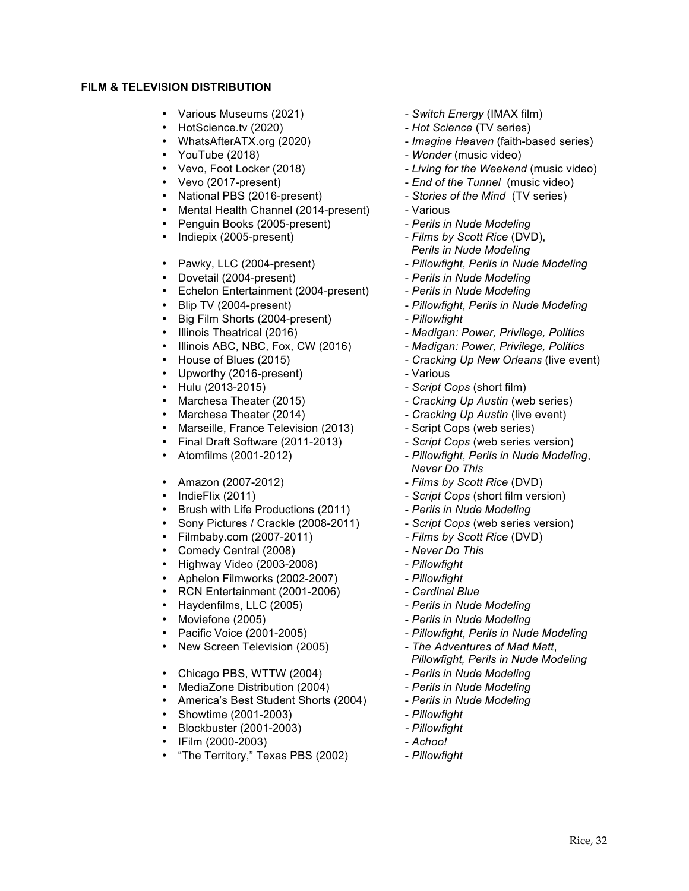#### **FILM & TELEVISION DISTRIBUTION**

- Various Museums (2021) - *Switch Energy* (IMAX film)
- HotScience.tv (2020) - *Hot Science* (TV series)
- WhatsAfterATX.org (2020) - *Imagine Heaven* (faith-based series)
- YouTube (2018) - *Wonder* (music video)
- Vevo, Foot Locker (2018) - *Living for the Weekend* (music video)
- Vevo (2017-present) - *End of the Tunnel* (music video)
- National PBS (2016-present) - *Stories of the Mind* (TV series)
- Mental Health Channel (2014-present) - Various
- Penguin Books (2005-present) - *Perils in Nude Modeling*
- Indiepix (2005-present) - *Films by Scott Rice* (DVD), *Perils in Nude Modeling*
- Pawky, LLC (2004-present) - *Pillowfight*, *Perils in Nude Modeling*
- Dovetail (2004-present) - *Perils in Nude Modeling*
- Echelon Entertainment (2004-present) - *Perils in Nude Modeling*
- Blip TV (2004-present) - *Pillowfight*, *Perils in Nude Modeling*
- Big Film Shorts (2004-present) - *Pillowfight*
- Illinois Theatrical (2016) - *Madigan: Power, Privilege, Politics*
- Illinois ABC, NBC, Fox, CW (2016) - *Madigan: Power, Privilege, Politics*
- House of Blues (2015) - *Cracking Up New Orleans* (live event)
- Upworthy (2016-present) - Various
- Hulu (2013-2015) - *Script Cops* (short film)
- Marchesa Theater (2015) - *Cracking Up Austin* (web series)
- Marchesa Theater (2014) - *Cracking Up Austin* (live event)
- Marseille, France Television (2013) - Script Cops (web series)
- Final Draft Software (2011-2013) - *Script Cops* (web series version)
- Atomfilms (2001-2012) - *Pillowfight*, *Perils in Nude Modeling*, *Never Do This*
- Amazon (2007-2012) - *Films by Scott Rice* (DVD)
- IndieFlix (2011) - *Script Cops* (short film version)
- Brush with Life Productions (2011) - *Perils in Nude Modeling*
- Sony Pictures / Crackle (2008-2011) - *Script Cops* (web series version)
- Filmbaby.com (2007-2011) - *Films by Scott Rice* (DVD)
- Comedy Central (2008) - *Never Do This*
- Highway Video (2003-2008) - *Pillowfight*
- Aphelon Filmworks (2002-2007) - *Pillowfight*
- RCN Entertainment (2001-2006) - *Cardinal Blue*
- Haydenfilms, LLC (2005) - *Perils in Nude Modeling*
- Moviefone (2005) - *Perils in Nude Modeling*
- Pacific Voice (2001-2005) - *Pillowfight*, *Perils in Nude Modeling*
- New Screen Television (2005) - *The Adventures of Mad Matt*, *Pillowfight, Perils in Nude Modeling*
- Chicago PBS, WTTW (2004) - *Perils in Nude Modeling*
- MediaZone Distribution (2004) - *Perils in Nude Modeling*
- America's Best Student Shorts (2004) - *Perils in Nude Modeling*
- Showtime (2001-2003) - *Pillowfight*
- Blockbuster (2001-2003) - *Pillowfight*
- IFilm (2000-2003) - *Achoo!*
- "The Territory," Texas PBS (2002) - *Pillowfight*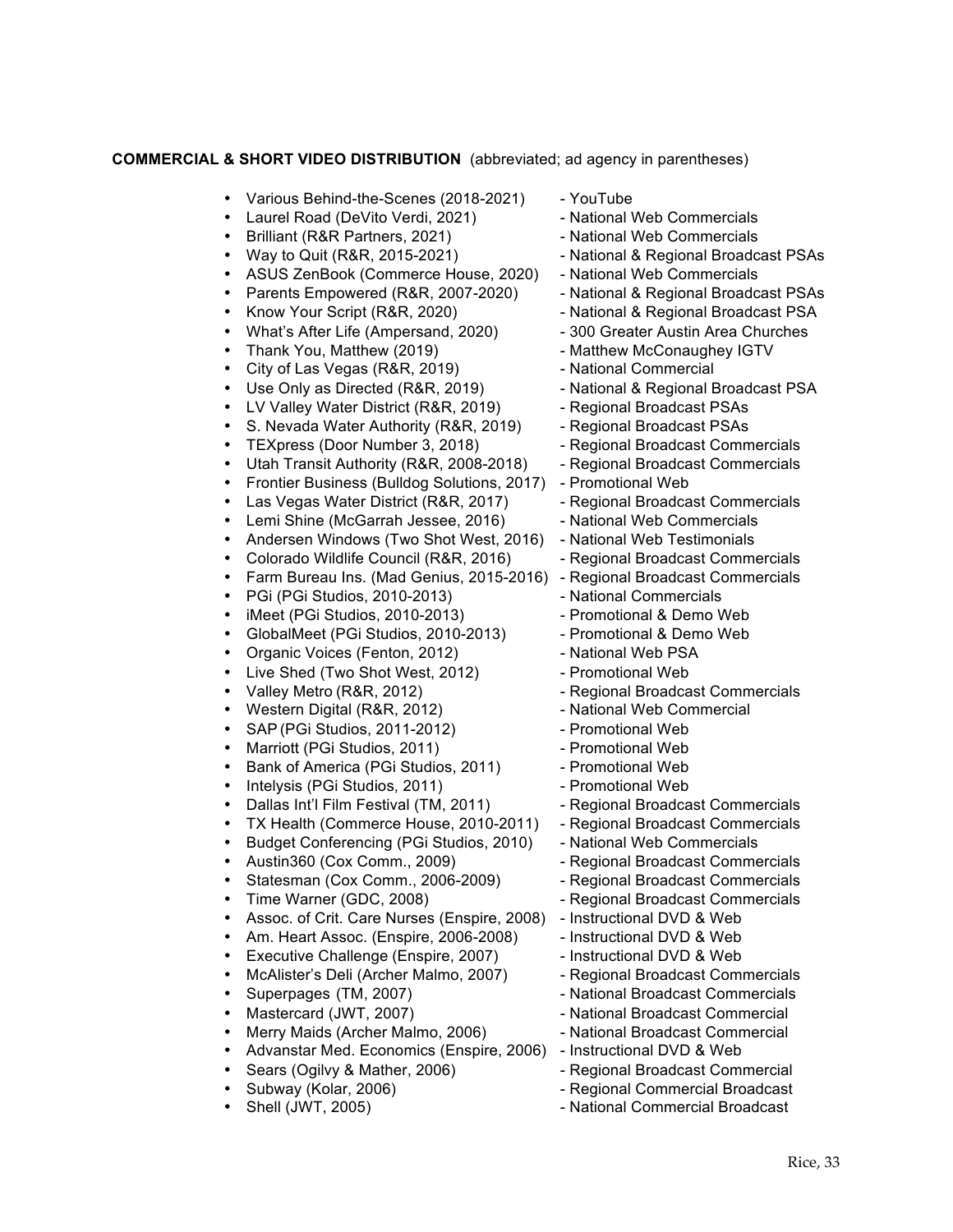**COMMERCIAL & SHORT VIDEO DISTRIBUTION** (abbreviated; ad agency in parentheses)

- Various Behind-the-Scenes (2018-2021) - YouTube
- Laurel Road (DeVito Verdi, 2021) - National Web Commercials
- Brilliant (R&R Partners, 2021) - National Web Commercials
- Way to Quit (R&R, 2015-2021) - National & Regional Broadcast PSAs
- ASUS ZenBook (Commerce House, 2020) - National Web Commercials
- Parents Empowered (R&R, 2007-2020) - National & Regional Broadcast PSAs
- Know Your Script (R&R, 2020) - National & Regional Broadcast PSA
- What's After Life (Ampersand, 2020) - 300 Greater Austin Area Churches
- Thank You, Matthew (2019) - Matthew McConaughey IGTV
- City of Las Vegas (R&R, 2019) - National Commercial
- Use Only as Directed (R&R, 2019) - National & Regional Broadcast PSA
- LV Valley Water District (R&R, 2019) - Regional Broadcast PSAs
- S. Nevada Water Authority (R&R, 2019) - Regional Broadcast PSAs
- TEXpress (Door Number 3, 2018) - Regional Broadcast Commercials
- Utah Transit Authority (R&R, 2008-2018) - Regional Broadcast Commercials
- Frontier Business (Bulldog Solutions, 2017) - Promotional Web
- Las Vegas Water District (R&R, 2017) - Regional Broadcast Commercials
- Lemi Shine (McGarrah Jessee, 2016) - National Web Commercials
- Andersen Windows (Two Shot West, 2016) - National Web Testimonials
- Colorado Wildlife Council (R&R, 2016) - Regional Broadcast Commercials
- Farm Bureau Ins. (Mad Genius, 2015-2016) - Regional Broadcast Commercials
- PGi (PGi Studios, 2010-2013) - National Commercials
- iMeet (PGi Studios, 2010-2013) - Promotional & Demo Web
- GlobalMeet (PGi Studios, 2010-2013) - Promotional & Demo Web
- Organic Voices (Fenton, 2012) - National Web PSA
- Live Shed (Two Shot West, 2012) - Promotional Web
- Valley Metro (R&R, 2012) - Regional Broadcast Commercials
- Western Digital (R&R, 2012) - National Web Commercial
- SAP (PGi Studios, 2011-2012) - Promotional Web
- Marriott (PGi Studios, 2011) - Promotional Web
- Bank of America (PGi Studios, 2011) - Promotional Web
- Intelysis (PGi Studios, 2011) - Promotional Web
- Dallas Int'l Film Festival (TM, 2011) - Regional Broadcast Commercials
- TX Health (Commerce House, 2010-2011) - Regional Broadcast Commercials
- Budget Conferencing (PGi Studios, 2010) - National Web Commercials
- Austin360 (Cox Comm., 2009) - Regional Broadcast Commercials
- Statesman (Cox Comm., 2006-2009) - Regional Broadcast Commercials
- Time Warner (GDC, 2008) - Regional Broadcast Commercials
- Assoc. of Crit. Care Nurses (Enspire, 2008) - Instructional DVD & Web
- Am. Heart Assoc. (Enspire, 2006-2008) - Instructional DVD & Web
- Executive Challenge (Enspire, 2007) - Instructional DVD & Web
- McAlister's Deli (Archer Malmo, 2007) - Regional Broadcast Commercials
- Superpages (TM, 2007) - National Broadcast Commercials
- Mastercard (JWT, 2007) - National Broadcast Commercial
- Merry Maids (Archer Malmo, 2006) - National Broadcast Commercial
- Advanstar Med. Economics (Enspire, 2006) - Instructional DVD & Web
- Sears (Ogilvy & Mather, 2006) - Regional Broadcast Commercial
- Subway (Kolar, 2006) - Regional Commercial Broadcast
- Shell (JWT, 2005) - National Commercial Broadcast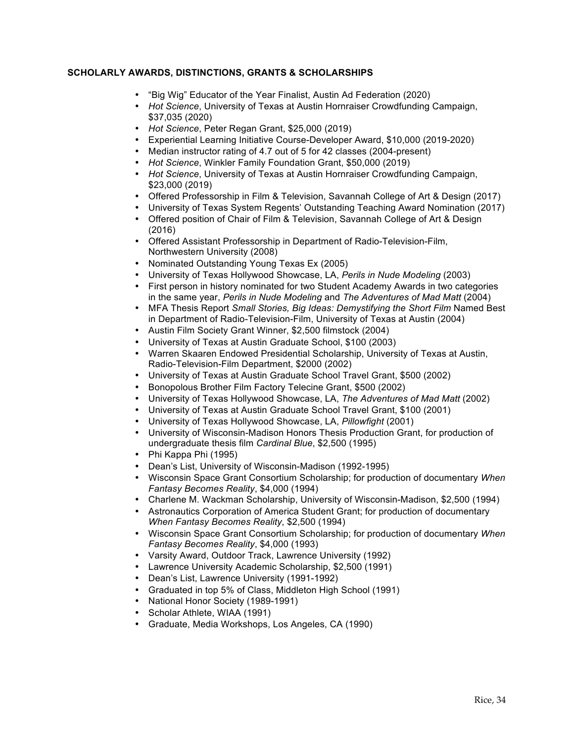## SCHOLARLY AWARDS, DISTINCTIONS, GRANTS & SCHOLARSHIPS

- "Big Wig" Educator of the Year Finalist, Austin Ad Federation (2020)
- *Hot Science*, University of Texas at Austin Hornraiser Crowdfunding Campaign, $37,035 (2020)
- *Hot Science*, Peter Regan Grant, $25,000 (2019)
- Experiential Learning Initiative Course-Developer Award, $10,000 (2019-2020)
- Median instructor rating of 4.7 out of 5 for 42 classes (2004-present)
- *Hot Science*, Winkler Family Foundation Grant, $50,000 (2019)
- *Hot Science*, University of Texas at Austin Hornraiser Crowdfunding Campaign, $23,000 (2019)
- Offered Professorship in Film & Television, Savannah College of Art & Design (2017)
- University of Texas System Regents' Outstanding Teaching Award Nomination (2017)
- Offered position of Chair of Film & Television, Savannah College of Art & Design (2016)
- Offered Assistant Professorship in Department of Radio-Television-Film, Northwestern University (2008)
- Nominated Outstanding Young Texas Ex (2005)
- University of Texas Hollywood Showcase, LA, *Perils in Nude Modeling* (2003)
- First person in history nominated for two Student Academy Awards in two categories in the same year, *Perils in Nude Modeling* and *The Adventures of Mad Matt* (2004)
- MFA Thesis Report *Small Stories, Big Ideas: Demystifying the Short Film* Named Best in Department of Radio-Television-Film, University of Texas at Austin (2004)
- Austin Film Society Grant Winner, $2,500 filmstock (2004)
- University of Texas at Austin Graduate School, $100 (2003)
- Warren Skaaren Endowed Presidential Scholarship, University of Texas at Austin, Radio-Television-Film Department, $2000 (2002)
- University of Texas at Austin Graduate School Travel Grant, $500 (2002)
- Bonopolous Brother Film Factory Telecine Grant, $500 (2002)
- University of Texas Hollywood Showcase, LA, *The Adventures of Mad Matt* (2002)
- University of Texas at Austin Graduate School Travel Grant, $100 (2001)
- University of Texas Hollywood Showcase, LA, *Pillowfight* (2001)
- University of Wisconsin-Madison Honors Thesis Production Grant, for production of undergraduate thesis film *Cardinal Blue*, $2,500 (1995)
- Phi Kappa Phi (1995)
- Dean's List, University of Wisconsin-Madison (1992-1995)
- Wisconsin Space Grant Consortium Scholarship; for production of documentary *When Fantasy Becomes Reality*, $4,000 (1994)
- Charlene M. Wackman Scholarship, University of Wisconsin-Madison, $2,500 (1994)
- Astronautics Corporation of America Student Grant; for production of documentary *When Fantasy Becomes Reality*, $2,500 (1994)
- Wisconsin Space Grant Consortium Scholarship; for production of documentary *When Fantasy Becomes Reality*, $4,000 (1993)
- Varsity Award, Outdoor Track, Lawrence University (1992)
- Lawrence University Academic Scholarship, $2,500 (1991)
- Dean's List, Lawrence University (1991-1992)
- Graduated in top 5% of Class, Middleton High School (1991)
- National Honor Society (1989-1991)
- Scholar Athlete, WIAA (1991)
- Graduate, Media Workshops, Los Angeles, CA (1990)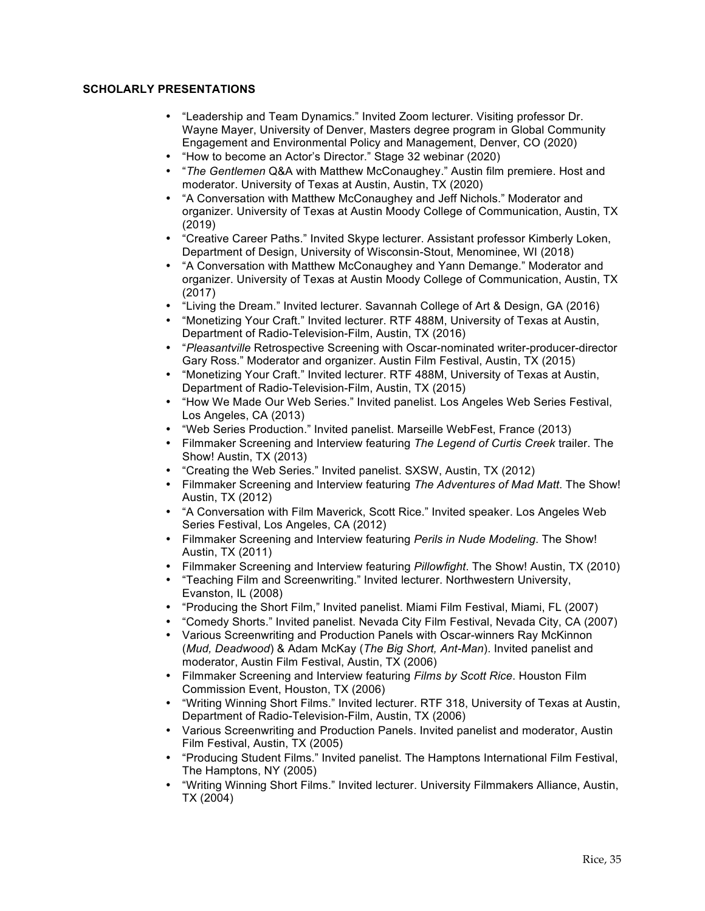**SCHOLARLY PRESENTATIONS**

- "Leadership and Team Dynamics." Invited Zoom lecturer. Visiting professor Dr. Wayne Mayer, University of Denver, Masters degree program in Global Community Engagement and Environmental Policy and Management, Denver, CO (2020)
- "How to become an Actor's Director." Stage 32 webinar (2020)
- "*The Gentlemen* Q&A with Matthew McConaughey." Austin film premiere. Host and moderator. University of Texas at Austin, Austin, TX (2020)
- "A Conversation with Matthew McConaughey and Jeff Nichols." Moderator and organizer. University of Texas at Austin Moody College of Communication, Austin, TX (2019)
- "Creative Career Paths." Invited Skype lecturer. Assistant professor Kimberly Loken, Department of Design, University of Wisconsin-Stout, Menominee, WI (2018)
- "A Conversation with Matthew McConaughey and Yann Demange." Moderator and organizer. University of Texas at Austin Moody College of Communication, Austin, TX (2017)
- "Living the Dream." Invited lecturer. Savannah College of Art & Design, GA (2016)
- "Monetizing Your Craft." Invited lecturer. RTF 488M, University of Texas at Austin, Department of Radio-Television-Film, Austin, TX (2016)
- "*Pleasantville* Retrospective Screening with Oscar-nominated writer-producer-director Gary Ross." Moderator and organizer. Austin Film Festival, Austin, TX (2015)
- "Monetizing Your Craft." Invited lecturer. RTF 488M, University of Texas at Austin, Department of Radio-Television-Film, Austin, TX (2015)
- "How We Made Our Web Series." Invited panelist. Los Angeles Web Series Festival, Los Angeles, CA (2013)
- "Web Series Production." Invited panelist. Marseille WebFest, France (2013)
- Filmmaker Screening and Interview featuring *The Legend of Curtis Creek* trailer. The Show! Austin, TX (2013)
- "Creating the Web Series." Invited panelist. SXSW, Austin, TX (2012)
- Filmmaker Screening and Interview featuring *The Adventures of Mad Matt*. The Show! Austin, TX (2012)
- "A Conversation with Film Maverick, Scott Rice." Invited speaker. Los Angeles Web Series Festival, Los Angeles, CA (2012)
- Filmmaker Screening and Interview featuring *Perils in Nude Modeling*. The Show! Austin, TX (2011)
- Filmmaker Screening and Interview featuring *Pillowfight*. The Show! Austin, TX (2010)
- "Teaching Film and Screenwriting." Invited lecturer. Northwestern University, Evanston, IL (2008)
- "Producing the Short Film," Invited panelist. Miami Film Festival, Miami, FL (2007)
- "Comedy Shorts." Invited panelist. Nevada City Film Festival, Nevada City, CA (2007)
- Various Screenwriting and Production Panels with Oscar-winners Ray McKinnon (*Mud, Deadwood*) & Adam McKay (*The Big Short, Ant-Man*). Invited panelist and moderator, Austin Film Festival, Austin, TX (2006)
- Filmmaker Screening and Interview featuring *Films by Scott Rice*. Houston Film Commission Event, Houston, TX (2006)
- "Writing Winning Short Films." Invited lecturer. RTF 318, University of Texas at Austin, Department of Radio-Television-Film, Austin, TX (2006)
- Various Screenwriting and Production Panels. Invited panelist and moderator, Austin Film Festival, Austin, TX (2005)
- "Producing Student Films." Invited panelist. The Hamptons International Film Festival, The Hamptons, NY (2005)
- "Writing Winning Short Films." Invited lecturer. University Filmmakers Alliance, Austin, TX (2004)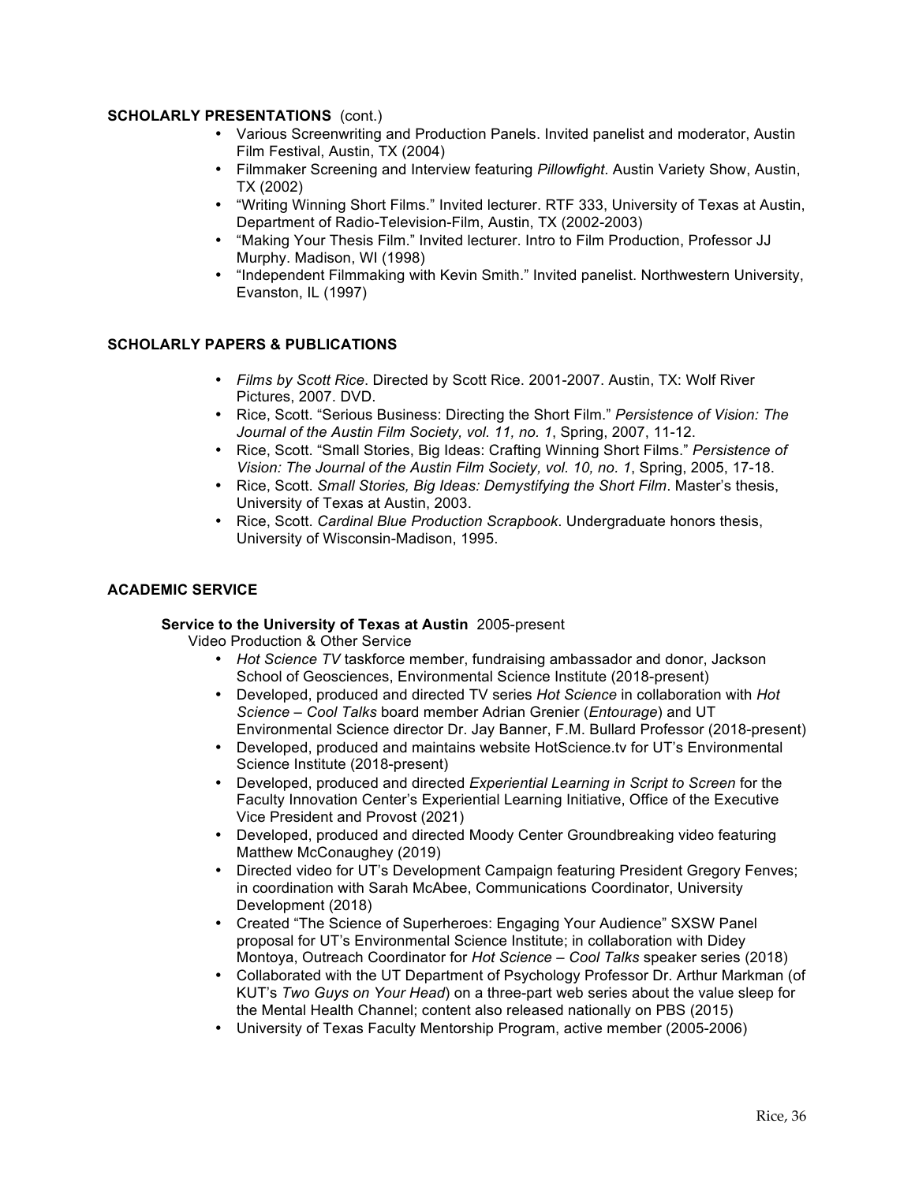## SCHOLARLY PRESENTATIONS (cont.)

- Various Screenwriting and Production Panels. Invited panelist and moderator, Austin Film Festival, Austin, TX (2004)
- Filmmaker Screening and Interview featuring *Pillowfight*. Austin Variety Show, Austin, TX (2002)
- "Writing Winning Short Films." Invited lecturer. RTF 333, University of Texas at Austin, Department of Radio-Television-Film, Austin, TX (2002-2003)
- "Making Your Thesis Film." Invited lecturer. Intro to Film Production, Professor JJ Murphy. Madison, WI (1998)
- "Independent Filmmaking with Kevin Smith." Invited panelist. Northwestern University, Evanston, IL (1997)

## SCHOLARLY PAPERS & PUBLICATIONS

- *Films by Scott Rice*. Directed by Scott Rice. 2001-2007. Austin, TX: Wolf River Pictures, 2007. DVD.
- Rice, Scott. "Serious Business: Directing the Short Film." *Persistence of Vision: The Journal of the Austin Film Society, vol. 11, no. 1*, Spring, 2007, 11-12.
- Rice, Scott. "Small Stories, Big Ideas: Crafting Winning Short Films." *Persistence of Vision: The Journal of the Austin Film Society, vol. 10, no. 1*, Spring, 2005, 17-18.
- Rice, Scott. *Small Stories, Big Ideas: Demystifying the Short Film*. Master's thesis, University of Texas at Austin, 2003.
- Rice, Scott. *Cardinal Blue Production Scrapbook*. Undergraduate honors thesis, University of Wisconsin-Madison, 1995.

## ACADEMIC SERVICE

### Service to the University of Texas at Austin 2005-present

Video Production & Other Service

- *Hot Science TV* taskforce member, fundraising ambassador and donor, Jackson School of Geosciences, Environmental Science Institute (2018-present)
- Developed, produced and directed TV series *Hot Science* in collaboration with *Hot Science – Cool Talks* board member Adrian Grenier (*Entourage*) and UT Environmental Science director Dr. Jay Banner, F.M. Bullard Professor (2018-present)
- Developed, produced and maintains website HotScience.tv for UT's Environmental Science Institute (2018-present)
- Developed, produced and directed *Experiential Learning in Script to Screen* for the Faculty Innovation Center's Experiential Learning Initiative, Office of the Executive Vice President and Provost (2021)
- Developed, produced and directed Moody Center Groundbreaking video featuring Matthew McConaughey (2019)
- Directed video for UT's Development Campaign featuring President Gregory Fenves; in coordination with Sarah McAbee, Communications Coordinator, University Development (2018)
- Created "The Science of Superheroes: Engaging Your Audience" SXSW Panel proposal for UT's Environmental Science Institute; in collaboration with Didey Montoya, Outreach Coordinator for *Hot Science – Cool Talks* speaker series (2018)
- Collaborated with the UT Department of Psychology Professor Dr. Arthur Markman (of KUT's *Two Guys on Your Head*) on a three-part web series about the value sleep for the Mental Health Channel; content also released nationally on PBS (2015)
- University of Texas Faculty Mentorship Program, active member (2005-2006)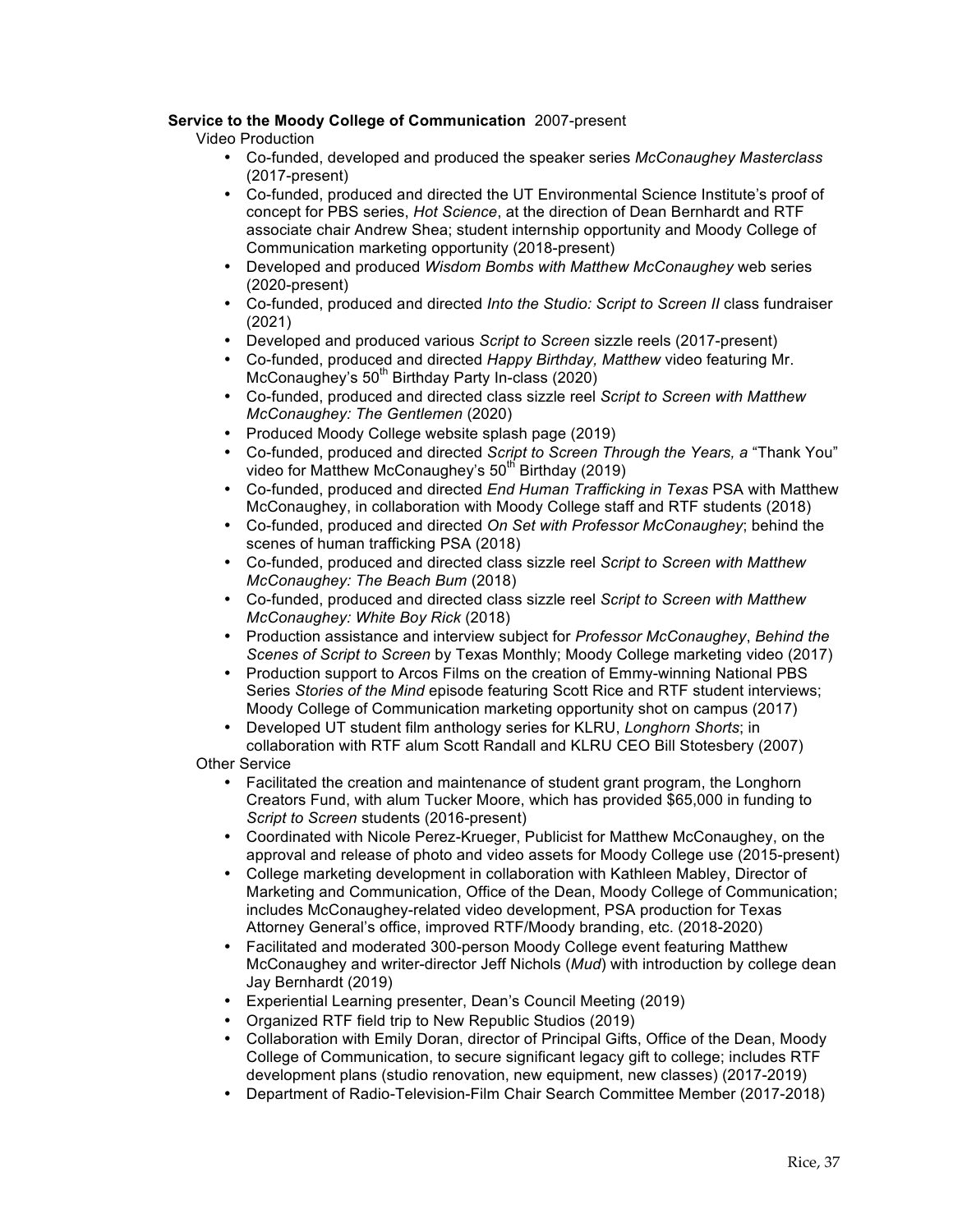**Service to the Moody College of Communication** 2007-present

Video Production

- Co-funded, developed and produced the speaker series *McConaughey Masterclass* (2017-present)
- Co-funded, produced and directed the UT Environmental Science Institute's proof of concept for PBS series, *Hot Science*, at the direction of Dean Bernhardt and RTF associate chair Andrew Shea; student internship opportunity and Moody College of Communication marketing opportunity (2018-present)
- Developed and produced *Wisdom Bombs with Matthew McConaughey* web series (2020-present)
- Co-funded, produced and directed *Into the Studio: Script to Screen II* class fundraiser (2021)
- Developed and produced various *Script to Screen* sizzle reels (2017-present)
- Co-funded, produced and directed *Happy Birthday, Matthew* video featuring Mr. McConaughey's 50th Birthday Party In-class (2020)
- Co-funded, produced and directed class sizzle reel *Script to Screen with Matthew McConaughey: The Gentlemen* (2020)
- Produced Moody College website splash page (2019)
- Co-funded, produced and directed *Script to Screen Through the Years, a* "Thank You" video for Matthew McConaughey's 50th Birthday (2019)
- Co-funded, produced and directed *End Human Trafficking in Texas* PSA with Matthew McConaughey, in collaboration with Moody College staff and RTF students (2018)
- Co-funded, produced and directed *On Set with Professor McConaughey*; behind the scenes of human trafficking PSA (2018)
- Co-funded, produced and directed class sizzle reel *Script to Screen with Matthew McConaughey: The Beach Bum* (2018)
- Co-funded, produced and directed class sizzle reel *Script to Screen with Matthew McConaughey: White Boy Rick* (2018)
- Production assistance and interview subject for *Professor McConaughey*, *Behind the Scenes of Script to Screen* by Texas Monthly; Moody College marketing video (2017)
- Production support to Arcos Films on the creation of Emmy-winning National PBS Series *Stories of the Mind* episode featuring Scott Rice and RTF student interviews; Moody College of Communication marketing opportunity shot on campus (2017)
- Developed UT student film anthology series for KLRU, *Longhorn Shorts*; in collaboration with RTF alum Scott Randall and KLRU CEO Bill Stotesbery (2007)

Other Service

- Facilitated the creation and maintenance of student grant program, the Longhorn Creators Fund, with alum Tucker Moore, which has provided $65,000 in funding to *Script to Screen* students (2016-present)
- Coordinated with Nicole Perez-Krueger, Publicist for Matthew McConaughey, on the approval and release of photo and video assets for Moody College use (2015-present)
- College marketing development in collaboration with Kathleen Mabley, Director of Marketing and Communication, Office of the Dean, Moody College of Communication; includes McConaughey-related video development, PSA production for Texas Attorney General's office, improved RTF/Moody branding, etc. (2018-2020)
- Facilitated and moderated 300-person Moody College event featuring Matthew McConaughey and writer-director Jeff Nichols (*Mud*) with introduction by college dean Jay Bernhardt (2019)
- Experiential Learning presenter, Dean's Council Meeting (2019)
- Organized RTF field trip to New Republic Studios (2019)
- Collaboration with Emily Doran, director of Principal Gifts, Office of the Dean, Moody College of Communication, to secure significant legacy gift to college; includes RTF development plans (studio renovation, new equipment, new classes) (2017-2019)
- Department of Radio-Television-Film Chair Search Committee Member (2017-2018)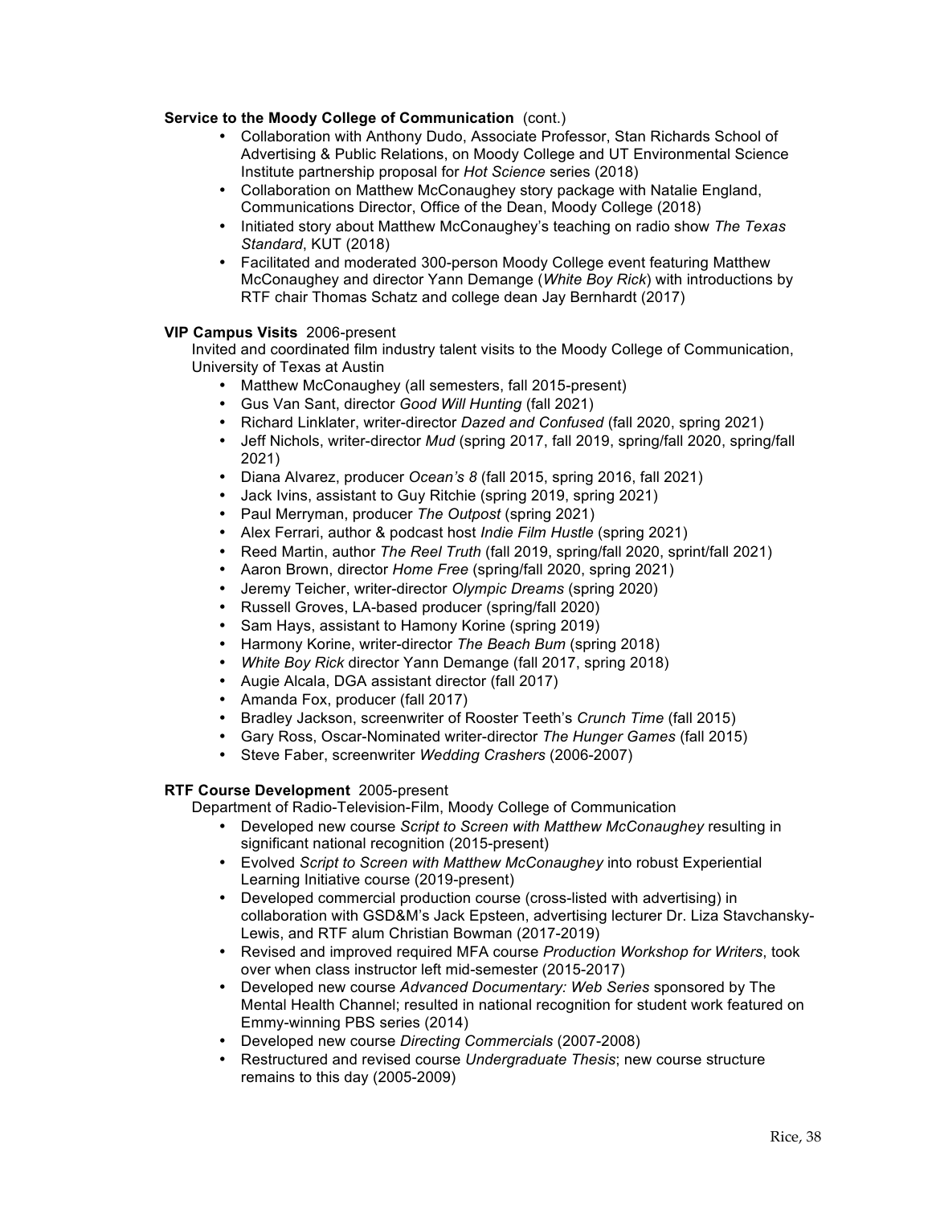**Service to the Moody College of Communication** (cont.)

- Collaboration with Anthony Dudo, Associate Professor, Stan Richards School of Advertising & Public Relations, on Moody College and UT Environmental Science Institute partnership proposal for *Hot Science* series (2018)
- Collaboration on Matthew McConaughey story package with Natalie England, Communications Director, Office of the Dean, Moody College (2018)
- Initiated story about Matthew McConaughey's teaching on radio show *The Texas Standard*, KUT (2018)
- Facilitated and moderated 300-person Moody College event featuring Matthew McConaughey and director Yann Demange (*White Boy Rick*) with introductions by RTF chair Thomas Schatz and college dean Jay Bernhardt (2017)

**VIP Campus Visits** 2006-present

Invited and coordinated film industry talent visits to the Moody College of Communication, University of Texas at Austin

- Matthew McConaughey (all semesters, fall 2015-present)
- Gus Van Sant, director *Good Will Hunting* (fall 2021)
- Richard Linklater, writer-director *Dazed and Confused* (fall 2020, spring 2021)
- Jeff Nichols, writer-director *Mud* (spring 2017, fall 2019, spring/fall 2020, spring/fall 2021)
- Diana Alvarez, producer *Ocean's 8* (fall 2015, spring 2016, fall 2021)
- Jack Ivins, assistant to Guy Ritchie (spring 2019, spring 2021)
- Paul Merryman, producer *The Outpost* (spring 2021)
- Alex Ferrari, author & podcast host *Indie Film Hustle* (spring 2021)
- Reed Martin, author *The Reel Truth* (fall 2019, spring/fall 2020, sprint/fall 2021)
- Aaron Brown, director *Home Free* (spring/fall 2020, spring 2021)
- Jeremy Teicher, writer-director *Olympic Dreams* (spring 2020)
- Russell Groves, LA-based producer (spring/fall 2020)
- Sam Hays, assistant to Hamony Korine (spring 2019)
- Harmony Korine, writer-director *The Beach Bum* (spring 2018)
- *White Boy Rick* director Yann Demange (fall 2017, spring 2018)
- Augie Alcala, DGA assistant director (fall 2017)
- Amanda Fox, producer (fall 2017)
- Bradley Jackson, screenwriter of Rooster Teeth's *Crunch Time* (fall 2015)
- Gary Ross, Oscar-Nominated writer-director *The Hunger Games* (fall 2015)
- Steve Faber, screenwriter *Wedding Crashers* (2006-2007)

**RTF Course Development** 2005-present

Department of Radio-Television-Film, Moody College of Communication

- Developed new course *Script to Screen with Matthew McConaughey* resulting in significant national recognition (2015-present)
- Evolved *Script to Screen with Matthew McConaughey* into robust Experiential Learning Initiative course (2019-present)
- Developed commercial production course (cross-listed with advertising) in collaboration with GSD&M's Jack Epsteen, advertising lecturer Dr. Liza Stavchansky-Lewis, and RTF alum Christian Bowman (2017-2019)
- Revised and improved required MFA course *Production Workshop for Writers*, took over when class instructor left mid-semester (2015-2017)
- Developed new course *Advanced Documentary: Web Series* sponsored by The Mental Health Channel; resulted in national recognition for student work featured on Emmy-winning PBS series (2014)
- Developed new course *Directing Commercials* (2007-2008)
- Restructured and revised course *Undergraduate Thesis*; new course structure remains to this day (2005-2009)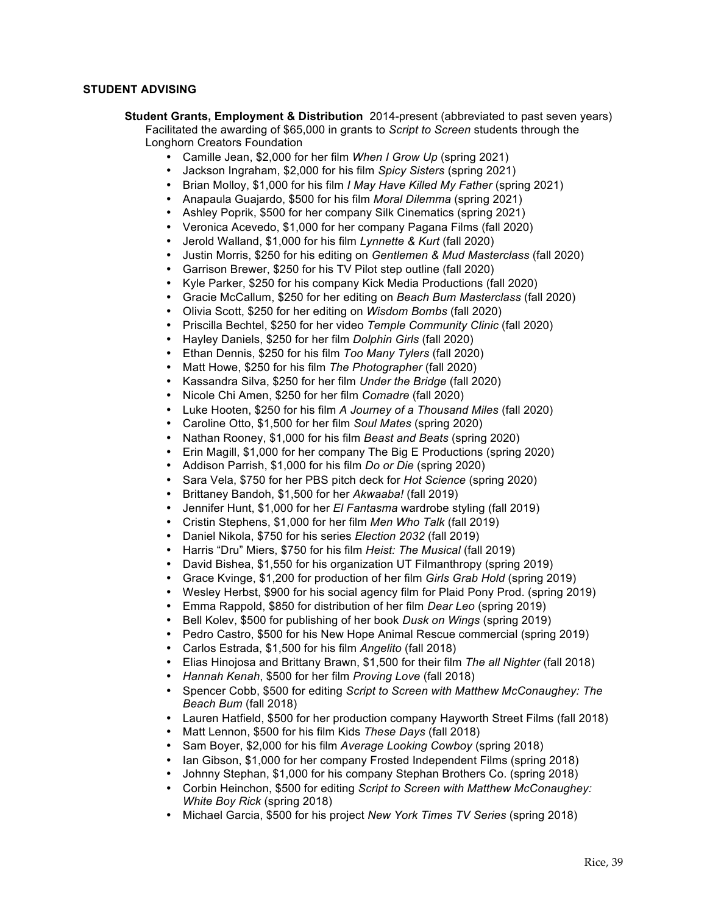## STUDENT ADVISING

**Student Grants, Employment & Distribution** 2014-present (abbreviated to past seven years)
Facilitated the awarding of $65,000 in grants to *Script to Screen* students through the Longhorn Creators Foundation

- Camille Jean, $2,000 for her film *When I Grow Up* (spring 2021)
- Jackson Ingraham, $2,000 for his film *Spicy Sisters* (spring 2021)
- Brian Molloy, $1,000 for his film *I May Have Killed My Father* (spring 2021)
- Anapaula Guajardo, $500 for his film *Moral Dilemma* (spring 2021)
- Ashley Poprik, $500 for her company Silk Cinematics (spring 2021)
- Veronica Acevedo, $1,000 for her company Pagana Films (fall 2020)
- Jerold Walland, $1,000 for his film *Lynnette & Kurt* (fall 2020)
- Justin Morris, $250 for his editing on *Gentlemen & Mud Masterclass* (fall 2020)
- Garrison Brewer, $250 for his TV Pilot step outline (fall 2020)
- Kyle Parker, $250 for his company Kick Media Productions (fall 2020)
- Gracie McCallum, $250 for her editing on *Beach Bum Masterclass* (fall 2020)
- Olivia Scott, $250 for her editing on *Wisdom Bombs* (fall 2020)
- Priscilla Bechtel, $250 for her video *Temple Community Clinic* (fall 2020)
- Hayley Daniels, $250 for her film *Dolphin Girls* (fall 2020)
- Ethan Dennis, $250 for his film *Too Many Tylers* (fall 2020)
- Matt Howe, $250 for his film *The Photographer* (fall 2020)
- Kassandra Silva, $250 for her film *Under the Bridge* (fall 2020)
- Nicole Chi Amen, $250 for her film *Comadre* (fall 2020)
- Luke Hooten, $250 for his film *A Journey of a Thousand Miles* (fall 2020)
- Caroline Otto, $1,500 for her film *Soul Mates* (spring 2020)
- Nathan Rooney, $1,000 for his film *Beast and Beats* (spring 2020)
- Erin Magill, $1,000 for her company The Big E Productions (spring 2020)
- Addison Parrish, $1,000 for his film *Do or Die* (spring 2020)
- Sara Vela, $750 for her PBS pitch deck for *Hot Science* (spring 2020)
- Brittaney Bandoh, $1,500 for her *Akwaaba!* (fall 2019)
- Jennifer Hunt, $1,000 for her *El Fantasma* wardrobe styling (fall 2019)
- Cristin Stephens, $1,000 for her film *Men Who Talk* (fall 2019)
- Daniel Nikola, $750 for his series *Election 2032* (fall 2019)
- Harris "Dru" Miers, $750 for his film *Heist: The Musical* (fall 2019)
- David Bishea, $1,550 for his organization UT Filmanthropy (spring 2019)
- Grace Kvinge, $1,200 for production of her film *Girls Grab Hold* (spring 2019)
- Wesley Herbst, $900 for his social agency film for Plaid Pony Prod. (spring 2019)
- Emma Rappold, $850 for distribution of her film *Dear Leo* (spring 2019)
- Bell Kolev, $500 for publishing of her book *Dusk on Wings* (spring 2019)
- Pedro Castro, $500 for his New Hope Animal Rescue commercial (spring 2019)
- Carlos Estrada, $1,500 for his film *Angelito* (fall 2018)
- Elias Hinojosa and Brittany Brawn, $1,500 for their film *The all Nighter* (fall 2018)
- *Hannah Kenah*, $500 for her film *Proving Love* (fall 2018)
- Spencer Cobb, $500 for editing *Script to Screen with Matthew McConaughey: The Beach Bum* (fall 2018)
- Lauren Hatfield, $500 for her production company Hayworth Street Films (fall 2018)
- Matt Lennon, $500 for his film Kids *These Days* (fall 2018)
- Sam Boyer, $2,000 for his film *Average Looking Cowboy* (spring 2018)
- Ian Gibson, $1,000 for her company Frosted Independent Films (spring 2018)
- Johnny Stephan, $1,000 for his company Stephan Brothers Co. (spring 2018)
- Corbin Heinchon, $500 for editing *Script to Screen with Matthew McConaughey: White Boy Rick* (spring 2018)
- Michael Garcia, $500 for his project *New York Times TV Series* (spring 2018)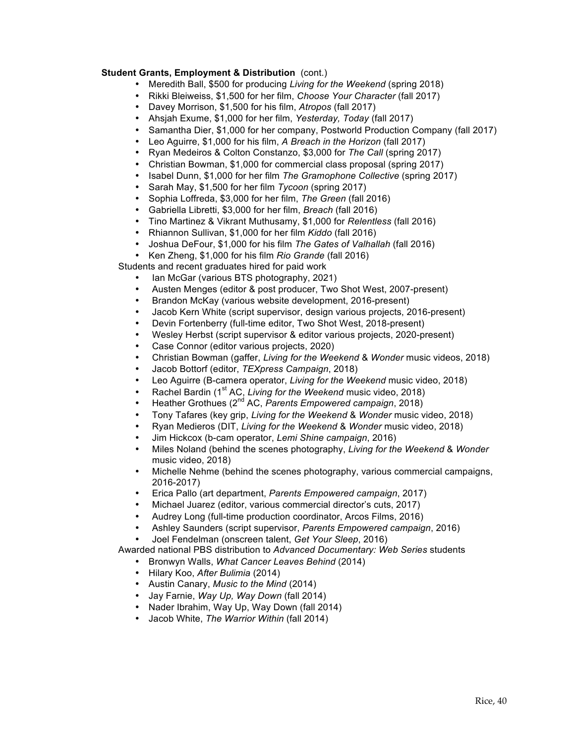**Student Grants, Employment & Distribution** (cont.)

- Meredith Ball, $500 for producing *Living for the Weekend* (spring 2018)
- Rikki Bleiweiss, $1,500 for her film, *Choose Your Character* (fall 2017)
- Davey Morrison, $1,500 for his film, *Atropos* (fall 2017)
- Ahsjah Exume, $1,000 for her film, *Yesterday, Today* (fall 2017)
- Samantha Dier, $1,000 for her company, Postworld Production Company (fall 2017)
- Leo Aguirre, $1,000 for his film, *A Breach in the Horizon* (fall 2017)
- Ryan Medeiros & Colton Constanzo, $3,000 for *The Call* (spring 2017)
- Christian Bowman, $1,000 for commercial class proposal (spring 2017)
- Isabel Dunn, $1,000 for her film *The Gramophone Collective* (spring 2017)
- Sarah May, $1,500 for her film *Tycoon* (spring 2017)
- Sophia Loffreda, $3,000 for her film, *The Green* (fall 2016)
- Gabriella Libretti, $3,000 for her film, *Breach* (fall 2016)
- Tino Martinez & Vikrant Muthusamy, $1,000 for *Relentless* (fall 2016)
- Rhiannon Sullivan, $1,000 for her film *Kiddo* (fall 2016)
- Joshua DeFour, $1,000 for his film *The Gates of Valhallah* (fall 2016)
- Ken Zheng, $1,000 for his film *Rio Grande* (fall 2016)

Students and recent graduates hired for paid work

- Ian McGar (various BTS photography, 2021)
- Austen Menges (editor & post producer, Two Shot West, 2007-present)
- Brandon McKay (various website development, 2016-present)
- Jacob Kern White (script supervisor, design various projects, 2016-present)
- Devin Fortenberry (full-time editor, Two Shot West, 2018-present)
- Wesley Herbst (script supervisor & editor various projects, 2020-present)
- Case Connor (editor various projects, 2020)
- Christian Bowman (gaffer, *Living for the Weekend* & *Wonder* music videos, 2018)
- Jacob Bottorf (editor, *TEXpress Campaign*, 2018)
- Leo Aguirre (B-camera operator, *Living for the Weekend* music video, 2018)
- Rachel Bardin (1st AC, *Living for the Weekend* music video, 2018)
- Heather Grothues (2nd AC, *Parents Empowered campaign*, 2018)
- Tony Tafares (key grip, *Living for the Weekend* & *Wonder* music video, 2018)
- Ryan Medieros (DIT, *Living for the Weekend* & *Wonder* music video, 2018)
- Jim Hickcox (b-cam operator, *Lemi Shine campaign*, 2016)
- Miles Noland (behind the scenes photography, *Living for the Weekend* & *Wonder* music video, 2018)
- Michelle Nehme (behind the scenes photography, various commercial campaigns, 2016-2017)
- Erica Pallo (art department, *Parents Empowered campaign*, 2017)
- Michael Juarez (editor, various commercial director's cuts, 2017)
- Audrey Long (full-time production coordinator, Arcos Films, 2016)
- Ashley Saunders (script supervisor, *Parents Empowered campaign*, 2016)
- Joel Fendelman (onscreen talent, *Get Your Sleep*, 2016)

Awarded national PBS distribution to *Advanced Documentary: Web Series* students

- Bronwyn Walls, *What Cancer Leaves Behind* (2014)
- Hilary Koo, *After Bulimia* (2014)
- Austin Canary, *Music to the Mind* (2014)
- Jay Farnie, *Way Up, Way Down* (fall 2014)
- Nader Ibrahim, Way Up, Way Down (fall 2014)
- Jacob White, *The Warrior Within* (fall 2014)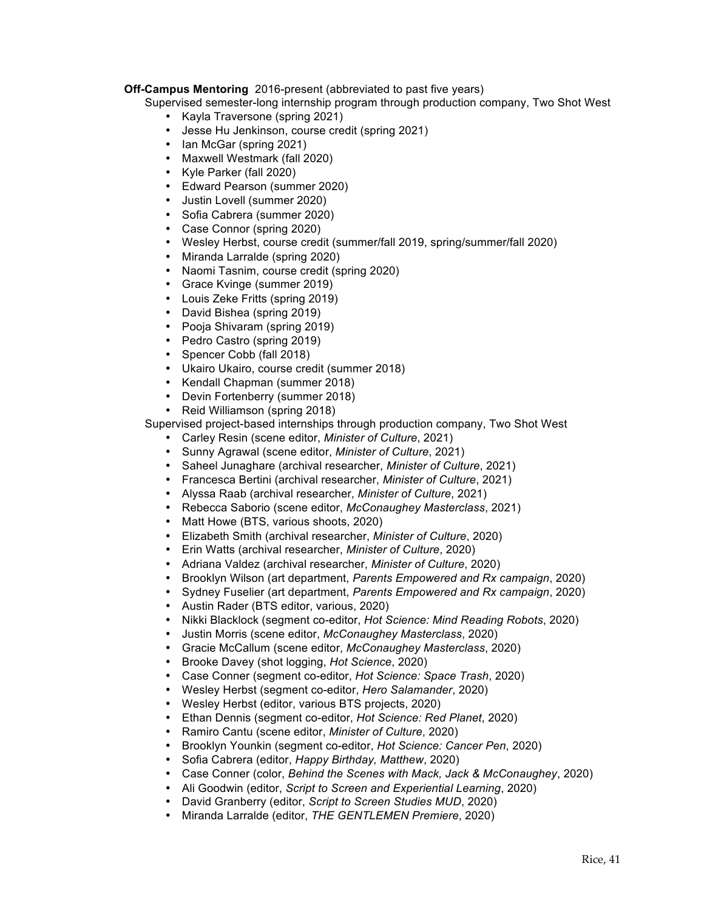**Off-Campus Mentoring** 2016-present (abbreviated to past five years)

Supervised semester-long internship program through production company, Two Shot West

- Kayla Traversone (spring 2021)
- Jesse Hu Jenkinson, course credit (spring 2021)
- Ian McGar (spring 2021)
- Maxwell Westmark (fall 2020)
- Kyle Parker (fall 2020)
- Edward Pearson (summer 2020)
- Justin Lovell (summer 2020)
- Sofia Cabrera (summer 2020)
- Case Connor (spring 2020)
- Wesley Herbst, course credit (summer/fall 2019, spring/summer/fall 2020)
- Miranda Larralde (spring 2020)
- Naomi Tasnim, course credit (spring 2020)
- Grace Kvinge (summer 2019)
- Louis Zeke Fritts (spring 2019)
- David Bishea (spring 2019)
- Pooja Shivaram (spring 2019)
- Pedro Castro (spring 2019)
- Spencer Cobb (fall 2018)
- Ukairo Ukairo, course credit (summer 2018)
- Kendall Chapman (summer 2018)
- Devin Fortenberry (summer 2018)
- Reid Williamson (spring 2018)

Supervised project-based internships through production company, Two Shot West

- Carley Resin (scene editor, *Minister of Culture*, 2021)
- Sunny Agrawal (scene editor, *Minister of Culture*, 2021)
- Saheel Junaghare (archival researcher, *Minister of Culture*, 2021)
- Francesca Bertini (archival researcher, *Minister of Culture*, 2021)
- Alyssa Raab (archival researcher, *Minister of Culture*, 2021)
- Rebecca Saborio (scene editor, *McConaughey Masterclass*, 2021)
- Matt Howe (BTS, various shoots, 2020)
- Elizabeth Smith (archival researcher, *Minister of Culture*, 2020)
- Erin Watts (archival researcher, *Minister of Culture*, 2020)
- Adriana Valdez (archival researcher, *Minister of Culture*, 2020)
- Brooklyn Wilson (art department, *Parents Empowered and Rx campaign*, 2020)
- Sydney Fuselier (art department, *Parents Empowered and Rx campaign*, 2020)
- Austin Rader (BTS editor, various, 2020)
- Nikki Blacklock (segment co-editor, *Hot Science: Mind Reading Robots*, 2020)
- Justin Morris (scene editor, *McConaughey Masterclass*, 2020)
- Gracie McCallum (scene editor, *McConaughey Masterclass*, 2020)
- Brooke Davey (shot logging, *Hot Science*, 2020)
- Case Conner (segment co-editor, *Hot Science: Space Trash*, 2020)
- Wesley Herbst (segment co-editor, *Hero Salamander*, 2020)
- Wesley Herbst (editor, various BTS projects, 2020)
- Ethan Dennis (segment co-editor, *Hot Science: Red Planet*, 2020)
- Ramiro Cantu (scene editor, *Minister of Culture*, 2020)
- Brooklyn Younkin (segment co-editor, *Hot Science: Cancer Pen*, 2020)
- Sofia Cabrera (editor, *Happy Birthday, Matthew*, 2020)
- Case Conner (color, *Behind the Scenes with Mack, Jack & McConaughey*, 2020)
- Ali Goodwin (editor, *Script to Screen and Experiential Learning*, 2020)
- David Granberry (editor, *Script to Screen Studies MUD*, 2020)
- Miranda Larralde (editor, *THE GENTLEMEN Premiere*, 2020)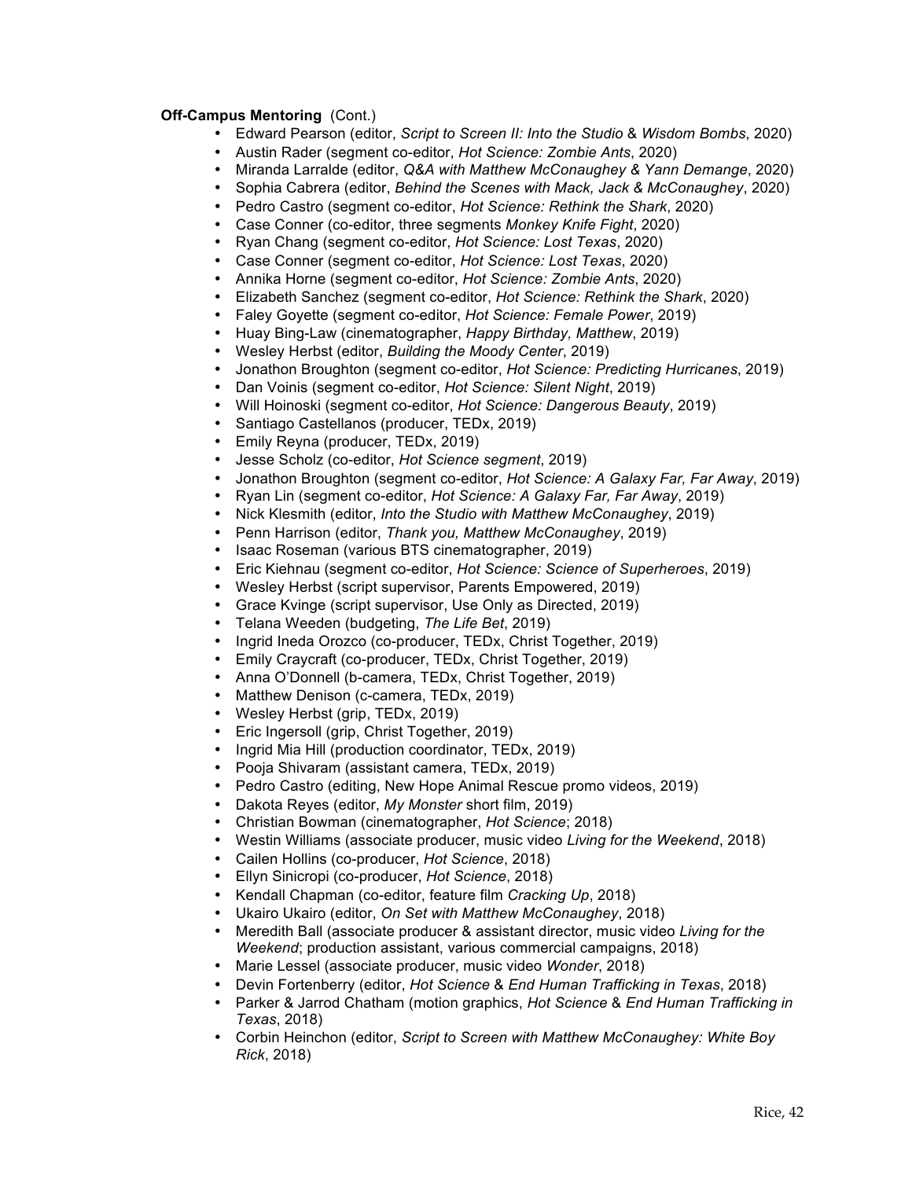**Off-Campus Mentoring** (Cont.)

- Edward Pearson (editor, *Script to Screen II: Into the Studio* & *Wisdom Bombs*, 2020)
- Austin Rader (segment co-editor, *Hot Science: Zombie Ants*, 2020)
- Miranda Larralde (editor, *Q&A with Matthew McConaughey & Yann Demange*, 2020)
- Sophia Cabrera (editor, *Behind the Scenes with Mack, Jack & McConaughey*, 2020)
- Pedro Castro (segment co-editor, *Hot Science: Rethink the Shark*, 2020)
- Case Conner (co-editor, three segments *Monkey Knife Fight*, 2020)
- Ryan Chang (segment co-editor, *Hot Science: Lost Texas*, 2020)
- Case Conner (segment co-editor, *Hot Science: Lost Texas*, 2020)
- Annika Horne (segment co-editor, *Hot Science: Zombie Ants*, 2020)
- Elizabeth Sanchez (segment co-editor, *Hot Science: Rethink the Shark*, 2020)
- Faley Goyette (segment co-editor, *Hot Science: Female Power*, 2019)
- Huay Bing-Law (cinematographer, *Happy Birthday, Matthew*, 2019)
- Wesley Herbst (editor, *Building the Moody Center*, 2019)
- Jonathon Broughton (segment co-editor, *Hot Science: Predicting Hurricanes*, 2019)
- Dan Voinis (segment co-editor, *Hot Science: Silent Night*, 2019)
- Will Hoinoski (segment co-editor, *Hot Science: Dangerous Beauty*, 2019)
- Santiago Castellanos (producer, TEDx, 2019)
- Emily Reyna (producer, TEDx, 2019)
- Jesse Scholz (co-editor, *Hot Science segment*, 2019)
- Jonathon Broughton (segment co-editor, *Hot Science: A Galaxy Far, Far Away*, 2019)
- Ryan Lin (segment co-editor, *Hot Science: A Galaxy Far, Far Away*, 2019)
- Nick Klesmith (editor, *Into the Studio with Matthew McConaughey*, 2019)
- Penn Harrison (editor, *Thank you, Matthew McConaughey*, 2019)
- Isaac Roseman (various BTS cinematographer, 2019)
- Eric Kiehnau (segment co-editor, *Hot Science: Science of Superheroes*, 2019)
- Wesley Herbst (script supervisor, Parents Empowered, 2019)
- Grace Kvinge (script supervisor, Use Only as Directed, 2019)
- Telana Weeden (budgeting, *The Life Bet*, 2019)
- Ingrid Ineda Orozco (co-producer, TEDx, Christ Together, 2019)
- Emily Craycraft (co-producer, TEDx, Christ Together, 2019)
- Anna O'Donnell (b-camera, TEDx, Christ Together, 2019)
- Matthew Denison (c-camera, TEDx, 2019)
- Wesley Herbst (grip, TEDx, 2019)
- Eric Ingersoll (grip, Christ Together, 2019)
- Ingrid Mia Hill (production coordinator, TEDx, 2019)
- Pooja Shivaram (assistant camera, TEDx, 2019)
- Pedro Castro (editing, New Hope Animal Rescue promo videos, 2019)
- Dakota Reyes (editor, *My Monster* short film, 2019)
- Christian Bowman (cinematographer, *Hot Science*; 2018)
- Westin Williams (associate producer, music video *Living for the Weekend*, 2018)
- Cailen Hollins (co-producer, *Hot Science*, 2018)
- Ellyn Sinicropi (co-producer, *Hot Science*, 2018)
- Kendall Chapman (co-editor, feature film *Cracking Up*, 2018)
- Ukairo Ukairo (editor, *On Set with Matthew McConaughey*, 2018)
- Meredith Ball (associate producer & assistant director, music video *Living for the Weekend*; production assistant, various commercial campaigns, 2018)
- Marie Lessel (associate producer, music video *Wonder*, 2018)
- Devin Fortenberry (editor, *Hot Science* & *End Human Trafficking in Texas*, 2018)
- Parker & Jarrod Chatham (motion graphics, *Hot Science* & *End Human Trafficking in Texas*, 2018)
- Corbin Heinchon (editor, *Script to Screen with Matthew McConaughey: White Boy Rick*, 2018)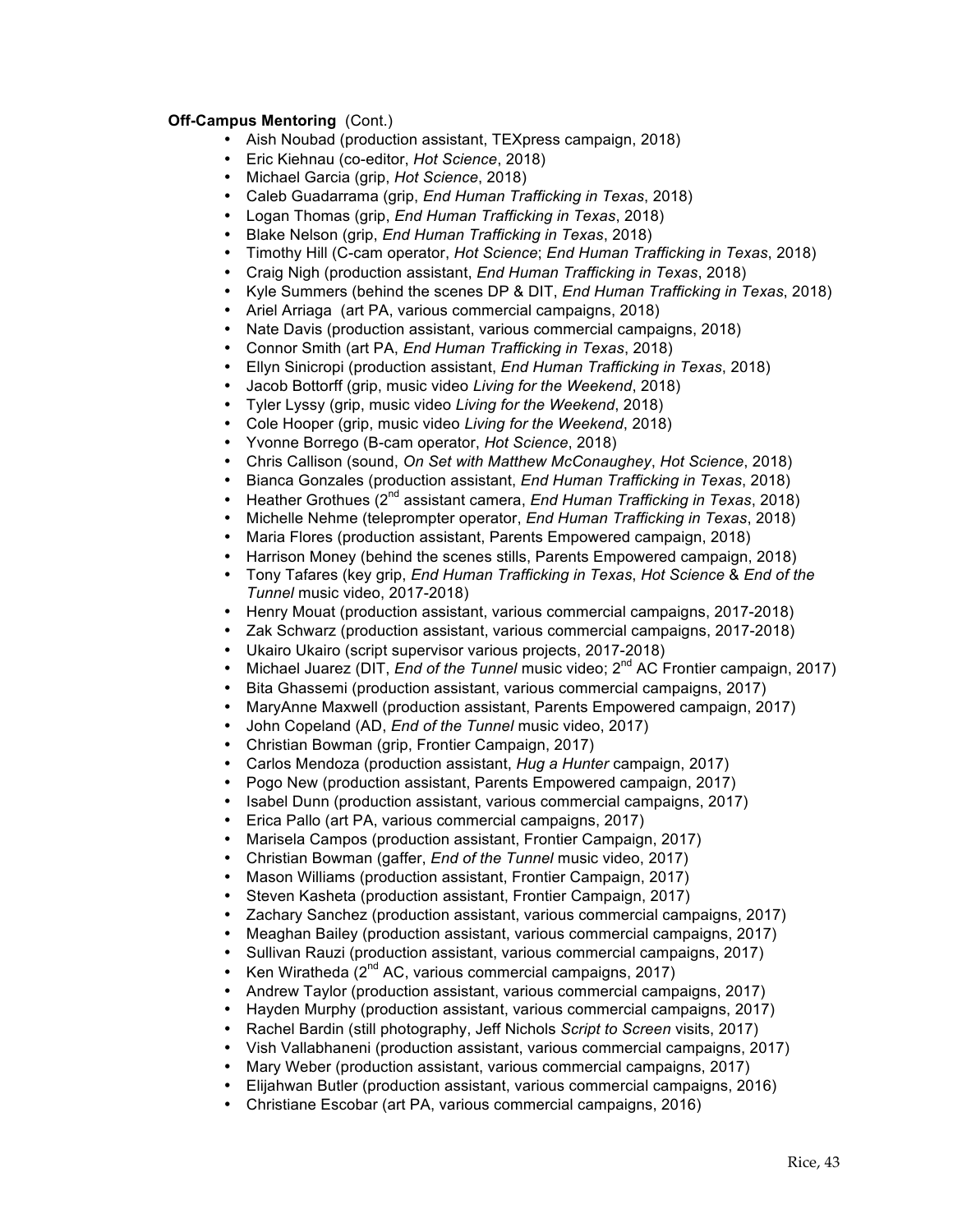**Off-Campus Mentoring** (Cont.)

- Aish Noubad (production assistant, TEXpress campaign, 2018)
- Eric Kiehnau (co-editor, *Hot Science*, 2018)
- Michael Garcia (grip, *Hot Science*, 2018)
- Caleb Guadarrama (grip, *End Human Trafficking in Texas*, 2018)
- Logan Thomas (grip, *End Human Trafficking in Texas*, 2018)
- Blake Nelson (grip, *End Human Trafficking in Texas*, 2018)
- Timothy Hill (C-cam operator, *Hot Science*; *End Human Trafficking in Texas*, 2018)
- Craig Nigh (production assistant, *End Human Trafficking in Texas*, 2018)
- Kyle Summers (behind the scenes DP & DIT, *End Human Trafficking in Texas*, 2018)
- Ariel Arriaga (art PA, various commercial campaigns, 2018)
- Nate Davis (production assistant, various commercial campaigns, 2018)
- Connor Smith (art PA, *End Human Trafficking in Texas*, 2018)
- Ellyn Sinicropi (production assistant, *End Human Trafficking in Texas*, 2018)
- Jacob Bottorff (grip, music video *Living for the Weekend*, 2018)
- Tyler Lyssy (grip, music video *Living for the Weekend*, 2018)
- Cole Hooper (grip, music video *Living for the Weekend*, 2018)
- Yvonne Borrego (B-cam operator, *Hot Science*, 2018)
- Chris Callison (sound, *On Set with Matthew McConaughey*, *Hot Science*, 2018)
- Bianca Gonzales (production assistant, *End Human Trafficking in Texas*, 2018)
- Heather Grothues (2nd assistant camera, *End Human Trafficking in Texas*, 2018)
- Michelle Nehme (teleprompter operator, *End Human Trafficking in Texas*, 2018)
- Maria Flores (production assistant, Parents Empowered campaign, 2018)
- Harrison Money (behind the scenes stills, Parents Empowered campaign, 2018)
- Tony Tafares (key grip, *End Human Trafficking in Texas*, *Hot Science* & *End of the Tunnel* music video, 2017-2018)
- Henry Mouat (production assistant, various commercial campaigns, 2017-2018)
- Zak Schwarz (production assistant, various commercial campaigns, 2017-2018)
- Ukairo Ukairo (script supervisor various projects, 2017-2018)
- Michael Juarez (DIT, *End of the Tunnel* music video; 2nd AC Frontier campaign, 2017)
- Bita Ghassemi (production assistant, various commercial campaigns, 2017)
- MaryAnne Maxwell (production assistant, Parents Empowered campaign, 2017)
- John Copeland (AD, *End of the Tunnel* music video, 2017)
- Christian Bowman (grip, Frontier Campaign, 2017)
- Carlos Mendoza (production assistant, *Hug a Hunter* campaign, 2017)
- Pogo New (production assistant, Parents Empowered campaign, 2017)
- Isabel Dunn (production assistant, various commercial campaigns, 2017)
- Erica Pallo (art PA, various commercial campaigns, 2017)
- Marisela Campos (production assistant, Frontier Campaign, 2017)
- Christian Bowman (gaffer, *End of the Tunnel* music video, 2017)
- Mason Williams (production assistant, Frontier Campaign, 2017)
- Steven Kasheta (production assistant, Frontier Campaign, 2017)
- Zachary Sanchez (production assistant, various commercial campaigns, 2017)
- Meaghan Bailey (production assistant, various commercial campaigns, 2017)
- Sullivan Rauzi (production assistant, various commercial campaigns, 2017)
- Ken Wiratheda (2nd AC, various commercial campaigns, 2017)
- Andrew Taylor (production assistant, various commercial campaigns, 2017)
- Hayden Murphy (production assistant, various commercial campaigns, 2017)
- Rachel Bardin (still photography, Jeff Nichols *Script to Screen* visits, 2017)
- Vish Vallabhaneni (production assistant, various commercial campaigns, 2017)
- Mary Weber (production assistant, various commercial campaigns, 2017)
- Elijahwan Butler (production assistant, various commercial campaigns, 2016)
- Christiane Escobar (art PA, various commercial campaigns, 2016)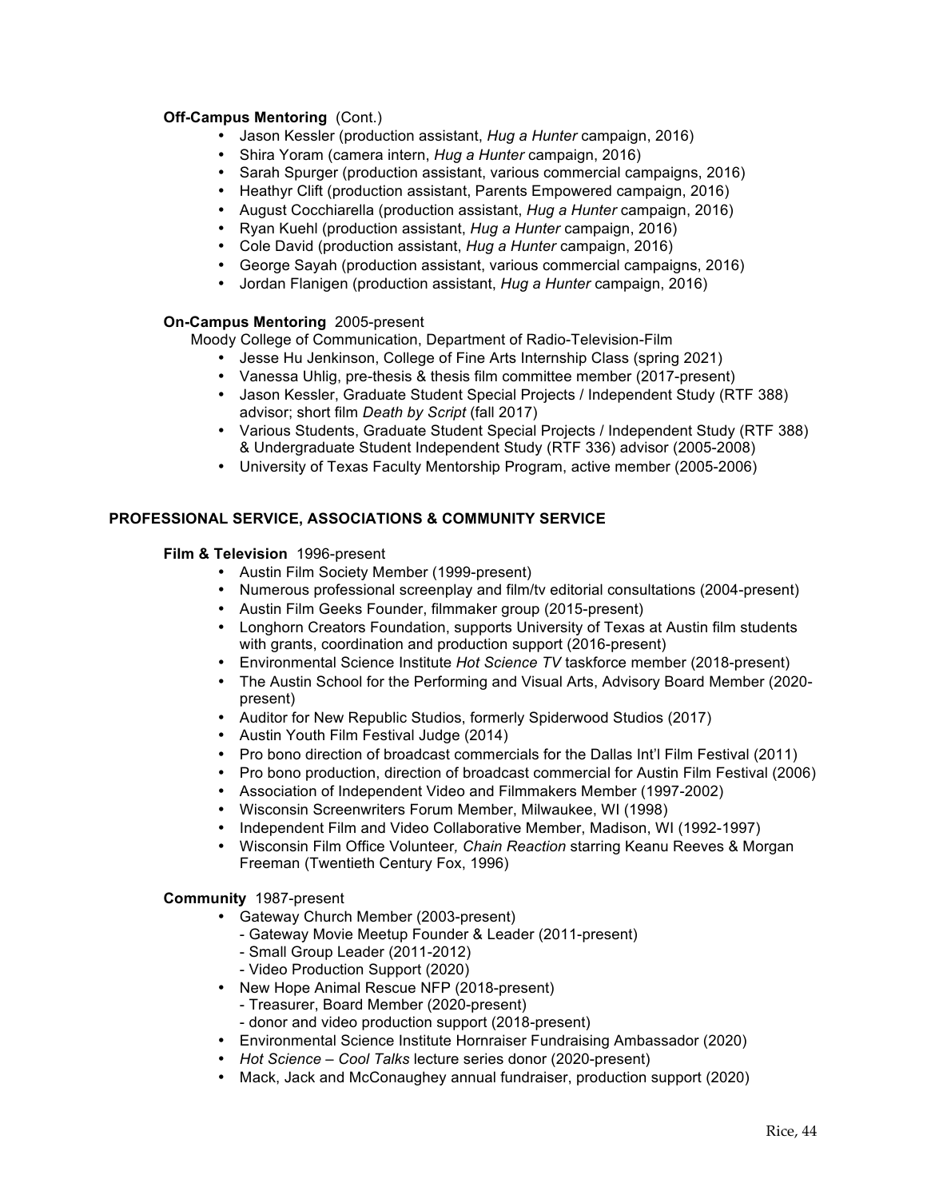**Off-Campus Mentoring** (Cont.)

- Jason Kessler (production assistant, *Hug a Hunter* campaign, 2016)
- Shira Yoram (camera intern, *Hug a Hunter* campaign, 2016)
- Sarah Spurger (production assistant, various commercial campaigns, 2016)
- Heathyr Clift (production assistant, Parents Empowered campaign, 2016)
- August Cocchiarella (production assistant, *Hug a Hunter* campaign, 2016)
- Ryan Kuehl (production assistant, *Hug a Hunter* campaign, 2016)
- Cole David (production assistant, *Hug a Hunter* campaign, 2016)
- George Sayah (production assistant, various commercial campaigns, 2016)
- Jordan Flanigen (production assistant, *Hug a Hunter* campaign, 2016)

**On-Campus Mentoring** 2005-present

Moody College of Communication, Department of Radio-Television-Film

- Jesse Hu Jenkinson, College of Fine Arts Internship Class (spring 2021)
- Vanessa Uhlig, pre-thesis & thesis film committee member (2017-present)
- Jason Kessler, Graduate Student Special Projects / Independent Study (RTF 388) advisor; short film *Death by Script* (fall 2017)
- Various Students, Graduate Student Special Projects / Independent Study (RTF 388) & Undergraduate Student Independent Study (RTF 336) advisor (2005-2008)
- University of Texas Faculty Mentorship Program, active member (2005-2006)

## PROFESSIONAL SERVICE, ASSOCIATIONS & COMMUNITY SERVICE

**Film & Television** 1996-present

- Austin Film Society Member (1999-present)
- Numerous professional screenplay and film/tv editorial consultations (2004-present)
- Austin Film Geeks Founder, filmmaker group (2015-present)
- Longhorn Creators Foundation, supports University of Texas at Austin film students with grants, coordination and production support (2016-present)
- Environmental Science Institute *Hot Science TV* taskforce member (2018-present)
- The Austin School for the Performing and Visual Arts, Advisory Board Member (2020-present)
- Auditor for New Republic Studios, formerly Spiderwood Studios (2017)
- Austin Youth Film Festival Judge (2014)
- Pro bono direction of broadcast commercials for the Dallas Int'l Film Festival (2011)
- Pro bono production, direction of broadcast commercial for Austin Film Festival (2006)
- Association of Independent Video and Filmmakers Member (1997-2002)
- Wisconsin Screenwriters Forum Member, Milwaukee, WI (1998)
- Independent Film and Video Collaborative Member, Madison, WI (1992-1997)
- Wisconsin Film Office Volunteer, *Chain Reaction* starring Keanu Reeves & Morgan Freeman (Twentieth Century Fox, 1996)

**Community** 1987-present

- Gateway Church Member (2003-present)
  - Gateway Movie Meetup Founder & Leader (2011-present)
  - Small Group Leader (2011-2012)
  - Video Production Support (2020)
- New Hope Animal Rescue NFP (2018-present)
  - Treasurer, Board Member (2020-present)
  - donor and video production support (2018-present)
- Environmental Science Institute Hornraiser Fundraising Ambassador (2020)
- *Hot Science – Cool Talks* lecture series donor (2020-present)
- Mack, Jack and McConaughey annual fundraiser, production support (2020)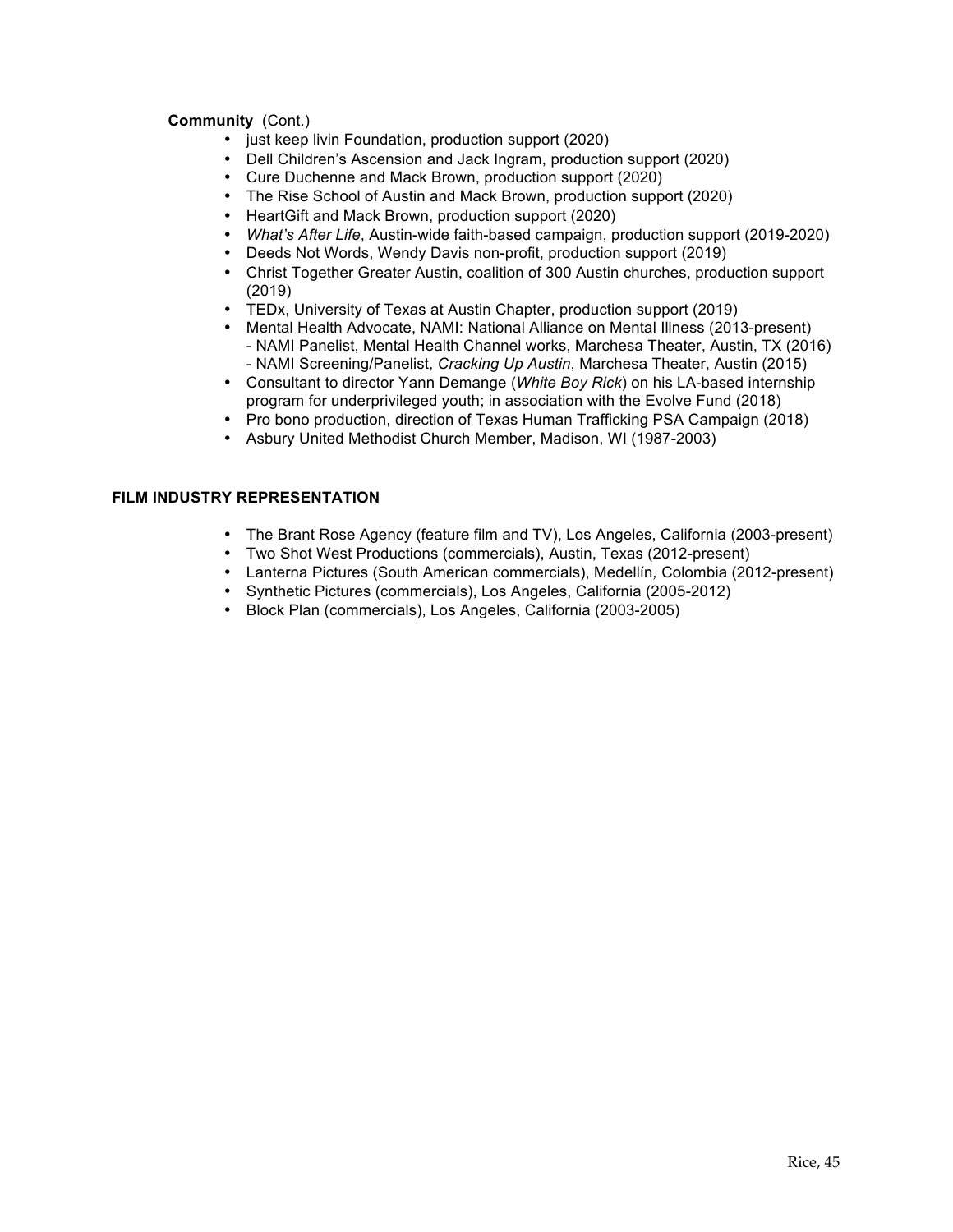**Community** (Cont.)

- just keep livin Foundation, production support (2020)
- Dell Children's Ascension and Jack Ingram, production support (2020)
- Cure Duchenne and Mack Brown, production support (2020)
- The Rise School of Austin and Mack Brown, production support (2020)
- HeartGift and Mack Brown, production support (2020)
- *What's After Life*, Austin-wide faith-based campaign, production support (2019-2020)
- Deeds Not Words, Wendy Davis non-profit, production support (2019)
- Christ Together Greater Austin, coalition of 300 Austin churches, production support (2019)
- TEDx, University of Texas at Austin Chapter, production support (2019)
- Mental Health Advocate, NAMI: National Alliance on Mental Illness (2013-present)
  - NAMI Panelist, Mental Health Channel works, Marchesa Theater, Austin, TX (2016)
  - NAMI Screening/Panelist, *Cracking Up Austin*, Marchesa Theater, Austin (2015)
- Consultant to director Yann Demange (*White Boy Rick*) on his LA-based internship program for underprivileged youth; in association with the Evolve Fund (2018)
- Pro bono production, direction of Texas Human Trafficking PSA Campaign (2018)
- Asbury United Methodist Church Member, Madison, WI (1987-2003)

**FILM INDUSTRY REPRESENTATION**

- The Brant Rose Agency (feature film and TV), Los Angeles, California (2003-present)
- Two Shot West Productions (commercials), Austin, Texas (2012-present)
- Lanterna Pictures (South American commercials), Medellín, Colombia (2012-present)
- Synthetic Pictures (commercials), Los Angeles, California (2005-2012)
- Block Plan (commercials), Los Angeles, California (2003-2005)